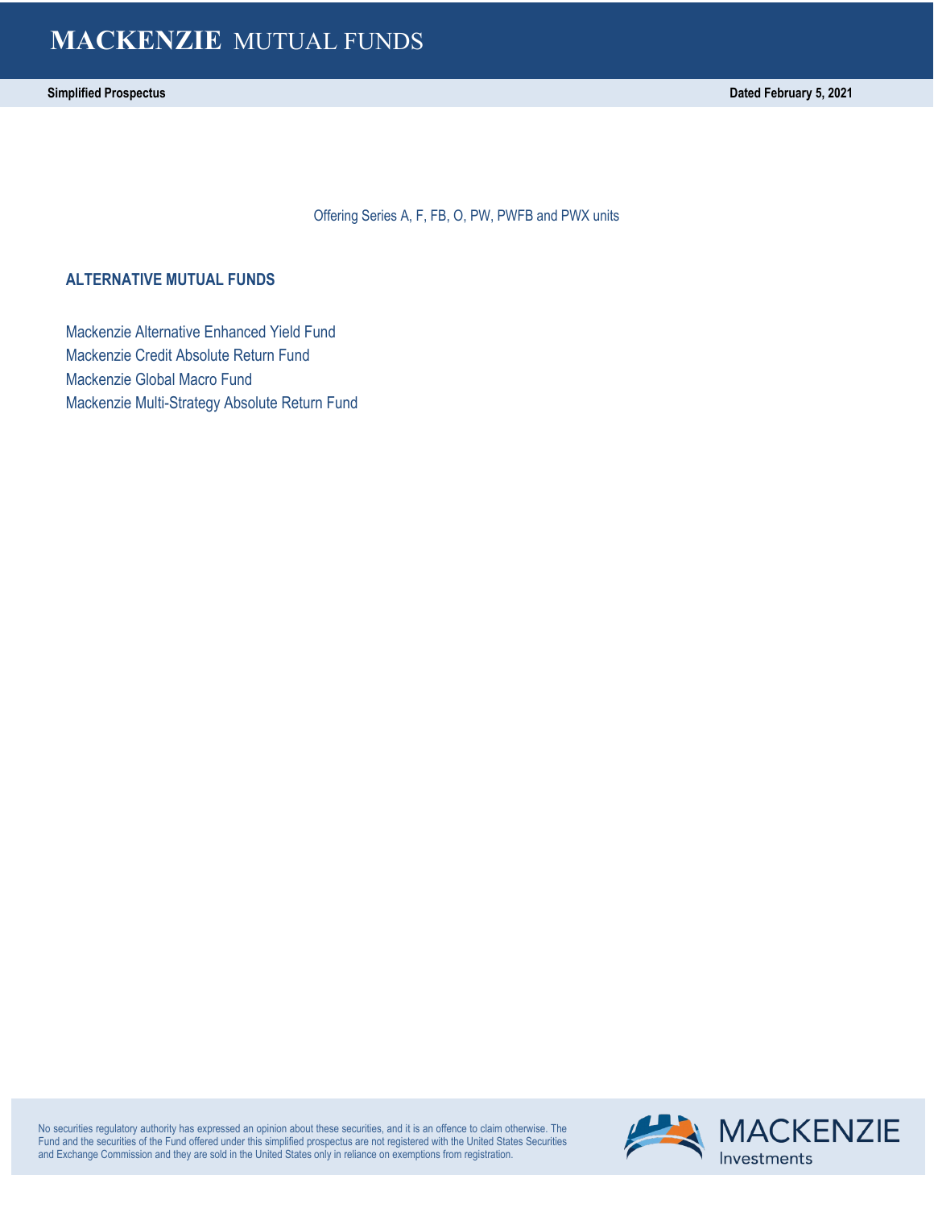# MACKENZIE MUTUAL FUNDS

**Simplified Prospectus** **Dated February 5, 2021**

Offering Series A, F, FB, O, PW, PWFB and PWX units

## ALTERNATIVE MUTUAL FUNDS

Mackenzie Alternative Enhanced Yield Fund
Mackenzie Credit Absolute Return Fund
Mackenzie Global Macro Fund
Mackenzie Multi-Strategy Absolute Return Fund

No securities regulatory authority has expressed an opinion about these securities, and it is an offence to claim otherwise. The Fund and the securities of the Fund offered under this simplified prospectus are not registered with the United States Securities and Exchange Commission and they are sold in the United States only in reliance on exemptions from registration.

MACKENZIE Investments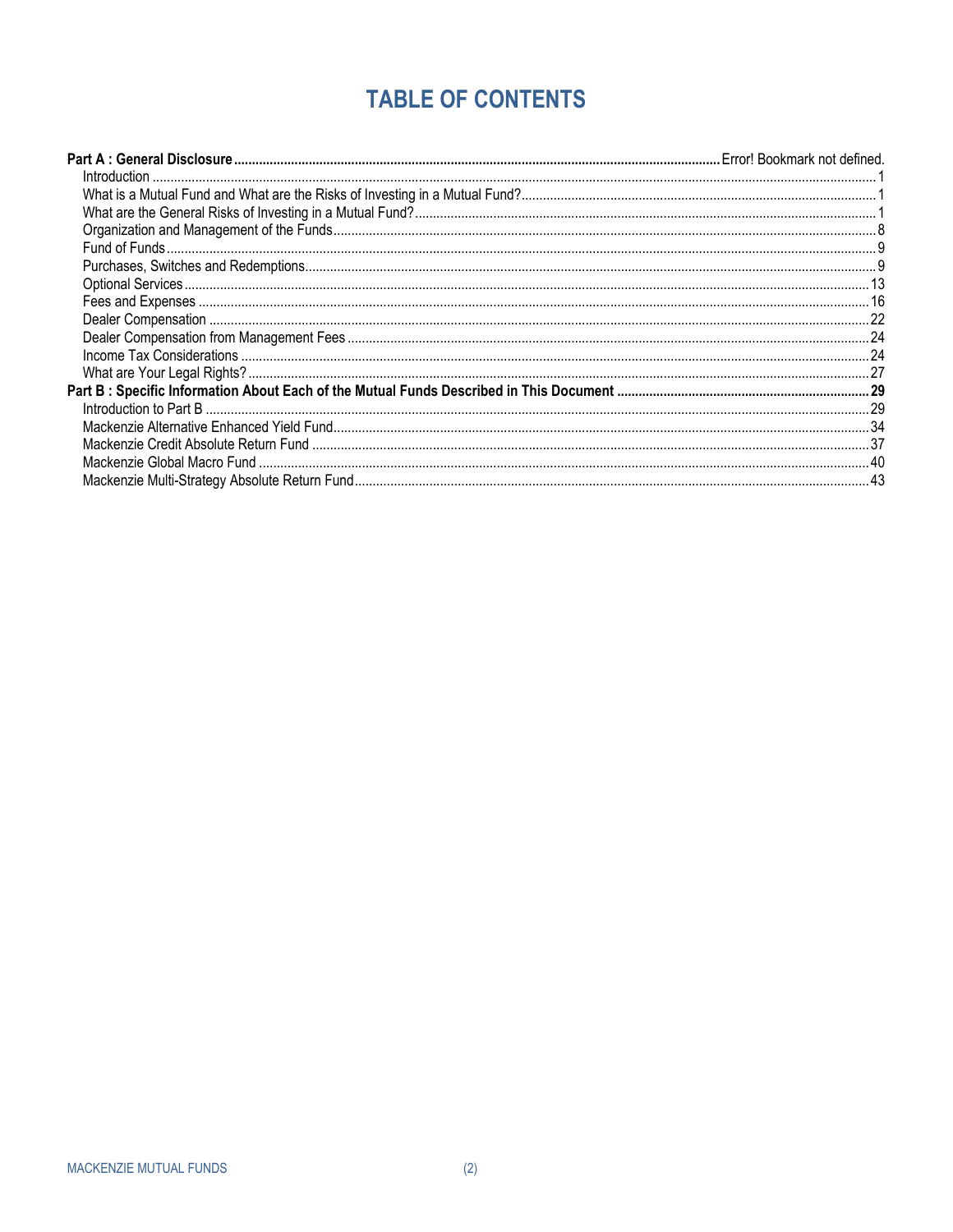# TABLE OF CONTENTS

**Part A : General Disclosure** ........ Error! Bookmark not defined.

- Introduction ........ 1
- What is a Mutual Fund and What are the Risks of Investing in a Mutual Fund? ........ 1
- What are the General Risks of Investing in a Mutual Fund? ........ 1
- Organization and Management of the Funds ........ 8
- Fund of Funds ........ 9
- Purchases, Switches and Redemptions ........ 9
- Optional Services ........ 13
- Fees and Expenses ........ 16
- Dealer Compensation ........ 22
- Dealer Compensation from Management Fees ........ 24
- Income Tax Considerations ........ 24
- What are Your Legal Rights? ........ 27

**Part B : Specific Information About Each of the Mutual Funds Described in This Document** ........ **29**

- Introduction to Part B ........ 29
- Mackenzie Alternative Enhanced Yield Fund ........ 34
- Mackenzie Credit Absolute Return Fund ........ 37
- Mackenzie Global Macro Fund ........ 40
- Mackenzie Multi-Strategy Absolute Return Fund ........ 43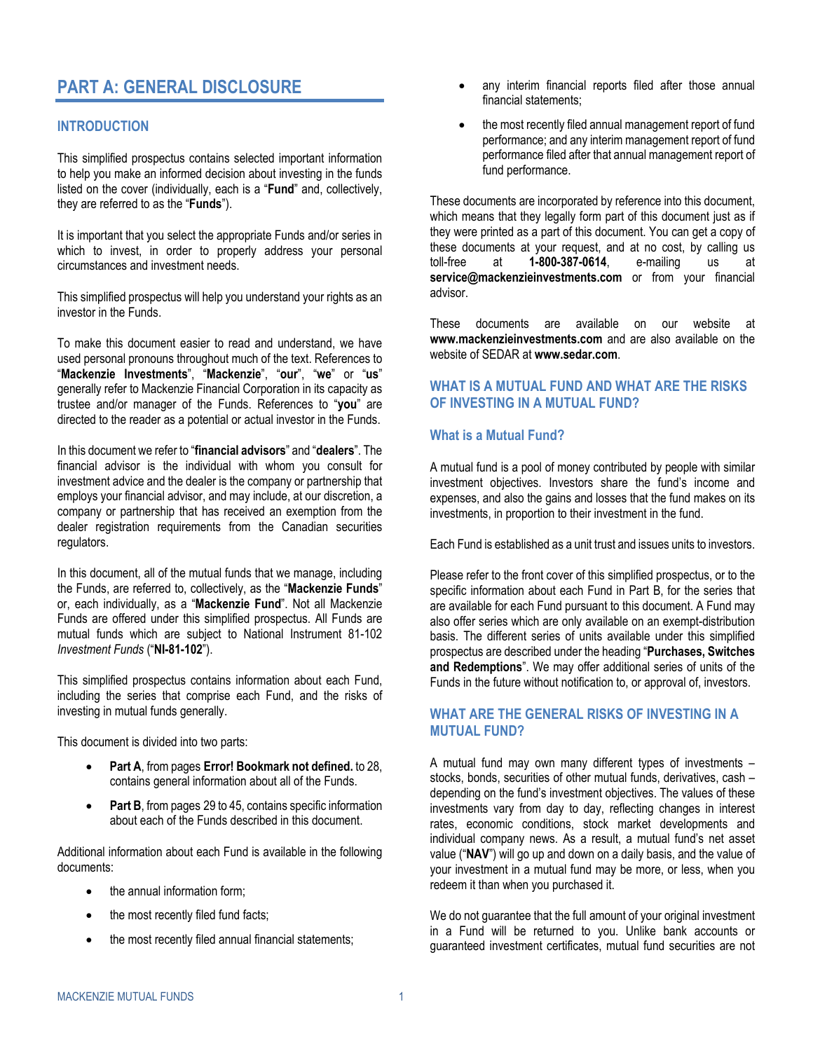# PART A: GENERAL DISCLOSURE

## INTRODUCTION

This simplified prospectus contains selected important information to help you make an informed decision about investing in the funds listed on the cover (individually, each is a "**Fund**" and, collectively, they are referred to as the "**Funds**").

It is important that you select the appropriate Funds and/or series in which to invest, in order to properly address your personal circumstances and investment needs.

This simplified prospectus will help you understand your rights as an investor in the Funds.

To make this document easier to read and understand, we have used personal pronouns throughout much of the text. References to "**Mackenzie Investments**", "**Mackenzie**", "**our**", "**we**" or "**us**" generally refer to Mackenzie Financial Corporation in its capacity as trustee and/or manager of the Funds. References to "**you**" are directed to the reader as a potential or actual investor in the Funds.

In this document we refer to "**financial advisors**" and "**dealers**". The financial advisor is the individual with whom you consult for investment advice and the dealer is the company or partnership that employs your financial advisor, and may include, at our discretion, a company or partnership that has received an exemption from the dealer registration requirements from the Canadian securities regulators.

In this document, all of the mutual funds that we manage, including the Funds, are referred to, collectively, as the "**Mackenzie Funds**" or, each individually, as a "**Mackenzie Fund**". Not all Mackenzie Funds are offered under this simplified prospectus. All Funds are mutual funds which are subject to National Instrument 81-102 *Investment Funds* ("**NI-81-102**").

This simplified prospectus contains information about each Fund, including the series that comprise each Fund, and the risks of investing in mutual funds generally.

This document is divided into two parts:

- **Part A**, from pages **Error! Bookmark not defined.** to 28, contains general information about all of the Funds.
- **Part B**, from pages 29 to 45, contains specific information about each of the Funds described in this document.

Additional information about each Fund is available in the following documents:

- the annual information form;
- the most recently filed fund facts;
- the most recently filed annual financial statements;
- any interim financial reports filed after those annual financial statements;
- the most recently filed annual management report of fund performance; and any interim management report of fund performance filed after that annual management report of fund performance.

These documents are incorporated by reference into this document, which means that they legally form part of this document just as if they were printed as a part of this document. You can get a copy of these documents at your request, and at no cost, by calling us toll-free at **1-800-387-0614**, e-mailing us at **service@mackenzieinvestments.com** or from your financial advisor.

These documents are available on our website at **www.mackenzieinvestments.com** and are also available on the website of SEDAR at **www.sedar.com**.

## WHAT IS A MUTUAL FUND AND WHAT ARE THE RISKS OF INVESTING IN A MUTUAL FUND?

### What is a Mutual Fund?

A mutual fund is a pool of money contributed by people with similar investment objectives. Investors share the fund's income and expenses, and also the gains and losses that the fund makes on its investments, in proportion to their investment in the fund.

Each Fund is established as a unit trust and issues units to investors.

Please refer to the front cover of this simplified prospectus, or to the specific information about each Fund in Part B, for the series that are available for each Fund pursuant to this document. A Fund may also offer series which are only available on an exempt-distribution basis. The different series of units available under this simplified prospectus are described under the heading "**Purchases, Switches and Redemptions**". We may offer additional series of units of the Funds in the future without notification to, or approval of, investors.

## WHAT ARE THE GENERAL RISKS OF INVESTING IN A MUTUAL FUND?

A mutual fund may own many different types of investments – stocks, bonds, securities of other mutual funds, derivatives, cash – depending on the fund's investment objectives. The values of these investments vary from day to day, reflecting changes in interest rates, economic conditions, stock market developments and individual company news. As a result, a mutual fund's net asset value ("**NAV**") will go up and down on a daily basis, and the value of your investment in a mutual fund may be more, or less, when you redeem it than when you purchased it.

We do not guarantee that the full amount of your original investment in a Fund will be returned to you. Unlike bank accounts or guaranteed investment certificates, mutual fund securities are not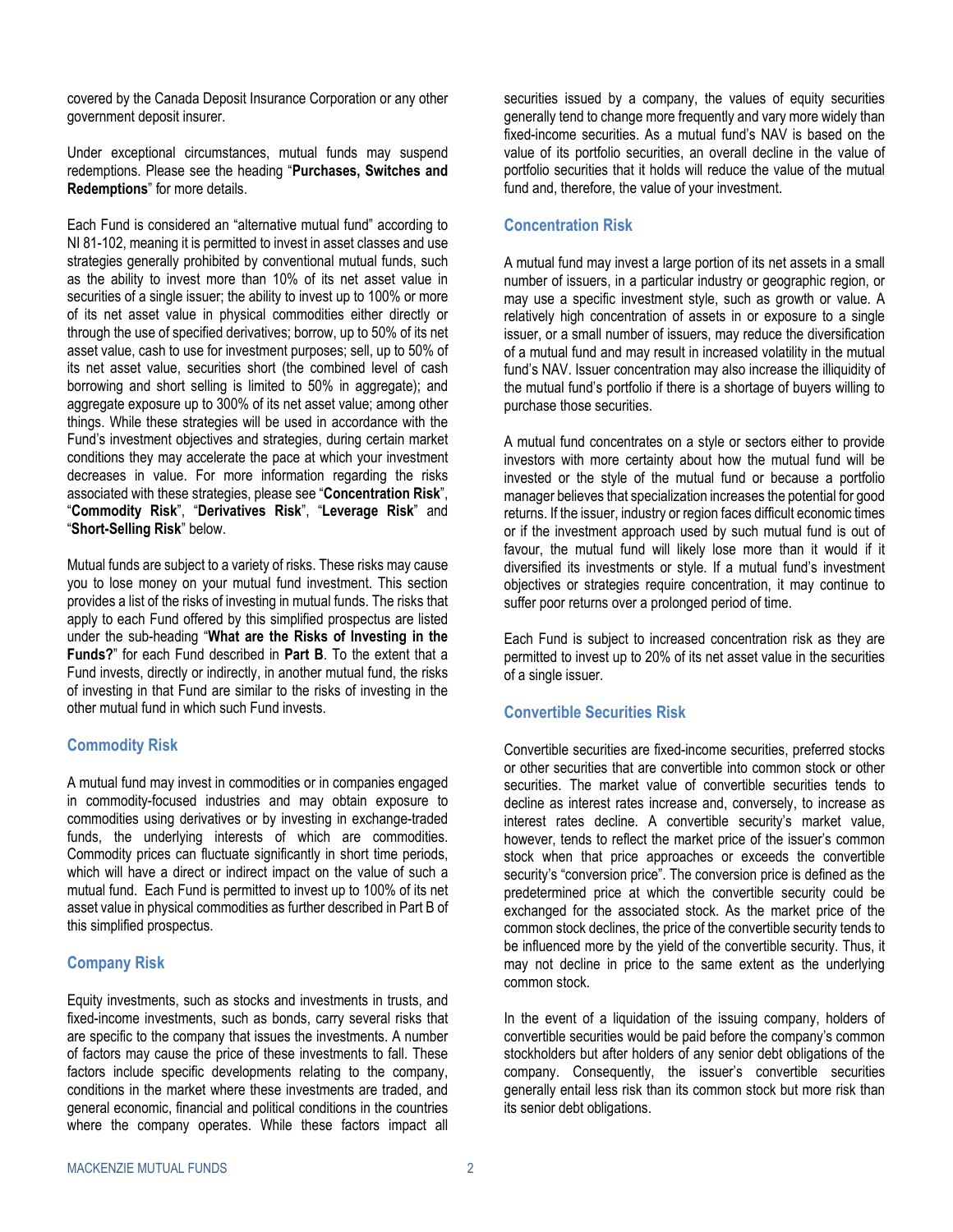covered by the Canada Deposit Insurance Corporation or any other government deposit insurer.

Under exceptional circumstances, mutual funds may suspend redemptions. Please see the heading "**Purchases, Switches and Redemptions**" for more details.

Each Fund is considered an "alternative mutual fund" according to NI 81-102, meaning it is permitted to invest in asset classes and use strategies generally prohibited by conventional mutual funds, such as the ability to invest more than 10% of its net asset value in securities of a single issuer; the ability to invest up to 100% or more of its net asset value in physical commodities either directly or through the use of specified derivatives; borrow, up to 50% of its net asset value, cash to use for investment purposes; sell, up to 50% of its net asset value, securities short (the combined level of cash borrowing and short selling is limited to 50% in aggregate); and aggregate exposure up to 300% of its net asset value; among other things. While these strategies will be used in accordance with the Fund's investment objectives and strategies, during certain market conditions they may accelerate the pace at which your investment decreases in value. For more information regarding the risks associated with these strategies, please see "**Concentration Risk**", "**Commodity Risk**", "**Derivatives Risk**", "**Leverage Risk**" and "**Short-Selling Risk**" below.

Mutual funds are subject to a variety of risks. These risks may cause you to lose money on your mutual fund investment. This section provides a list of the risks of investing in mutual funds. The risks that apply to each Fund offered by this simplified prospectus are listed under the sub-heading "**What are the Risks of Investing in the Funds?**" for each Fund described in **Part B**. To the extent that a Fund invests, directly or indirectly, in another mutual fund, the risks of investing in that Fund are similar to the risks of investing in the other mutual fund in which such Fund invests.

### Commodity Risk

A mutual fund may invest in commodities or in companies engaged in commodity-focused industries and may obtain exposure to commodities using derivatives or by investing in exchange-traded funds, the underlying interests of which are commodities. Commodity prices can fluctuate significantly in short time periods, which will have a direct or indirect impact on the value of such a mutual fund. Each Fund is permitted to invest up to 100% of its net asset value in physical commodities as further described in Part B of this simplified prospectus.

### Company Risk

Equity investments, such as stocks and investments in trusts, and fixed-income investments, such as bonds, carry several risks that are specific to the company that issues the investments. A number of factors may cause the price of these investments to fall. These factors include specific developments relating to the company, conditions in the market where these investments are traded, and general economic, financial and political conditions in the countries where the company operates. While these factors impact all securities issued by a company, the values of equity securities generally tend to change more frequently and vary more widely than fixed-income securities. As a mutual fund's NAV is based on the value of its portfolio securities, an overall decline in the value of portfolio securities that it holds will reduce the value of the mutual fund and, therefore, the value of your investment.

### Concentration Risk

A mutual fund may invest a large portion of its net assets in a small number of issuers, in a particular industry or geographic region, or may use a specific investment style, such as growth or value. A relatively high concentration of assets in or exposure to a single issuer, or a small number of issuers, may reduce the diversification of a mutual fund and may result in increased volatility in the mutual fund's NAV. Issuer concentration may also increase the illiquidity of the mutual fund's portfolio if there is a shortage of buyers willing to purchase those securities.

A mutual fund concentrates on a style or sectors either to provide investors with more certainty about how the mutual fund will be invested or the style of the mutual fund or because a portfolio manager believes that specialization increases the potential for good returns. If the issuer, industry or region faces difficult economic times or if the investment approach used by such mutual fund is out of favour, the mutual fund will likely lose more than it would if it diversified its investments or style. If a mutual fund's investment objectives or strategies require concentration, it may continue to suffer poor returns over a prolonged period of time.

Each Fund is subject to increased concentration risk as they are permitted to invest up to 20% of its net asset value in the securities of a single issuer.

### Convertible Securities Risk

Convertible securities are fixed-income securities, preferred stocks or other securities that are convertible into common stock or other securities. The market value of convertible securities tends to decline as interest rates increase and, conversely, to increase as interest rates decline. A convertible security's market value, however, tends to reflect the market price of the issuer's common stock when that price approaches or exceeds the convertible security's "conversion price". The conversion price is defined as the predetermined price at which the convertible security could be exchanged for the associated stock. As the market price of the common stock declines, the price of the convertible security tends to be influenced more by the yield of the convertible security. Thus, it may not decline in price to the same extent as the underlying common stock.

In the event of a liquidation of the issuing company, holders of convertible securities would be paid before the company's common stockholders but after holders of any senior debt obligations of the company. Consequently, the issuer's convertible securities generally entail less risk than its common stock but more risk than its senior debt obligations.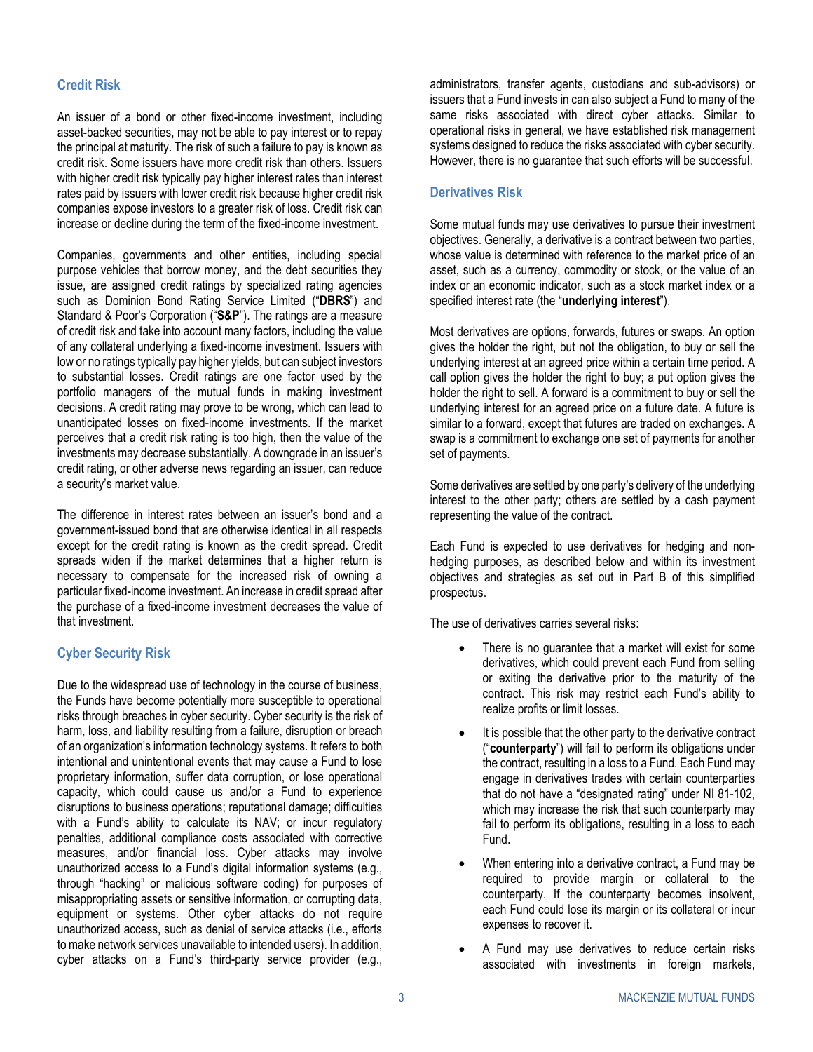## Credit Risk

An issuer of a bond or other fixed-income investment, including asset-backed securities, may not be able to pay interest or to repay the principal at maturity. The risk of such a failure to pay is known as credit risk. Some issuers have more credit risk than others. Issuers with higher credit risk typically pay higher interest rates than interest rates paid by issuers with lower credit risk because higher credit risk companies expose investors to a greater risk of loss. Credit risk can increase or decline during the term of the fixed-income investment.

Companies, governments and other entities, including special purpose vehicles that borrow money, and the debt securities they issue, are assigned credit ratings by specialized rating agencies such as Dominion Bond Rating Service Limited ("**DBRS**") and Standard & Poor's Corporation ("**S&P**"). The ratings are a measure of credit risk and take into account many factors, including the value of any collateral underlying a fixed-income investment. Issuers with low or no ratings typically pay higher yields, but can subject investors to substantial losses. Credit ratings are one factor used by the portfolio managers of the mutual funds in making investment decisions. A credit rating may prove to be wrong, which can lead to unanticipated losses on fixed-income investments. If the market perceives that a credit risk rating is too high, then the value of the investments may decrease substantially. A downgrade in an issuer's credit rating, or other adverse news regarding an issuer, can reduce a security's market value.

The difference in interest rates between an issuer's bond and a government-issued bond that are otherwise identical in all respects except for the credit rating is known as the credit spread. Credit spreads widen if the market determines that a higher return is necessary to compensate for the increased risk of owning a particular fixed-income investment. An increase in credit spread after the purchase of a fixed-income investment decreases the value of that investment.

## Cyber Security Risk

Due to the widespread use of technology in the course of business, the Funds have become potentially more susceptible to operational risks through breaches in cyber security. Cyber security is the risk of harm, loss, and liability resulting from a failure, disruption or breach of an organization's information technology systems. It refers to both intentional and unintentional events that may cause a Fund to lose proprietary information, suffer data corruption, or lose operational capacity, which could cause us and/or a Fund to experience disruptions to business operations; reputational damage; difficulties with a Fund's ability to calculate its NAV; or incur regulatory penalties, additional compliance costs associated with corrective measures, and/or financial loss. Cyber attacks may involve unauthorized access to a Fund's digital information systems (e.g., through "hacking" or malicious software coding) for purposes of misappropriating assets or sensitive information, or corrupting data, equipment or systems. Other cyber attacks do not require unauthorized access, such as denial of service attacks (i.e., efforts to make network services unavailable to intended users). In addition, cyber attacks on a Fund's third-party service provider (e.g., administrators, transfer agents, custodians and sub-advisors) or issuers that a Fund invests in can also subject a Fund to many of the same risks associated with direct cyber attacks. Similar to operational risks in general, we have established risk management systems designed to reduce the risks associated with cyber security. However, there is no guarantee that such efforts will be successful.

## Derivatives Risk

Some mutual funds may use derivatives to pursue their investment objectives. Generally, a derivative is a contract between two parties, whose value is determined with reference to the market price of an asset, such as a currency, commodity or stock, or the value of an index or an economic indicator, such as a stock market index or a specified interest rate (the "**underlying interest**").

Most derivatives are options, forwards, futures or swaps. An option gives the holder the right, but not the obligation, to buy or sell the underlying interest at an agreed price within a certain time period. A call option gives the holder the right to buy; a put option gives the holder the right to sell. A forward is a commitment to buy or sell the underlying interest for an agreed price on a future date. A future is similar to a forward, except that futures are traded on exchanges. A swap is a commitment to exchange one set of payments for another set of payments.

Some derivatives are settled by one party's delivery of the underlying interest to the other party; others are settled by a cash payment representing the value of the contract.

Each Fund is expected to use derivatives for hedging and non-hedging purposes, as described below and within its investment objectives and strategies as set out in Part B of this simplified prospectus.

The use of derivatives carries several risks:

- There is no guarantee that a market will exist for some derivatives, which could prevent each Fund from selling or exiting the derivative prior to the maturity of the contract. This risk may restrict each Fund's ability to realize profits or limit losses.
- It is possible that the other party to the derivative contract ("**counterparty**") will fail to perform its obligations under the contract, resulting in a loss to a Fund. Each Fund may engage in derivatives trades with certain counterparties that do not have a "designated rating" under NI 81-102, which may increase the risk that such counterparty may fail to perform its obligations, resulting in a loss to each Fund.
- When entering into a derivative contract, a Fund may be required to provide margin or collateral to the counterparty. If the counterparty becomes insolvent, each Fund could lose its margin or its collateral or incur expenses to recover it.
- A Fund may use derivatives to reduce certain risks associated with investments in foreign markets,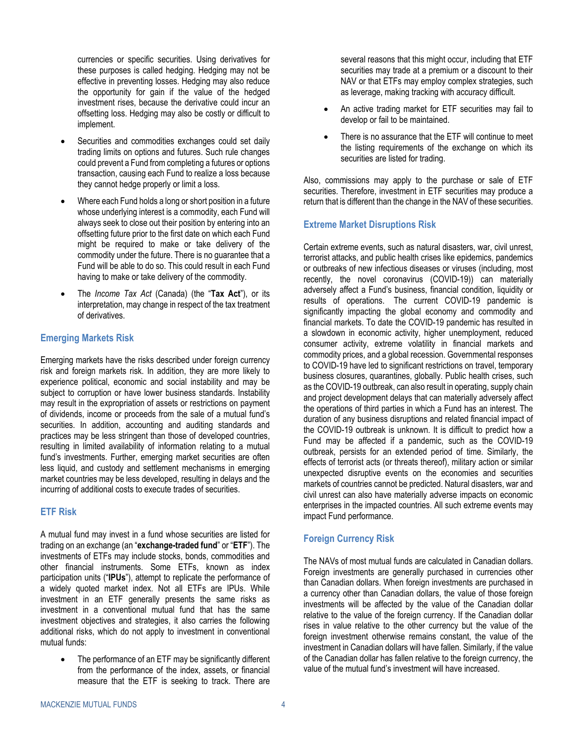currencies or specific securities. Using derivatives for these purposes is called hedging. Hedging may not be effective in preventing losses. Hedging may also reduce the opportunity for gain if the value of the hedged investment rises, because the derivative could incur an offsetting loss. Hedging may also be costly or difficult to implement.

- Securities and commodities exchanges could set daily trading limits on options and futures. Such rule changes could prevent a Fund from completing a futures or options transaction, causing each Fund to realize a loss because they cannot hedge properly or limit a loss.
- Where each Fund holds a long or short position in a future whose underlying interest is a commodity, each Fund will always seek to close out their position by entering into an offsetting future prior to the first date on which each Fund might be required to make or take delivery of the commodity under the future. There is no guarantee that a Fund will be able to do so. This could result in each Fund having to make or take delivery of the commodity.
- The *Income Tax Act* (Canada) (the "**Tax Act**"), or its interpretation, may change in respect of the tax treatment of derivatives.

## Emerging Markets Risk

Emerging markets have the risks described under foreign currency risk and foreign markets risk. In addition, they are more likely to experience political, economic and social instability and may be subject to corruption or have lower business standards. Instability may result in the expropriation of assets or restrictions on payment of dividends, income or proceeds from the sale of a mutual fund's securities. In addition, accounting and auditing standards and practices may be less stringent than those of developed countries, resulting in limited availability of information relating to a mutual fund's investments. Further, emerging market securities are often less liquid, and custody and settlement mechanisms in emerging market countries may be less developed, resulting in delays and the incurring of additional costs to execute trades of securities.

## ETF Risk

A mutual fund may invest in a fund whose securities are listed for trading on an exchange (an "**exchange-traded fund**" or "**ETF**"). The investments of ETFs may include stocks, bonds, commodities and other financial instruments. Some ETFs, known as index participation units ("**IPUs**"), attempt to replicate the performance of a widely quoted market index. Not all ETFs are IPUs. While investment in an ETF generally presents the same risks as investment in a conventional mutual fund that has the same investment objectives and strategies, it also carries the following additional risks, which do not apply to investment in conventional mutual funds:

- The performance of an ETF may be significantly different from the performance of the index, assets, or financial measure that the ETF is seeking to track. There are several reasons that this might occur, including that ETF securities may trade at a premium or a discount to their NAV or that ETFs may employ complex strategies, such as leverage, making tracking with accuracy difficult.
- An active trading market for ETF securities may fail to develop or fail to be maintained.
- There is no assurance that the ETF will continue to meet the listing requirements of the exchange on which its securities are listed for trading.

Also, commissions may apply to the purchase or sale of ETF securities. Therefore, investment in ETF securities may produce a return that is different than the change in the NAV of these securities.

## Extreme Market Disruptions Risk

Certain extreme events, such as natural disasters, war, civil unrest, terrorist attacks, and public health crises like epidemics, pandemics or outbreaks of new infectious diseases or viruses (including, most recently, the novel coronavirus (COVID-19)) can materially adversely affect a Fund's business, financial condition, liquidity or results of operations. The current COVID-19 pandemic is significantly impacting the global economy and commodity and financial markets. To date the COVID-19 pandemic has resulted in a slowdown in economic activity, higher unemployment, reduced consumer activity, extreme volatility in financial markets and commodity prices, and a global recession. Governmental responses to COVID-19 have led to significant restrictions on travel, temporary business closures, quarantines, globally. Public health crises, such as the COVID-19 outbreak, can also result in operating, supply chain and project development delays that can materially adversely affect the operations of third parties in which a Fund has an interest. The duration of any business disruptions and related financial impact of the COVID-19 outbreak is unknown. It is difficult to predict how a Fund may be affected if a pandemic, such as the COVID-19 outbreak, persists for an extended period of time. Similarly, the effects of terrorist acts (or threats thereof), military action or similar unexpected disruptive events on the economies and securities markets of countries cannot be predicted. Natural disasters, war and civil unrest can also have materially adverse impacts on economic enterprises in the impacted countries. All such extreme events may impact Fund performance.

## Foreign Currency Risk

The NAVs of most mutual funds are calculated in Canadian dollars. Foreign investments are generally purchased in currencies other than Canadian dollars. When foreign investments are purchased in a currency other than Canadian dollars, the value of those foreign investments will be affected by the value of the Canadian dollar relative to the value of the foreign currency. If the Canadian dollar rises in value relative to the other currency but the value of the foreign investment otherwise remains constant, the value of the investment in Canadian dollars will have fallen. Similarly, if the value of the Canadian dollar has fallen relative to the foreign currency, the value of the mutual fund's investment will have increased.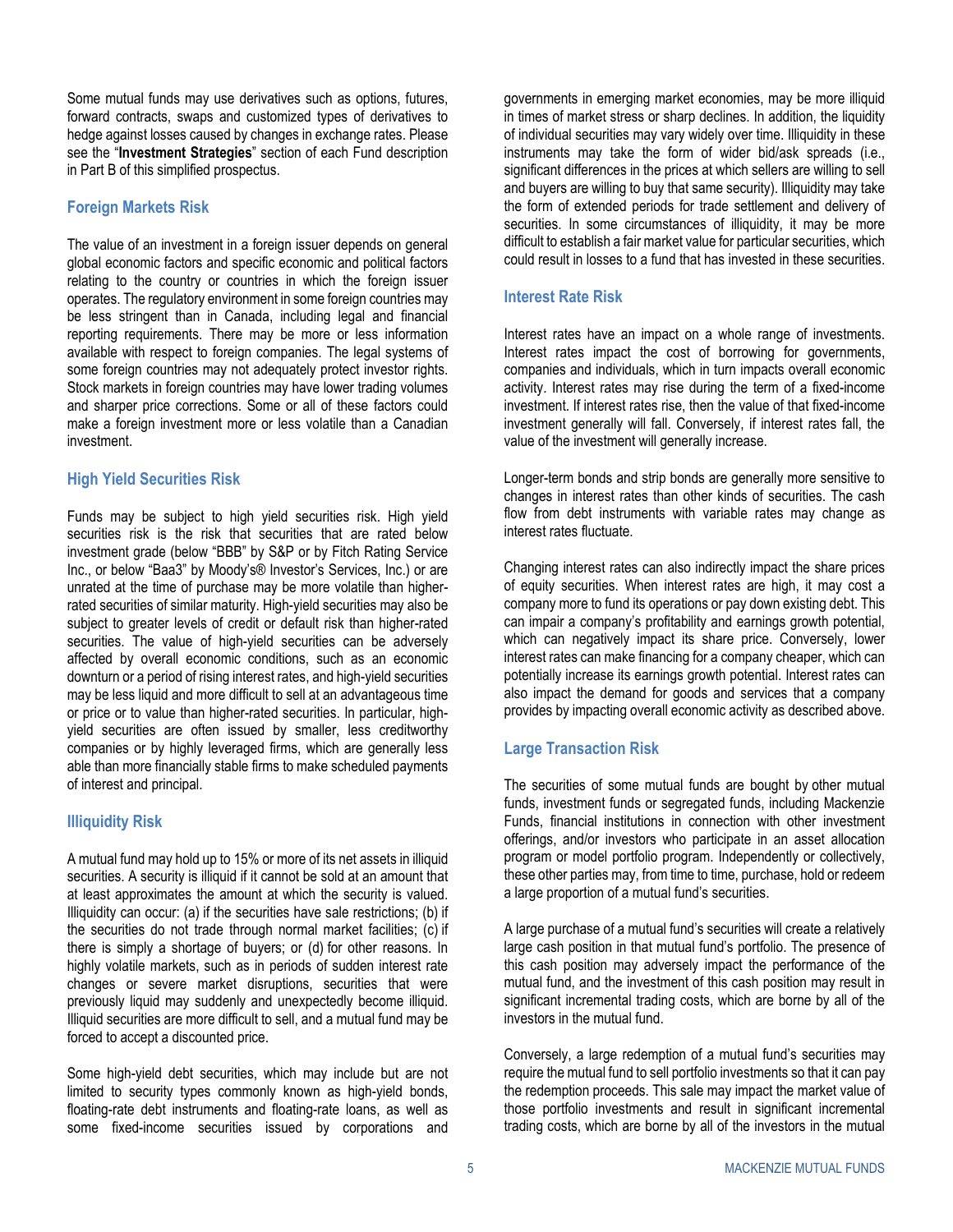Some mutual funds may use derivatives such as options, futures, forward contracts, swaps and customized types of derivatives to hedge against losses caused by changes in exchange rates. Please see the "**Investment Strategies**" section of each Fund description in Part B of this simplified prospectus.

### Foreign Markets Risk

The value of an investment in a foreign issuer depends on general global economic factors and specific economic and political factors relating to the country or countries in which the foreign issuer operates. The regulatory environment in some foreign countries may be less stringent than in Canada, including legal and financial reporting requirements. There may be more or less information available with respect to foreign companies. The legal systems of some foreign countries may not adequately protect investor rights. Stock markets in foreign countries may have lower trading volumes and sharper price corrections. Some or all of these factors could make a foreign investment more or less volatile than a Canadian investment.

### High Yield Securities Risk

Funds may be subject to high yield securities risk. High yield securities risk is the risk that securities that are rated below investment grade (below "BBB" by S&P or by Fitch Rating Service Inc., or below "Baa3" by Moody's® Investor's Services, Inc.) or are unrated at the time of purchase may be more volatile than higher-rated securities of similar maturity. High-yield securities may also be subject to greater levels of credit or default risk than higher-rated securities. The value of high-yield securities can be adversely affected by overall economic conditions, such as an economic downturn or a period of rising interest rates, and high-yield securities may be less liquid and more difficult to sell at an advantageous time or price or to value than higher-rated securities. In particular, high-yield securities are often issued by smaller, less creditworthy companies or by highly leveraged firms, which are generally less able than more financially stable firms to make scheduled payments of interest and principal.

### Illiquidity Risk

A mutual fund may hold up to 15% or more of its net assets in illiquid securities. A security is illiquid if it cannot be sold at an amount that at least approximates the amount at which the security is valued. Illiquidity can occur: (a) if the securities have sale restrictions; (b) if the securities do not trade through normal market facilities; (c) if there is simply a shortage of buyers; or (d) for other reasons. In highly volatile markets, such as in periods of sudden interest rate changes or severe market disruptions, securities that were previously liquid may suddenly and unexpectedly become illiquid. Illiquid securities are more difficult to sell, and a mutual fund may be forced to accept a discounted price.

Some high-yield debt securities, which may include but are not limited to security types commonly known as high-yield bonds, floating-rate debt instruments and floating-rate loans, as well as some fixed-income securities issued by corporations and governments in emerging market economies, may be more illiquid in times of market stress or sharp declines. In addition, the liquidity of individual securities may vary widely over time. Illiquidity in these instruments may take the form of wider bid/ask spreads (i.e., significant differences in the prices at which sellers are willing to sell and buyers are willing to buy that same security). Illiquidity may take the form of extended periods for trade settlement and delivery of securities. In some circumstances of illiquidity, it may be more difficult to establish a fair market value for particular securities, which could result in losses to a fund that has invested in these securities.

### Interest Rate Risk

Interest rates have an impact on a whole range of investments. Interest rates impact the cost of borrowing for governments, companies and individuals, which in turn impacts overall economic activity. Interest rates may rise during the term of a fixed-income investment. If interest rates rise, then the value of that fixed-income investment generally will fall. Conversely, if interest rates fall, the value of the investment will generally increase.

Longer-term bonds and strip bonds are generally more sensitive to changes in interest rates than other kinds of securities. The cash flow from debt instruments with variable rates may change as interest rates fluctuate.

Changing interest rates can also indirectly impact the share prices of equity securities. When interest rates are high, it may cost a company more to fund its operations or pay down existing debt. This can impair a company's profitability and earnings growth potential, which can negatively impact its share price. Conversely, lower interest rates can make financing for a company cheaper, which can potentially increase its earnings growth potential. Interest rates can also impact the demand for goods and services that a company provides by impacting overall economic activity as described above.

### Large Transaction Risk

The securities of some mutual funds are bought by other mutual funds, investment funds or segregated funds, including Mackenzie Funds, financial institutions in connection with other investment offerings, and/or investors who participate in an asset allocation program or model portfolio program. Independently or collectively, these other parties may, from time to time, purchase, hold or redeem a large proportion of a mutual fund's securities.

A large purchase of a mutual fund's securities will create a relatively large cash position in that mutual fund's portfolio. The presence of this cash position may adversely impact the performance of the mutual fund, and the investment of this cash position may result in significant incremental trading costs, which are borne by all of the investors in the mutual fund.

Conversely, a large redemption of a mutual fund's securities may require the mutual fund to sell portfolio investments so that it can pay the redemption proceeds. This sale may impact the market value of those portfolio investments and result in significant incremental trading costs, which are borne by all of the investors in the mutual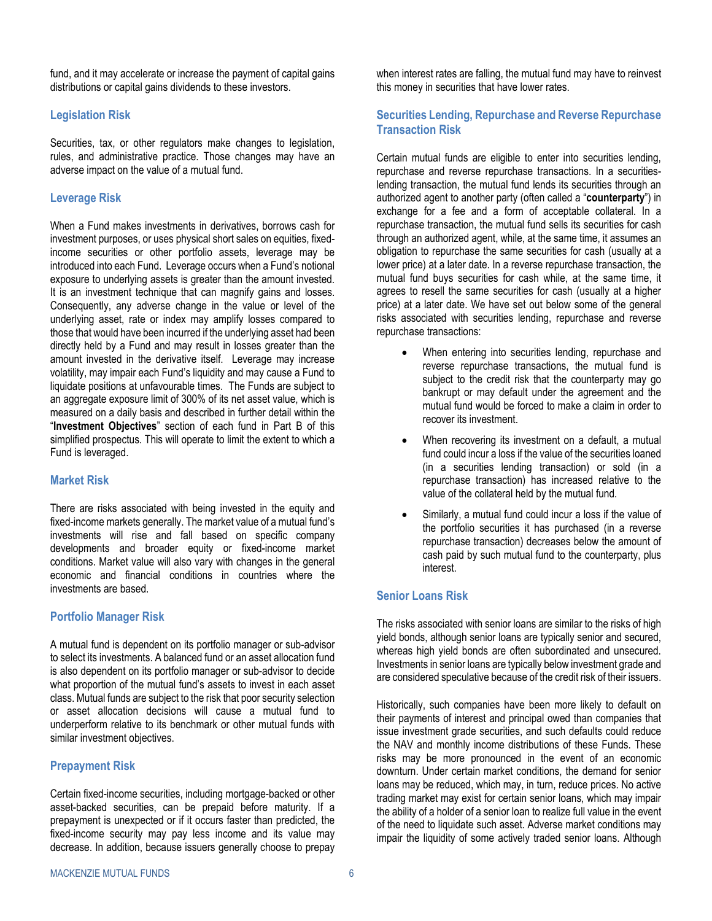fund, and it may accelerate or increase the payment of capital gains distributions or capital gains dividends to these investors.

### Legislation Risk

Securities, tax, or other regulators make changes to legislation, rules, and administrative practice. Those changes may have an adverse impact on the value of a mutual fund.

### Leverage Risk

When a Fund makes investments in derivatives, borrows cash for investment purposes, or uses physical short sales on equities, fixed-income securities or other portfolio assets, leverage may be introduced into each Fund. Leverage occurs when a Fund's notional exposure to underlying assets is greater than the amount invested. It is an investment technique that can magnify gains and losses. Consequently, any adverse change in the value or level of the underlying asset, rate or index may amplify losses compared to those that would have been incurred if the underlying asset had been directly held by a Fund and may result in losses greater than the amount invested in the derivative itself. Leverage may increase volatility, may impair each Fund's liquidity and may cause a Fund to liquidate positions at unfavourable times. The Funds are subject to an aggregate exposure limit of 300% of its net asset value, which is measured on a daily basis and described in further detail within the "**Investment Objectives**" section of each fund in Part B of this simplified prospectus. This will operate to limit the extent to which a Fund is leveraged.

### Market Risk

There are risks associated with being invested in the equity and fixed-income markets generally. The market value of a mutual fund's investments will rise and fall based on specific company developments and broader equity or fixed-income market conditions. Market value will also vary with changes in the general economic and financial conditions in countries where the investments are based.

### Portfolio Manager Risk

A mutual fund is dependent on its portfolio manager or sub-advisor to select its investments. A balanced fund or an asset allocation fund is also dependent on its portfolio manager or sub-advisor to decide what proportion of the mutual fund's assets to invest in each asset class. Mutual funds are subject to the risk that poor security selection or asset allocation decisions will cause a mutual fund to underperform relative to its benchmark or other mutual funds with similar investment objectives.

### Prepayment Risk

Certain fixed-income securities, including mortgage-backed or other asset-backed securities, can be prepaid before maturity. If a prepayment is unexpected or if it occurs faster than predicted, the fixed-income security may pay less income and its value may decrease. In addition, because issuers generally choose to prepay when interest rates are falling, the mutual fund may have to reinvest this money in securities that have lower rates.

### Securities Lending, Repurchase and Reverse Repurchase Transaction Risk

Certain mutual funds are eligible to enter into securities lending, repurchase and reverse repurchase transactions. In a securities-lending transaction, the mutual fund lends its securities through an authorized agent to another party (often called a "**counterparty**") in exchange for a fee and a form of acceptable collateral. In a repurchase transaction, the mutual fund sells its securities for cash through an authorized agent, while, at the same time, it assumes an obligation to repurchase the same securities for cash (usually at a lower price) at a later date. In a reverse repurchase transaction, the mutual fund buys securities for cash while, at the same time, it agrees to resell the same securities for cash (usually at a higher price) at a later date. We have set out below some of the general risks associated with securities lending, repurchase and reverse repurchase transactions:

- When entering into securities lending, repurchase and reverse repurchase transactions, the mutual fund is subject to the credit risk that the counterparty may go bankrupt or may default under the agreement and the mutual fund would be forced to make a claim in order to recover its investment.
- When recovering its investment on a default, a mutual fund could incur a loss if the value of the securities loaned (in a securities lending transaction) or sold (in a repurchase transaction) has increased relative to the value of the collateral held by the mutual fund.
- Similarly, a mutual fund could incur a loss if the value of the portfolio securities it has purchased (in a reverse repurchase transaction) decreases below the amount of cash paid by such mutual fund to the counterparty, plus interest.

### Senior Loans Risk

The risks associated with senior loans are similar to the risks of high yield bonds, although senior loans are typically senior and secured, whereas high yield bonds are often subordinated and unsecured. Investments in senior loans are typically below investment grade and are considered speculative because of the credit risk of their issuers.

Historically, such companies have been more likely to default on their payments of interest and principal owed than companies that issue investment grade securities, and such defaults could reduce the NAV and monthly income distributions of these Funds. These risks may be more pronounced in the event of an economic downturn. Under certain market conditions, the demand for senior loans may be reduced, which may, in turn, reduce prices. No active trading market may exist for certain senior loans, which may impair the ability of a holder of a senior loan to realize full value in the event of the need to liquidate such asset. Adverse market conditions may impair the liquidity of some actively traded senior loans. Although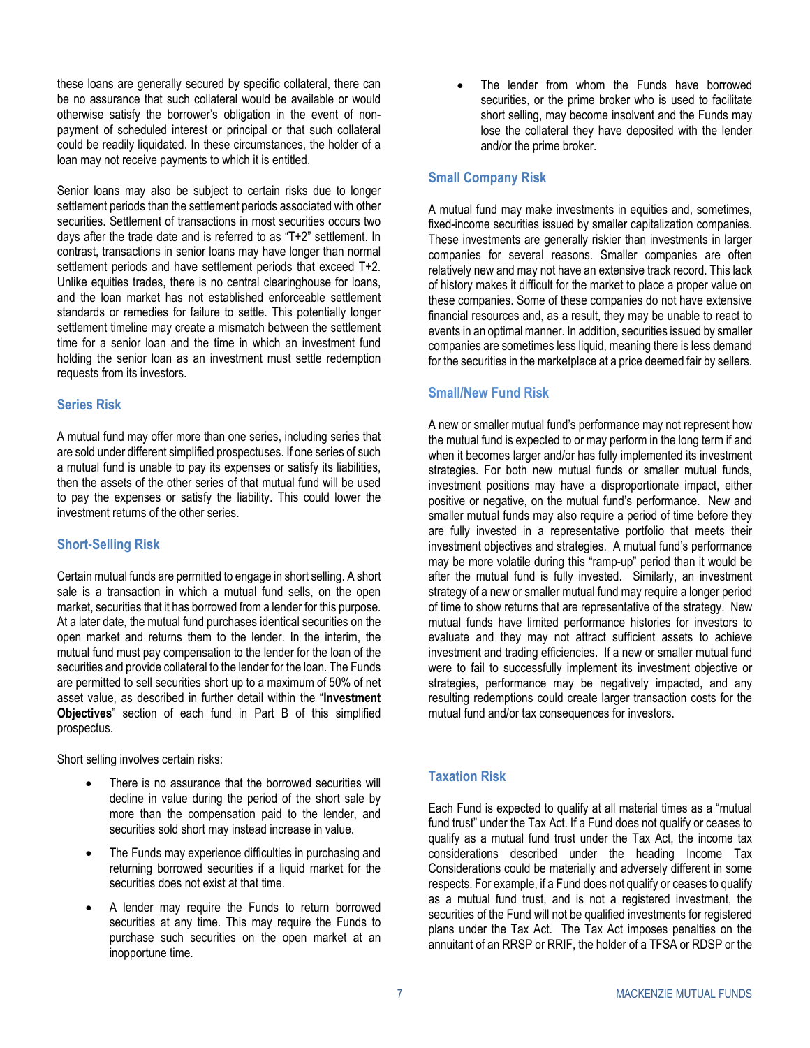these loans are generally secured by specific collateral, there can be no assurance that such collateral would be available or would otherwise satisfy the borrower's obligation in the event of non-payment of scheduled interest or principal or that such collateral could be readily liquidated. In these circumstances, the holder of a loan may not receive payments to which it is entitled.

Senior loans may also be subject to certain risks due to longer settlement periods than the settlement periods associated with other securities. Settlement of transactions in most securities occurs two days after the trade date and is referred to as "T+2" settlement. In contrast, transactions in senior loans may have longer than normal settlement periods and have settlement periods that exceed T+2. Unlike equities trades, there is no central clearinghouse for loans, and the loan market has not established enforceable settlement standards or remedies for failure to settle. This potentially longer settlement timeline may create a mismatch between the settlement time for a senior loan and the time in which an investment fund holding the senior loan as an investment must settle redemption requests from its investors.

### Series Risk

A mutual fund may offer more than one series, including series that are sold under different simplified prospectuses. If one series of such a mutual fund is unable to pay its expenses or satisfy its liabilities, then the assets of the other series of that mutual fund will be used to pay the expenses or satisfy the liability. This could lower the investment returns of the other series.

### Short-Selling Risk

Certain mutual funds are permitted to engage in short selling. A short sale is a transaction in which a mutual fund sells, on the open market, securities that it has borrowed from a lender for this purpose. At a later date, the mutual fund purchases identical securities on the open market and returns them to the lender. In the interim, the mutual fund must pay compensation to the lender for the loan of the securities and provide collateral to the lender for the loan. The Funds are permitted to sell securities short up to a maximum of 50% of net asset value, as described in further detail within the "**Investment Objectives**" section of each fund in Part B of this simplified prospectus.

Short selling involves certain risks:

- There is no assurance that the borrowed securities will decline in value during the period of the short sale by more than the compensation paid to the lender, and securities sold short may instead increase in value.
- The Funds may experience difficulties in purchasing and returning borrowed securities if a liquid market for the securities does not exist at that time.
- A lender may require the Funds to return borrowed securities at any time. This may require the Funds to purchase such securities on the open market at an inopportune time.
- The lender from whom the Funds have borrowed securities, or the prime broker who is used to facilitate short selling, may become insolvent and the Funds may lose the collateral they have deposited with the lender and/or the prime broker.

### Small Company Risk

A mutual fund may make investments in equities and, sometimes, fixed-income securities issued by smaller capitalization companies. These investments are generally riskier than investments in larger companies for several reasons. Smaller companies are often relatively new and may not have an extensive track record. This lack of history makes it difficult for the market to place a proper value on these companies. Some of these companies do not have extensive financial resources and, as a result, they may be unable to react to events in an optimal manner. In addition, securities issued by smaller companies are sometimes less liquid, meaning there is less demand for the securities in the marketplace at a price deemed fair by sellers.

### Small/New Fund Risk

A new or smaller mutual fund's performance may not represent how the mutual fund is expected to or may perform in the long term if and when it becomes larger and/or has fully implemented its investment strategies. For both new mutual funds or smaller mutual funds, investment positions may have a disproportionate impact, either positive or negative, on the mutual fund's performance. New and smaller mutual funds may also require a period of time before they are fully invested in a representative portfolio that meets their investment objectives and strategies. A mutual fund's performance may be more volatile during this "ramp-up" period than it would be after the mutual fund is fully invested. Similarly, an investment strategy of a new or smaller mutual fund may require a longer period of time to show returns that are representative of the strategy. New mutual funds have limited performance histories for investors to evaluate and they may not attract sufficient assets to achieve investment and trading efficiencies. If a new or smaller mutual fund were to fail to successfully implement its investment objective or strategies, performance may be negatively impacted, and any resulting redemptions could create larger transaction costs for the mutual fund and/or tax consequences for investors.

### Taxation Risk

Each Fund is expected to qualify at all material times as a "mutual fund trust" under the Tax Act. If a Fund does not qualify or ceases to qualify as a mutual fund trust under the Tax Act, the income tax considerations described under the heading Income Tax Considerations could be materially and adversely different in some respects. For example, if a Fund does not qualify or ceases to qualify as a mutual fund trust, and is not a registered investment, the securities of the Fund will not be qualified investments for registered plans under the Tax Act. The Tax Act imposes penalties on the annuitant of an RRSP or RRIF, the holder of a TFSA or RDSP or the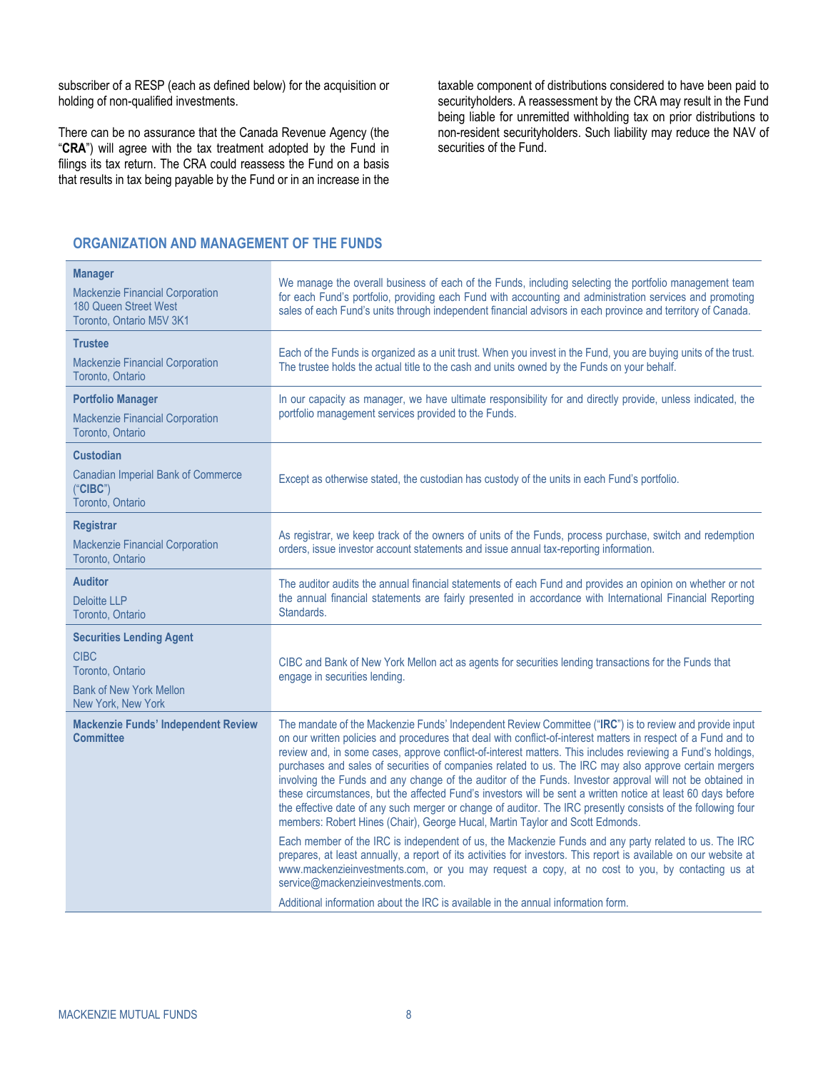subscriber of a RESP (each as defined below) for the acquisition or holding of non-qualified investments.

There can be no assurance that the Canada Revenue Agency (the "**CRA**") will agree with the tax treatment adopted by the Fund in filings its tax return. The CRA could reassess the Fund on a basis that results in tax being payable by the Fund or in an increase in the taxable component of distributions considered to have been paid to securityholders. A reassessment by the CRA may result in the Fund being liable for unremitted withholding tax on prior distributions to non-resident securityholders. Such liability may reduce the NAV of securities of the Fund.

## ORGANIZATION AND MANAGEMENT OF THE FUNDS

| | |
|---|---|
| **Manager**<br>Mackenzie Financial Corporation<br>180 Queen Street West<br>Toronto, Ontario M5V 3K1 | We manage the overall business of each of the Funds, including selecting the portfolio management team for each Fund's portfolio, providing each Fund with accounting and administration services and promoting sales of each Fund's units through independent financial advisors in each province and territory of Canada. |
| **Trustee**<br>Mackenzie Financial Corporation<br>Toronto, Ontario | Each of the Funds is organized as a unit trust. When you invest in the Fund, you are buying units of the trust. The trustee holds the actual title to the cash and units owned by the Funds on your behalf. |
| **Portfolio Manager**<br>Mackenzie Financial Corporation<br>Toronto, Ontario | In our capacity as manager, we have ultimate responsibility for and directly provide, unless indicated, the portfolio management services provided to the Funds. |
| **Custodian**<br>Canadian Imperial Bank of Commerce ("**CIBC**")<br>Toronto, Ontario | Except as otherwise stated, the custodian has custody of the units in each Fund's portfolio. |
| **Registrar**<br>Mackenzie Financial Corporation<br>Toronto, Ontario | As registrar, we keep track of the owners of units of the Funds, process purchase, switch and redemption orders, issue investor account statements and issue annual tax-reporting information. |
| **Auditor**<br>Deloitte LLP<br>Toronto, Ontario | The auditor audits the annual financial statements of each Fund and provides an opinion on whether or not the annual financial statements are fairly presented in accordance with International Financial Reporting Standards. |
| **Securities Lending Agent**<br>CIBC<br>Toronto, Ontario<br>Bank of New York Mellon<br>New York, New York | CIBC and Bank of New York Mellon act as agents for securities lending transactions for the Funds that engage in securities lending. |
| **Mackenzie Funds' Independent Review Committee** | The mandate of the Mackenzie Funds' Independent Review Committee ("**IRC**") is to review and provide input on our written policies and procedures that deal with conflict-of-interest matters in respect of a Fund and to review and, in some cases, approve conflict-of-interest matters. This includes reviewing a Fund's holdings, purchases and sales of securities of companies related to us. The IRC may also approve certain mergers involving the Funds and any change of the auditor of the Funds. Investor approval will not be obtained in these circumstances, but the affected Fund's investors will be sent a written notice at least 60 days before the effective date of any such merger or change of auditor. The IRC presently consists of the following four members: Robert Hines (Chair), George Hucal, Martin Taylor and Scott Edmonds.<br><br>Each member of the IRC is independent of us, the Mackenzie Funds and any party related to us. The IRC prepares, at least annually, a report of its activities for investors. This report is available on our website at www.mackenzieinvestments.com, or you may request a copy, at no cost to you, by contacting us at service@mackenzieinvestments.com.<br><br>Additional information about the IRC is available in the annual information form. |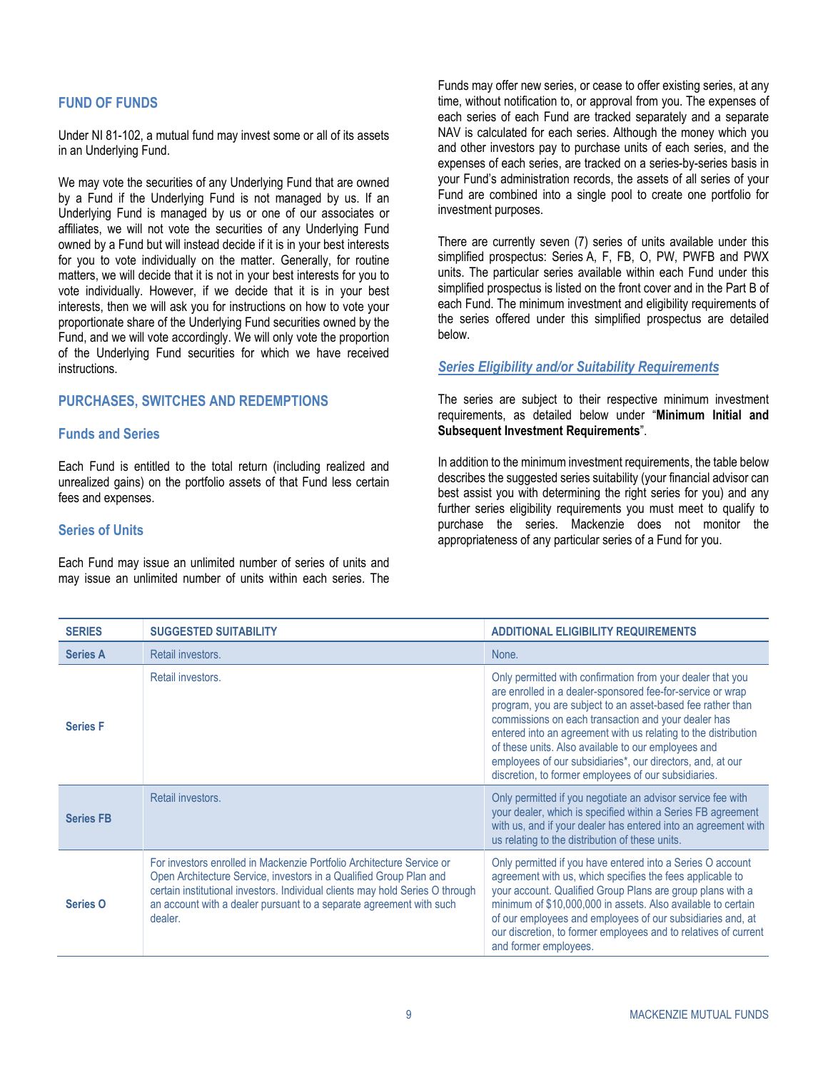## FUND OF FUNDS

Under NI 81-102, a mutual fund may invest some or all of its assets in an Underlying Fund.

We may vote the securities of any Underlying Fund that are owned by a Fund if the Underlying Fund is not managed by us. If an Underlying Fund is managed by us or one of our associates or affiliates, we will not vote the securities of any Underlying Fund owned by a Fund but will instead decide if it is in your best interests for you to vote individually on the matter. Generally, for routine matters, we will decide that it is not in your best interests for you to vote individually. However, if we decide that it is in your best interests, then we will ask you for instructions on how to vote your proportionate share of the Underlying Fund securities owned by the Fund, and we will vote accordingly. We will only vote the proportion of the Underlying Fund securities for which we have received instructions.

## PURCHASES, SWITCHES AND REDEMPTIONS

### Funds and Series

Each Fund is entitled to the total return (including realized and unrealized gains) on the portfolio assets of that Fund less certain fees and expenses.

### Series of Units

Each Fund may issue an unlimited number of series of units and may issue an unlimited number of units within each series. The Funds may offer new series, or cease to offer existing series, at any time, without notification to, or approval from you. The expenses of each series of each Fund are tracked separately and a separate NAV is calculated for each series. Although the money which you and other investors pay to purchase units of each series, and the expenses of each series, are tracked on a series-by-series basis in your Fund's administration records, the assets of all series of your Fund are combined into a single pool to create one portfolio for investment purposes.

There are currently seven (7) series of units available under this simplified prospectus: Series A, F, FB, O, PW, PWFB and PWX units. The particular series available within each Fund under this simplified prospectus is listed on the front cover and in the Part B of each Fund. The minimum investment and eligibility requirements of the series offered under this simplified prospectus are detailed below.

#### *Series Eligibility and/or Suitability Requirements*

The series are subject to their respective minimum investment requirements, as detailed below under "**Minimum Initial and Subsequent Investment Requirements**".

In addition to the minimum investment requirements, the table below describes the suggested series suitability (your financial advisor can best assist you with determining the right series for you) and any further series eligibility requirements you must meet to qualify to purchase the series. Mackenzie does not monitor the appropriateness of any particular series of a Fund for you.

| SERIES | SUGGESTED SUITABILITY | ADDITIONAL ELIGIBILITY REQUIREMENTS |
|---|---|---|
| **Series A** | Retail investors. | None. |
| **Series F** | Retail investors. | Only permitted with confirmation from your dealer that you are enrolled in a dealer-sponsored fee-for-service or wrap program, you are subject to an asset-based fee rather than commissions on each transaction and your dealer has entered into an agreement with us relating to the distribution of these units. Also available to our employees and employees of our subsidiaries*, our directors, and, at our discretion, to former employees of our subsidiaries. |
| **Series FB** | Retail investors. | Only permitted if you negotiate an advisor service fee with your dealer, which is specified within a Series FB agreement with us, and if your dealer has entered into an agreement with us relating to the distribution of these units. |
| **Series O** | For investors enrolled in Mackenzie Portfolio Architecture Service or Open Architecture Service, investors in a Qualified Group Plan and certain institutional investors. Individual clients may hold Series O through an account with a dealer pursuant to a separate agreement with such dealer. | Only permitted if you have entered into a Series O account agreement with us, which specifies the fees applicable to your account. Qualified Group Plans are group plans with a minimum of $10,000,000 in assets. Also available to certain of our employees and employees of our subsidiaries and, at our discretion, to former employees and to relatives of current and former employees. |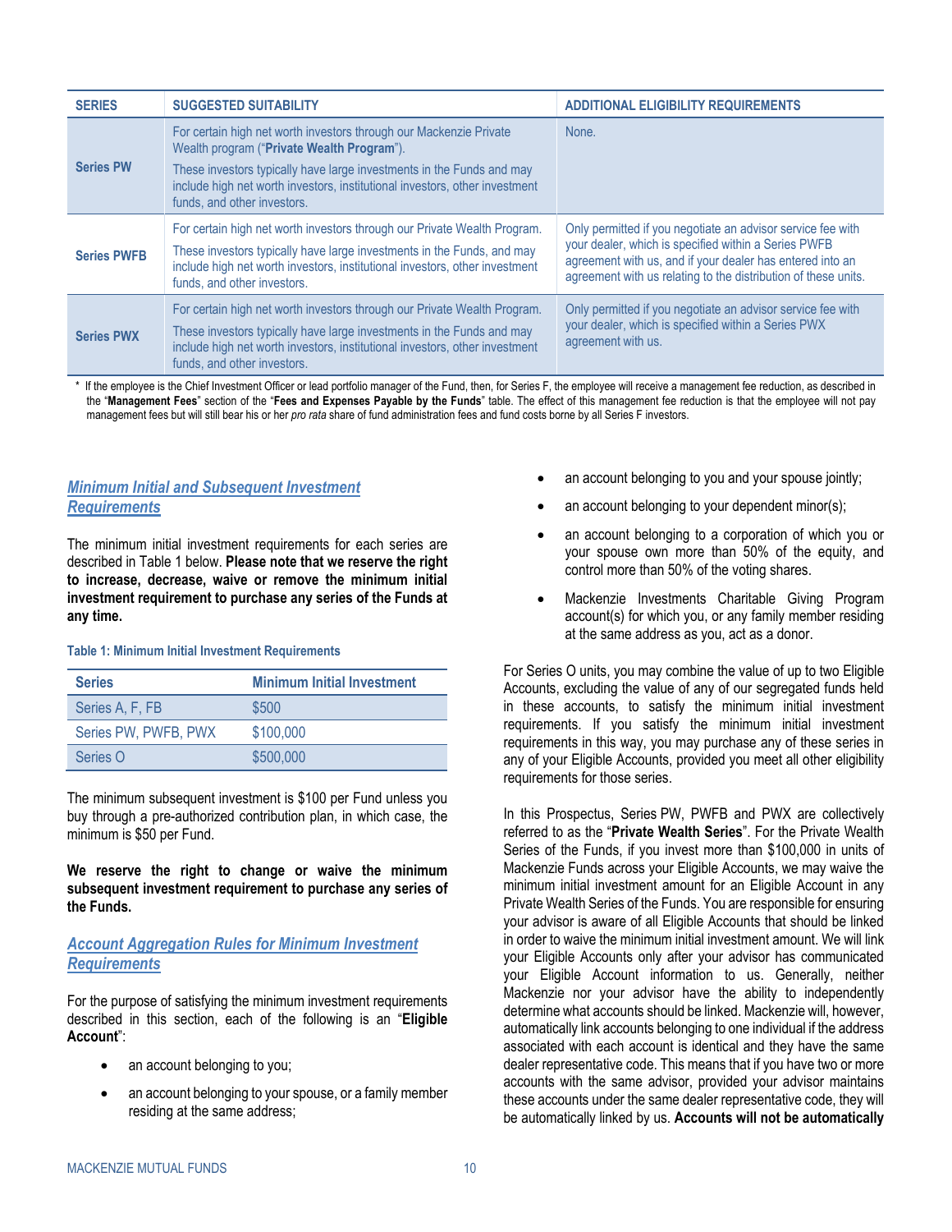| SERIES | SUGGESTED SUITABILITY | ADDITIONAL ELIGIBILITY REQUIREMENTS |
|---|---|---|
| **Series PW** | For certain high net worth investors through our Mackenzie Private Wealth program ("**Private Wealth Program**"). These investors typically have large investments in the Funds and may include high net worth investors, institutional investors, other investment funds, and other investors. | None. |
| **Series PWFB** | For certain high net worth investors through our Private Wealth Program. These investors typically have large investments in the Funds, and may include high net worth investors, institutional investors, other investment funds, and other investors. | Only permitted if you negotiate an advisor service fee with your dealer, which is specified within a Series PWFB agreement with us, and if your dealer has entered into an agreement with us relating to the distribution of these units. |
| **Series PWX** | For certain high net worth investors through our Private Wealth Program. These investors typically have large investments in the Funds and may include high net worth investors, institutional investors, other investment funds, and other investors. | Only permitted if you negotiate an advisor service fee with your dealer, which is specified within a Series PWX agreement with us. |

\* If the employee is the Chief Investment Officer or lead portfolio manager of the Fund, then, for Series F, the employee will receive a management fee reduction, as described in the "**Management Fees**" section of the "**Fees and Expenses Payable by the Funds**" table. The effect of this management fee reduction is that the employee will not pay management fees but will still bear his or her *pro rata* share of fund administration fees and fund costs borne by all Series F investors.

## *Minimum Initial and Subsequent Investment Requirements*

The minimum initial investment requirements for each series are described in Table 1 below. **Please note that we reserve the right to increase, decrease, waive or remove the minimum initial investment requirement to purchase any series of the Funds at any time.**

**Table 1: Minimum Initial Investment Requirements**

| Series | Minimum Initial Investment |
|---|---|
| Series A, F, FB | $500 |
| Series PW, PWFB, PWX | $100,000 |
| Series O | $500,000 |

The minimum subsequent investment is $100 per Fund unless you buy through a pre-authorized contribution plan, in which case, the minimum is $50 per Fund.

**We reserve the right to change or waive the minimum subsequent investment requirement to purchase any series of the Funds.**

## *Account Aggregation Rules for Minimum Investment Requirements*

For the purpose of satisfying the minimum investment requirements described in this section, each of the following is an "**Eligible Account**":

- an account belonging to you;
- an account belonging to your spouse, or a family member residing at the same address;
- an account belonging to you and your spouse jointly;
- an account belonging to your dependent minor(s);
- an account belonging to a corporation of which you or your spouse own more than 50% of the equity, and control more than 50% of the voting shares.
- Mackenzie Investments Charitable Giving Program account(s) for which you, or any family member residing at the same address as you, act as a donor.

For Series O units, you may combine the value of up to two Eligible Accounts, excluding the value of any of our segregated funds held in these accounts, to satisfy the minimum initial investment requirements. If you satisfy the minimum initial investment requirements in this way, you may purchase any of these series in any of your Eligible Accounts, provided you meet all other eligibility requirements for those series.

In this Prospectus, Series PW, PWFB and PWX are collectively referred to as the "**Private Wealth Series**". For the Private Wealth Series of the Funds, if you invest more than $100,000 in units of Mackenzie Funds across your Eligible Accounts, we may waive the minimum initial investment amount for an Eligible Account in any Private Wealth Series of the Funds. You are responsible for ensuring your advisor is aware of all Eligible Accounts that should be linked in order to waive the minimum initial investment amount. We will link your Eligible Accounts only after your advisor has communicated your Eligible Account information to us. Generally, neither Mackenzie nor your advisor have the ability to independently determine what accounts should be linked. Mackenzie will, however, automatically link accounts belonging to one individual if the address associated with each account is identical and they have the same dealer representative code. This means that if you have two or more accounts with the same advisor, provided your advisor maintains these accounts under the same dealer representative code, they will be automatically linked by us. **Accounts will not be automatically**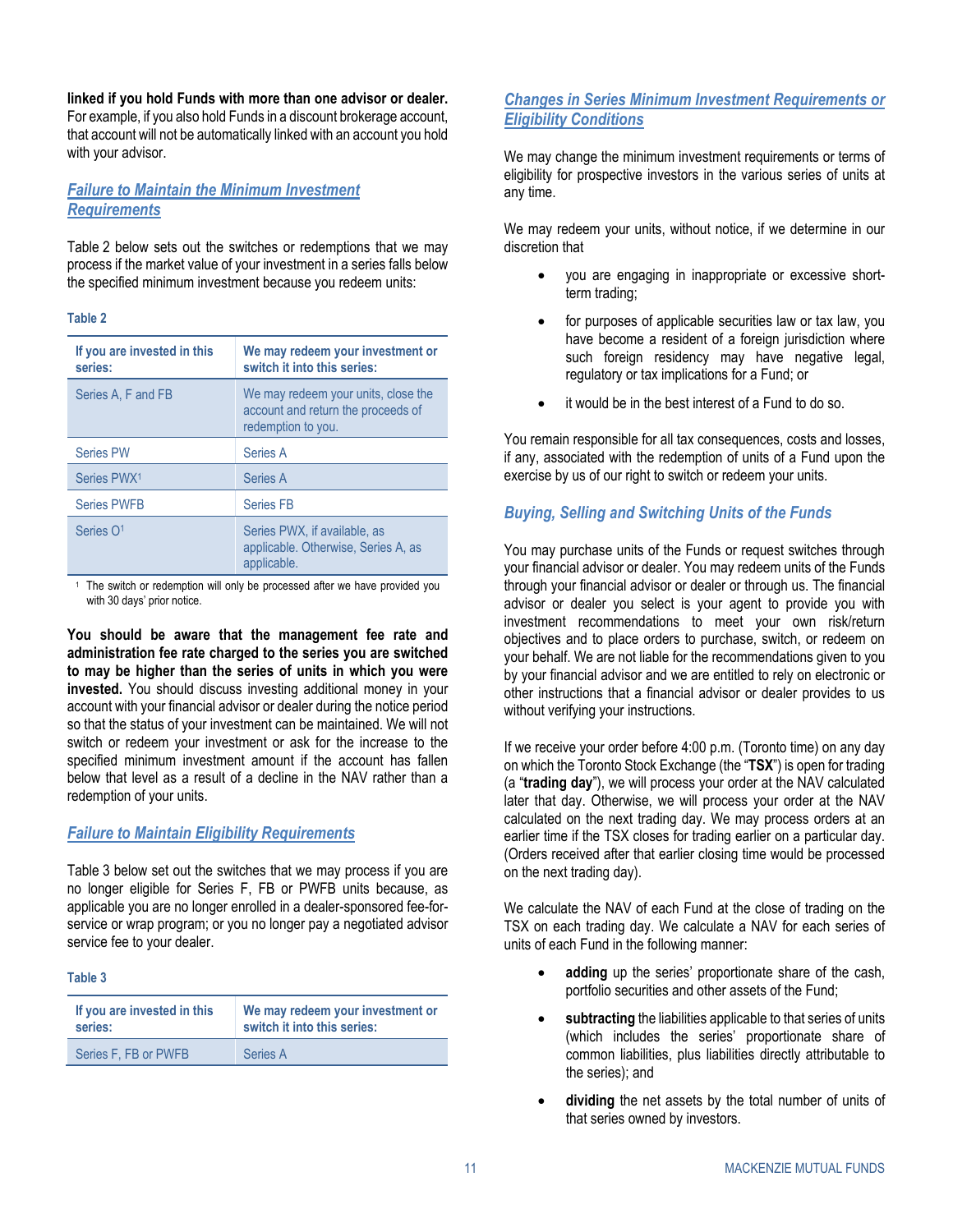**linked if you hold Funds with more than one advisor or dealer.** For example, if you also hold Funds in a discount brokerage account, that account will not be automatically linked with an account you hold with your advisor.

### *Failure to Maintain the Minimum Investment Requirements*

Table 2 below sets out the switches or redemptions that we may process if the market value of your investment in a series falls below the specified minimum investment because you redeem units:

**Table 2**

| If you are invested in this series: | We may redeem your investment or switch it into this series: |
|---|---|
| Series A, F and FB | We may redeem your units, close the account and return the proceeds of redemption to you. |
| Series PW | Series A |
| Series PWX[1] | Series A |
| Series PWFB | Series FB |
| Series O[1] | Series PWX, if available, as applicable. Otherwise, Series A, as applicable. |

[1] The switch or redemption will only be processed after we have provided you with 30 days' prior notice.

**You should be aware that the management fee rate and administration fee rate charged to the series you are switched to may be higher than the series of units in which you were invested.** You should discuss investing additional money in your account with your financial advisor or dealer during the notice period so that the status of your investment can be maintained. We will not switch or redeem your investment or ask for the increase to the specified minimum investment amount if the account has fallen below that level as a result of a decline in the NAV rather than a redemption of your units.

### *Failure to Maintain Eligibility Requirements*

Table 3 below set out the switches that we may process if you are no longer eligible for Series F, FB or PWFB units because, as applicable you are no longer enrolled in a dealer-sponsored fee-for-service or wrap program; or you no longer pay a negotiated advisor service fee to your dealer.

**Table 3**

| If you are invested in this series: | We may redeem your investment or switch it into this series: |
|---|---|
| Series F, FB or PWFB | Series A |

### *Changes in Series Minimum Investment Requirements or Eligibility Conditions*

We may change the minimum investment requirements or terms of eligibility for prospective investors in the various series of units at any time.

We may redeem your units, without notice, if we determine in our discretion that

- you are engaging in inappropriate or excessive short-term trading;
- for purposes of applicable securities law or tax law, you have become a resident of a foreign jurisdiction where such foreign residency may have negative legal, regulatory or tax implications for a Fund; or
- it would be in the best interest of a Fund to do so.

You remain responsible for all tax consequences, costs and losses, if any, associated with the redemption of units of a Fund upon the exercise by us of our right to switch or redeem your units.

## *Buying, Selling and Switching Units of the Funds*

You may purchase units of the Funds or request switches through your financial advisor or dealer. You may redeem units of the Funds through your financial advisor or dealer or through us. The financial advisor or dealer you select is your agent to provide you with investment recommendations to meet your own risk/return objectives and to place orders to purchase, switch, or redeem on your behalf. We are not liable for the recommendations given to you by your financial advisor and we are entitled to rely on electronic or other instructions that a financial advisor or dealer provides to us without verifying your instructions.

If we receive your order before 4:00 p.m. (Toronto time) on any day on which the Toronto Stock Exchange (the "**TSX**") is open for trading (a "**trading day**"), we will process your order at the NAV calculated later that day. Otherwise, we will process your order at the NAV calculated on the next trading day. We may process orders at an earlier time if the TSX closes for trading earlier on a particular day. (Orders received after that earlier closing time would be processed on the next trading day).

We calculate the NAV of each Fund at the close of trading on the TSX on each trading day. We calculate a NAV for each series of units of each Fund in the following manner:

- **adding** up the series' proportionate share of the cash, portfolio securities and other assets of the Fund;
- **subtracting** the liabilities applicable to that series of units (which includes the series' proportionate share of common liabilities, plus liabilities directly attributable to the series); and
- **dividing** the net assets by the total number of units of that series owned by investors.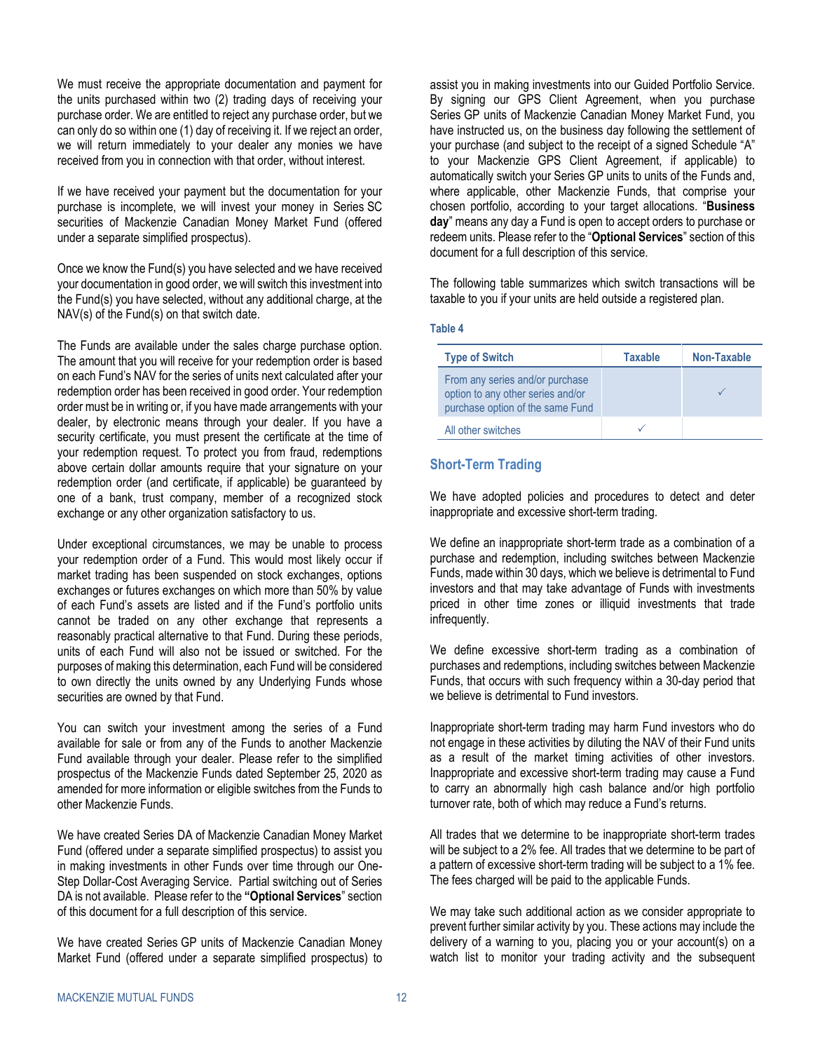We must receive the appropriate documentation and payment for the units purchased within two (2) trading days of receiving your purchase order. We are entitled to reject any purchase order, but we can only do so within one (1) day of receiving it. If we reject an order, we will return immediately to your dealer any monies we have received from you in connection with that order, without interest.

If we have received your payment but the documentation for your purchase is incomplete, we will invest your money in Series SC securities of Mackenzie Canadian Money Market Fund (offered under a separate simplified prospectus).

Once we know the Fund(s) you have selected and we have received your documentation in good order, we will switch this investment into the Fund(s) you have selected, without any additional charge, at the NAV(s) of the Fund(s) on that switch date.

The Funds are available under the sales charge purchase option. The amount that you will receive for your redemption order is based on each Fund's NAV for the series of units next calculated after your redemption order has been received in good order. Your redemption order must be in writing or, if you have made arrangements with your dealer, by electronic means through your dealer. If you have a security certificate, you must present the certificate at the time of your redemption request. To protect you from fraud, redemptions above certain dollar amounts require that your signature on your redemption order (and certificate, if applicable) be guaranteed by one of a bank, trust company, member of a recognized stock exchange or any other organization satisfactory to us.

Under exceptional circumstances, we may be unable to process your redemption order of a Fund. This would most likely occur if market trading has been suspended on stock exchanges, options exchanges or futures exchanges on which more than 50% by value of each Fund's assets are listed and if the Fund's portfolio units cannot be traded on any other exchange that represents a reasonably practical alternative to that Fund. During these periods, units of each Fund will also not be issued or switched. For the purposes of making this determination, each Fund will be considered to own directly the units owned by any Underlying Funds whose securities are owned by that Fund.

You can switch your investment among the series of a Fund available for sale or from any of the Funds to another Mackenzie Fund available through your dealer. Please refer to the simplified prospectus of the Mackenzie Funds dated September 25, 2020 as amended for more information or eligible switches from the Funds to other Mackenzie Funds.

We have created Series DA of Mackenzie Canadian Money Market Fund (offered under a separate simplified prospectus) to assist you in making investments in other Funds over time through our One-Step Dollar-Cost Averaging Service. Partial switching out of Series DA is not available. Please refer to the **"Optional Services"** section of this document for a full description of this service.

We have created Series GP units of Mackenzie Canadian Money Market Fund (offered under a separate simplified prospectus) to assist you in making investments into our Guided Portfolio Service. By signing our GPS Client Agreement, when you purchase Series GP units of Mackenzie Canadian Money Market Fund, you have instructed us, on the business day following the settlement of your purchase (and subject to the receipt of a signed Schedule "A" to your Mackenzie GPS Client Agreement, if applicable) to automatically switch your Series GP units to units of the Funds and, where applicable, other Mackenzie Funds, that comprise your chosen portfolio, according to your target allocations. "**Business day**" means any day a Fund is open to accept orders to purchase or redeem units. Please refer to the "**Optional Services**" section of this document for a full description of this service.

The following table summarizes which switch transactions will be taxable to you if your units are held outside a registered plan.

**Table 4**

| Type of Switch | Taxable | Non-Taxable |
|---|---|---|
| From any series and/or purchase option to any other series and/or purchase option of the same Fund | | ✓ |
| All other switches | ✓ | |

## Short-Term Trading

We have adopted policies and procedures to detect and deter inappropriate and excessive short-term trading.

We define an inappropriate short-term trade as a combination of a purchase and redemption, including switches between Mackenzie Funds, made within 30 days, which we believe is detrimental to Fund investors and that may take advantage of Funds with investments priced in other time zones or illiquid investments that trade infrequently.

We define excessive short-term trading as a combination of purchases and redemptions, including switches between Mackenzie Funds, that occurs with such frequency within a 30-day period that we believe is detrimental to Fund investors.

Inappropriate short-term trading may harm Fund investors who do not engage in these activities by diluting the NAV of their Fund units as a result of the market timing activities of other investors. Inappropriate and excessive short-term trading may cause a Fund to carry an abnormally high cash balance and/or high portfolio turnover rate, both of which may reduce a Fund's returns.

All trades that we determine to be inappropriate short-term trades will be subject to a 2% fee. All trades that we determine to be part of a pattern of excessive short-term trading will be subject to a 1% fee. The fees charged will be paid to the applicable Funds.

We may take such additional action as we consider appropriate to prevent further similar activity by you. These actions may include the delivery of a warning to you, placing you or your account(s) on a watch list to monitor your trading activity and the subsequent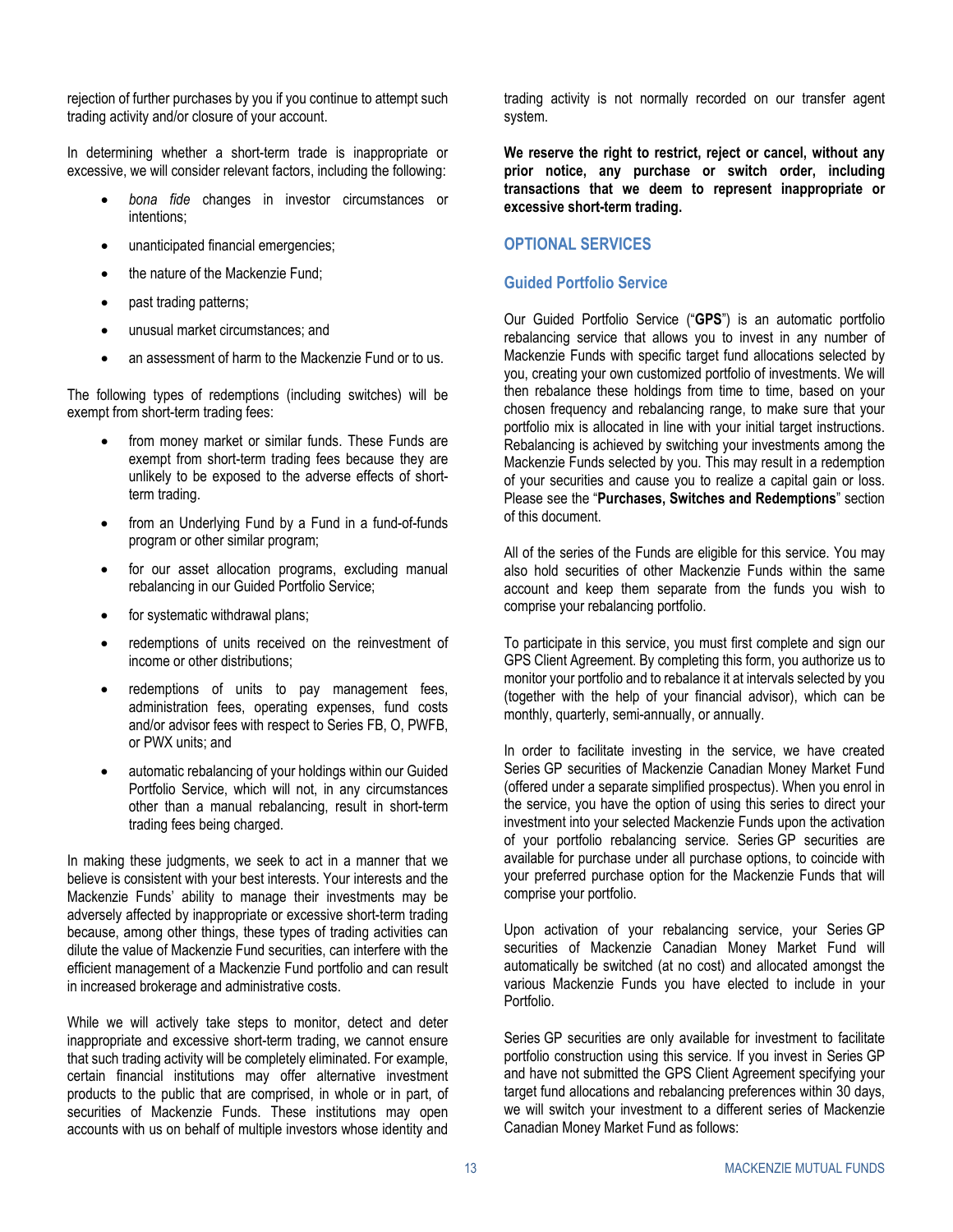rejection of further purchases by you if you continue to attempt such trading activity and/or closure of your account.

In determining whether a short-term trade is inappropriate or excessive, we will consider relevant factors, including the following:

- *bona fide* changes in investor circumstances or intentions;
- unanticipated financial emergencies;
- the nature of the Mackenzie Fund;
- past trading patterns;
- unusual market circumstances; and
- an assessment of harm to the Mackenzie Fund or to us.

The following types of redemptions (including switches) will be exempt from short-term trading fees:

- from money market or similar funds. These Funds are exempt from short-term trading fees because they are unlikely to be exposed to the adverse effects of short-term trading.
- from an Underlying Fund by a Fund in a fund-of-funds program or other similar program;
- for our asset allocation programs, excluding manual rebalancing in our Guided Portfolio Service;
- for systematic withdrawal plans;
- redemptions of units received on the reinvestment of income or other distributions;
- redemptions of units to pay management fees, administration fees, operating expenses, fund costs and/or advisor fees with respect to Series FB, O, PWFB, or PWX units; and
- automatic rebalancing of your holdings within our Guided Portfolio Service, which will not, in any circumstances other than a manual rebalancing, result in short-term trading fees being charged.

In making these judgments, we seek to act in a manner that we believe is consistent with your best interests. Your interests and the Mackenzie Funds' ability to manage their investments may be adversely affected by inappropriate or excessive short-term trading because, among other things, these types of trading activities can dilute the value of Mackenzie Fund securities, can interfere with the efficient management of a Mackenzie Fund portfolio and can result in increased brokerage and administrative costs.

While we will actively take steps to monitor, detect and deter inappropriate and excessive short-term trading, we cannot ensure that such trading activity will be completely eliminated. For example, certain financial institutions may offer alternative investment products to the public that are comprised, in whole or in part, of securities of Mackenzie Funds. These institutions may open accounts with us on behalf of multiple investors whose identity and trading activity is not normally recorded on our transfer agent system.

**We reserve the right to restrict, reject or cancel, without any prior notice, any purchase or switch order, including transactions that we deem to represent inappropriate or excessive short-term trading.**

## OPTIONAL SERVICES

### Guided Portfolio Service

Our Guided Portfolio Service ("**GPS**") is an automatic portfolio rebalancing service that allows you to invest in any number of Mackenzie Funds with specific target fund allocations selected by you, creating your own customized portfolio of investments. We will then rebalance these holdings from time to time, based on your chosen frequency and rebalancing range, to make sure that your portfolio mix is allocated in line with your initial target instructions. Rebalancing is achieved by switching your investments among the Mackenzie Funds selected by you. This may result in a redemption of your securities and cause you to realize a capital gain or loss. Please see the "**Purchases, Switches and Redemptions**" section of this document.

All of the series of the Funds are eligible for this service. You may also hold securities of other Mackenzie Funds within the same account and keep them separate from the funds you wish to comprise your rebalancing portfolio.

To participate in this service, you must first complete and sign our GPS Client Agreement. By completing this form, you authorize us to monitor your portfolio and to rebalance it at intervals selected by you (together with the help of your financial advisor), which can be monthly, quarterly, semi-annually, or annually.

In order to facilitate investing in the service, we have created Series GP securities of Mackenzie Canadian Money Market Fund (offered under a separate simplified prospectus). When you enrol in the service, you have the option of using this series to direct your investment into your selected Mackenzie Funds upon the activation of your portfolio rebalancing service. Series GP securities are available for purchase under all purchase options, to coincide with your preferred purchase option for the Mackenzie Funds that will comprise your portfolio.

Upon activation of your rebalancing service, your Series GP securities of Mackenzie Canadian Money Market Fund will automatically be switched (at no cost) and allocated amongst the various Mackenzie Funds you have elected to include in your Portfolio.

Series GP securities are only available for investment to facilitate portfolio construction using this service. If you invest in Series GP and have not submitted the GPS Client Agreement specifying your target fund allocations and rebalancing preferences within 30 days, we will switch your investment to a different series of Mackenzie Canadian Money Market Fund as follows: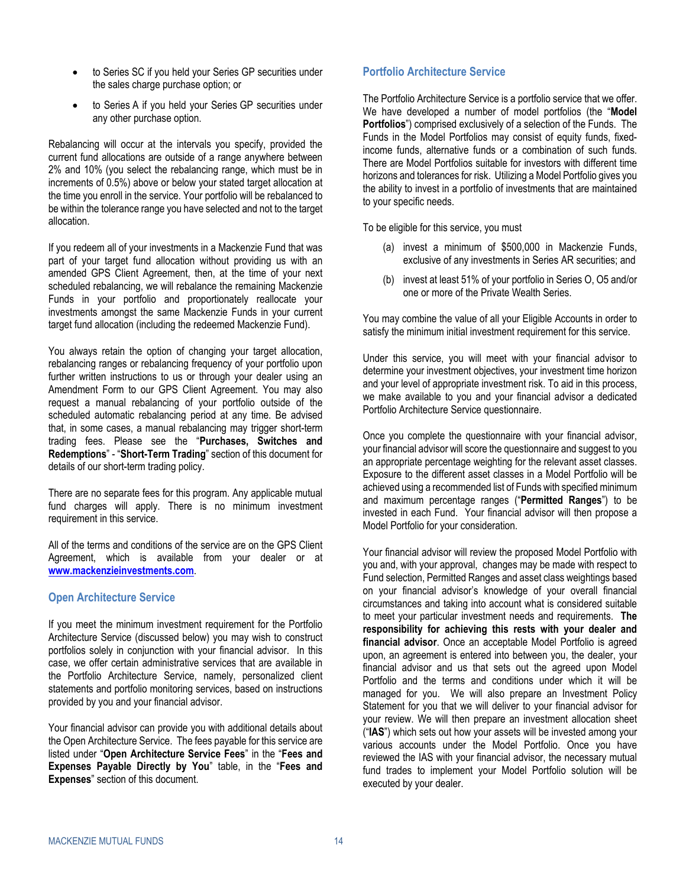- to Series SC if you held your Series GP securities under the sales charge purchase option; or
- to Series A if you held your Series GP securities under any other purchase option.

Rebalancing will occur at the intervals you specify, provided the current fund allocations are outside of a range anywhere between 2% and 10% (you select the rebalancing range, which must be in increments of 0.5%) above or below your stated target allocation at the time you enroll in the service. Your portfolio will be rebalanced to be within the tolerance range you have selected and not to the target allocation.

If you redeem all of your investments in a Mackenzie Fund that was part of your target fund allocation without providing us with an amended GPS Client Agreement, then, at the time of your next scheduled rebalancing, we will rebalance the remaining Mackenzie Funds in your portfolio and proportionately reallocate your investments amongst the same Mackenzie Funds in your current target fund allocation (including the redeemed Mackenzie Fund).

You always retain the option of changing your target allocation, rebalancing ranges or rebalancing frequency of your portfolio upon further written instructions to us or through your dealer using an Amendment Form to our GPS Client Agreement. You may also request a manual rebalancing of your portfolio outside of the scheduled automatic rebalancing period at any time. Be advised that, in some cases, a manual rebalancing may trigger short-term trading fees. Please see the "**Purchases, Switches and Redemptions**" - "**Short-Term Trading**" section of this document for details of our short-term trading policy.

There are no separate fees for this program. Any applicable mutual fund charges will apply. There is no minimum investment requirement in this service.

All of the terms and conditions of the service are on the GPS Client Agreement, which is available from your dealer or at **www.mackenzieinvestments.com**.

## Open Architecture Service

If you meet the minimum investment requirement for the Portfolio Architecture Service (discussed below) you may wish to construct portfolios solely in conjunction with your financial advisor. In this case, we offer certain administrative services that are available in the Portfolio Architecture Service, namely, personalized client statements and portfolio monitoring services, based on instructions provided by you and your financial advisor.

Your financial advisor can provide you with additional details about the Open Architecture Service. The fees payable for this service are listed under "**Open Architecture Service Fees**" in the "**Fees and Expenses Payable Directly by You**" table, in the "**Fees and Expenses**" section of this document.

## Portfolio Architecture Service

The Portfolio Architecture Service is a portfolio service that we offer. We have developed a number of model portfolios (the "**Model Portfolios**") comprised exclusively of a selection of the Funds. The Funds in the Model Portfolios may consist of equity funds, fixed-income funds, alternative funds or a combination of such funds. There are Model Portfolios suitable for investors with different time horizons and tolerances for risk. Utilizing a Model Portfolio gives you the ability to invest in a portfolio of investments that are maintained to your specific needs.

To be eligible for this service, you must

(a) invest a minimum of $500,000 in Mackenzie Funds, exclusive of any investments in Series AR securities; and

(b) invest at least 51% of your portfolio in Series O, O5 and/or one or more of the Private Wealth Series.

You may combine the value of all your Eligible Accounts in order to satisfy the minimum initial investment requirement for this service.

Under this service, you will meet with your financial advisor to determine your investment objectives, your investment time horizon and your level of appropriate investment risk. To aid in this process, we make available to you and your financial advisor a dedicated Portfolio Architecture Service questionnaire.

Once you complete the questionnaire with your financial advisor, your financial advisor will score the questionnaire and suggest to you an appropriate percentage weighting for the relevant asset classes. Exposure to the different asset classes in a Model Portfolio will be achieved using a recommended list of Funds with specified minimum and maximum percentage ranges ("**Permitted Ranges**") to be invested in each Fund. Your financial advisor will then propose a Model Portfolio for your consideration.

Your financial advisor will review the proposed Model Portfolio with you and, with your approval, changes may be made with respect to Fund selection, Permitted Ranges and asset class weightings based on your financial advisor's knowledge of your overall financial circumstances and taking into account what is considered suitable to meet your particular investment needs and requirements. **The responsibility for achieving this rests with your dealer and financial advisor**. Once an acceptable Model Portfolio is agreed upon, an agreement is entered into between you, the dealer, your financial advisor and us that sets out the agreed upon Model Portfolio and the terms and conditions under which it will be managed for you. We will also prepare an Investment Policy Statement for you that we will deliver to your financial advisor for your review. We will then prepare an investment allocation sheet ("**IAS**") which sets out how your assets will be invested among your various accounts under the Model Portfolio. Once you have reviewed the IAS with your financial advisor, the necessary mutual fund trades to implement your Model Portfolio solution will be executed by your dealer.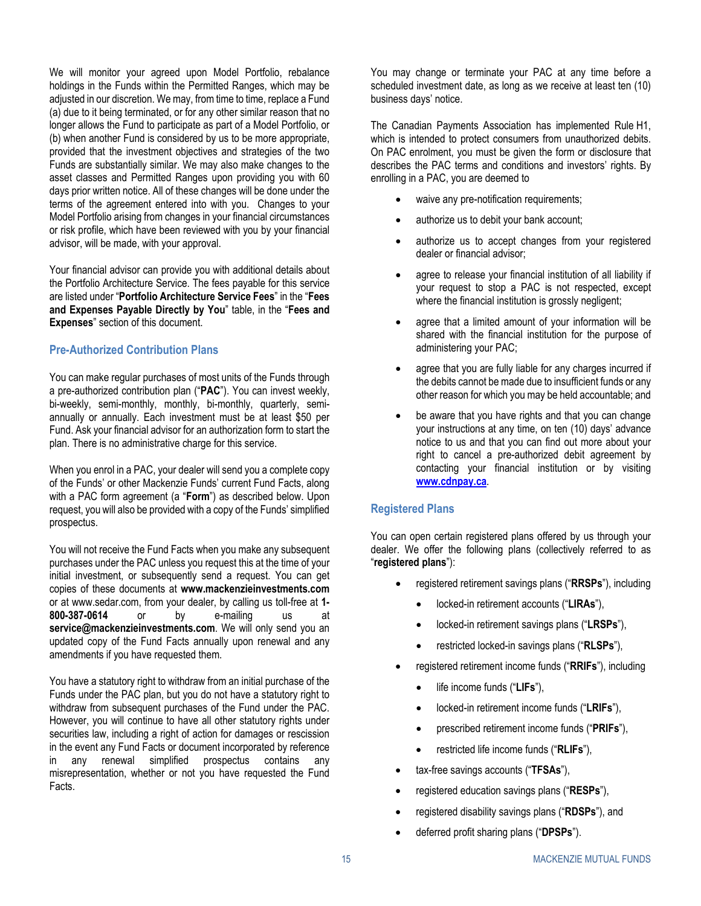We will monitor your agreed upon Model Portfolio, rebalance holdings in the Funds within the Permitted Ranges, which may be adjusted in our discretion. We may, from time to time, replace a Fund (a) due to it being terminated, or for any other similar reason that no longer allows the Fund to participate as part of a Model Portfolio, or (b) when another Fund is considered by us to be more appropriate, provided that the investment objectives and strategies of the two Funds are substantially similar. We may also make changes to the asset classes and Permitted Ranges upon providing you with 60 days prior written notice. All of these changes will be done under the terms of the agreement entered into with you. Changes to your Model Portfolio arising from changes in your financial circumstances or risk profile, which have been reviewed with you by your financial advisor, will be made, with your approval.

Your financial advisor can provide you with additional details about the Portfolio Architecture Service. The fees payable for this service are listed under "**Portfolio Architecture Service Fees**" in the "**Fees and Expenses Payable Directly by You**" table, in the "**Fees and Expenses**" section of this document.

## Pre-Authorized Contribution Plans

You can make regular purchases of most units of the Funds through a pre-authorized contribution plan ("**PAC**"). You can invest weekly, bi-weekly, semi-monthly, monthly, bi-monthly, quarterly, semi-annually or annually. Each investment must be at least $50 per Fund. Ask your financial advisor for an authorization form to start the plan. There is no administrative charge for this service.

When you enrol in a PAC, your dealer will send you a complete copy of the Funds' or other Mackenzie Funds' current Fund Facts, along with a PAC form agreement (a "**Form**") as described below. Upon request, you will also be provided with a copy of the Funds' simplified prospectus.

You will not receive the Fund Facts when you make any subsequent purchases under the PAC unless you request this at the time of your initial investment, or subsequently send a request. You can get copies of these documents at **www.mackenzieinvestments.com** or at www.sedar.com, from your dealer, by calling us toll-free at **1-800-387-0614** or by e-mailing us at **service@mackenzieinvestments.com**. We will only send you an updated copy of the Fund Facts annually upon renewal and any amendments if you have requested them.

You have a statutory right to withdraw from an initial purchase of the Funds under the PAC plan, but you do not have a statutory right to withdraw from subsequent purchases of the Fund under the PAC. However, you will continue to have all other statutory rights under securities law, including a right of action for damages or rescission in the event any Fund Facts or document incorporated by reference in any renewal simplified prospectus contains any misrepresentation, whether or not you have requested the Fund Facts.

You may change or terminate your PAC at any time before a scheduled investment date, as long as we receive at least ten (10) business days' notice.

The Canadian Payments Association has implemented Rule H1, which is intended to protect consumers from unauthorized debits. On PAC enrolment, you must be given the form or disclosure that describes the PAC terms and conditions and investors' rights. By enrolling in a PAC, you are deemed to

- waive any pre-notification requirements;
- authorize us to debit your bank account;
- authorize us to accept changes from your registered dealer or financial advisor;
- agree to release your financial institution of all liability if your request to stop a PAC is not respected, except where the financial institution is grossly negligent;
- agree that a limited amount of your information will be shared with the financial institution for the purpose of administering your PAC;
- agree that you are fully liable for any charges incurred if the debits cannot be made due to insufficient funds or any other reason for which you may be held accountable; and
- be aware that you have rights and that you can change your instructions at any time, on ten (10) days' advance notice to us and that you can find out more about your right to cancel a pre-authorized debit agreement by contacting your financial institution or by visiting **www.cdnpay.ca**.

## Registered Plans

You can open certain registered plans offered by us through your dealer. We offer the following plans (collectively referred to as "**registered plans**"):

- registered retirement savings plans ("**RRSPs**"), including
  - locked-in retirement accounts ("**LIRAs**"),
  - locked-in retirement savings plans ("**LRSPs**"),
  - restricted locked-in savings plans ("**RLSPs**"),
- registered retirement income funds ("**RRIFs**"), including
  - life income funds ("**LIFs**"),
  - locked-in retirement income funds ("**LRIFs**"),
  - prescribed retirement income funds ("**PRIFs**"),
  - restricted life income funds ("**RLIFs**"),
- tax-free savings accounts ("**TFSAs**"),
- registered education savings plans ("**RESPs**"),
- registered disability savings plans ("**RDSPs**"), and
- deferred profit sharing plans ("**DPSPs**").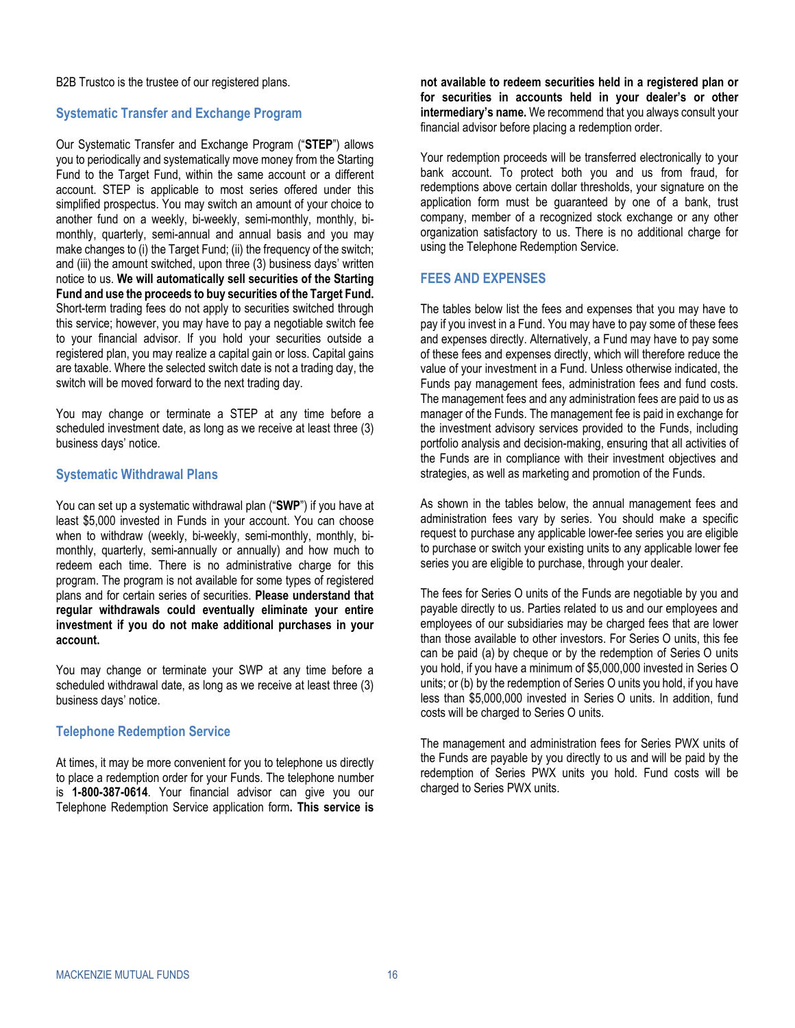B2B Trustco is the trustee of our registered plans.

### Systematic Transfer and Exchange Program

Our Systematic Transfer and Exchange Program ("**STEP**") allows you to periodically and systematically move money from the Starting Fund to the Target Fund, within the same account or a different account. STEP is applicable to most series offered under this simplified prospectus. You may switch an amount of your choice to another fund on a weekly, bi-weekly, semi-monthly, monthly, bi-monthly, quarterly, semi-annual and annual basis and you may make changes to (i) the Target Fund; (ii) the frequency of the switch; and (iii) the amount switched, upon three (3) business days' written notice to us. **We will automatically sell securities of the Starting Fund and use the proceeds to buy securities of the Target Fund.** Short-term trading fees do not apply to securities switched through this service; however, you may have to pay a negotiable switch fee to your financial advisor. If you hold your securities outside a registered plan, you may realize a capital gain or loss. Capital gains are taxable. Where the selected switch date is not a trading day, the switch will be moved forward to the next trading day.

You may change or terminate a STEP at any time before a scheduled investment date, as long as we receive at least three (3) business days' notice.

### Systematic Withdrawal Plans

You can set up a systematic withdrawal plan ("**SWP**") if you have at least $5,000 invested in Funds in your account. You can choose when to withdraw (weekly, bi-weekly, semi-monthly, monthly, bi-monthly, quarterly, semi-annually or annually) and how much to redeem each time. There is no administrative charge for this program. The program is not available for some types of registered plans and for certain series of securities. **Please understand that regular withdrawals could eventually eliminate your entire investment if you do not make additional purchases in your account.**

You may change or terminate your SWP at any time before a scheduled withdrawal date, as long as we receive at least three (3) business days' notice.

### Telephone Redemption Service

At times, it may be more convenient for you to telephone us directly to place a redemption order for your Funds. The telephone number is **1-800-387-0614**. Your financial advisor can give you our Telephone Redemption Service application form**. This service is not available to redeem securities held in a registered plan or for securities in accounts held in your dealer's or other intermediary's name.** We recommend that you always consult your financial advisor before placing a redemption order.

Your redemption proceeds will be transferred electronically to your bank account. To protect both you and us from fraud, for redemptions above certain dollar thresholds, your signature on the application form must be guaranteed by one of a bank, trust company, member of a recognized stock exchange or any other organization satisfactory to us. There is no additional charge for using the Telephone Redemption Service.

## FEES AND EXPENSES

The tables below list the fees and expenses that you may have to pay if you invest in a Fund. You may have to pay some of these fees and expenses directly. Alternatively, a Fund may have to pay some of these fees and expenses directly, which will therefore reduce the value of your investment in a Fund. Unless otherwise indicated, the Funds pay management fees, administration fees and fund costs. The management fees and any administration fees are paid to us as manager of the Funds. The management fee is paid in exchange for the investment advisory services provided to the Funds, including portfolio analysis and decision-making, ensuring that all activities of the Funds are in compliance with their investment objectives and strategies, as well as marketing and promotion of the Funds.

As shown in the tables below, the annual management fees and administration fees vary by series. You should make a specific request to purchase any applicable lower-fee series you are eligible to purchase or switch your existing units to any applicable lower fee series you are eligible to purchase, through your dealer.

The fees for Series O units of the Funds are negotiable by you and payable directly to us. Parties related to us and our employees and employees of our subsidiaries may be charged fees that are lower than those available to other investors. For Series O units, this fee can be paid (a) by cheque or by the redemption of Series O units you hold, if you have a minimum of $5,000,000 invested in Series O units; or (b) by the redemption of Series O units you hold, if you have less than $5,000,000 invested in Series O units. In addition, fund costs will be charged to Series O units.

The management and administration fees for Series PWX units of the Funds are payable by you directly to us and will be paid by the redemption of Series PWX units you hold. Fund costs will be charged to Series PWX units.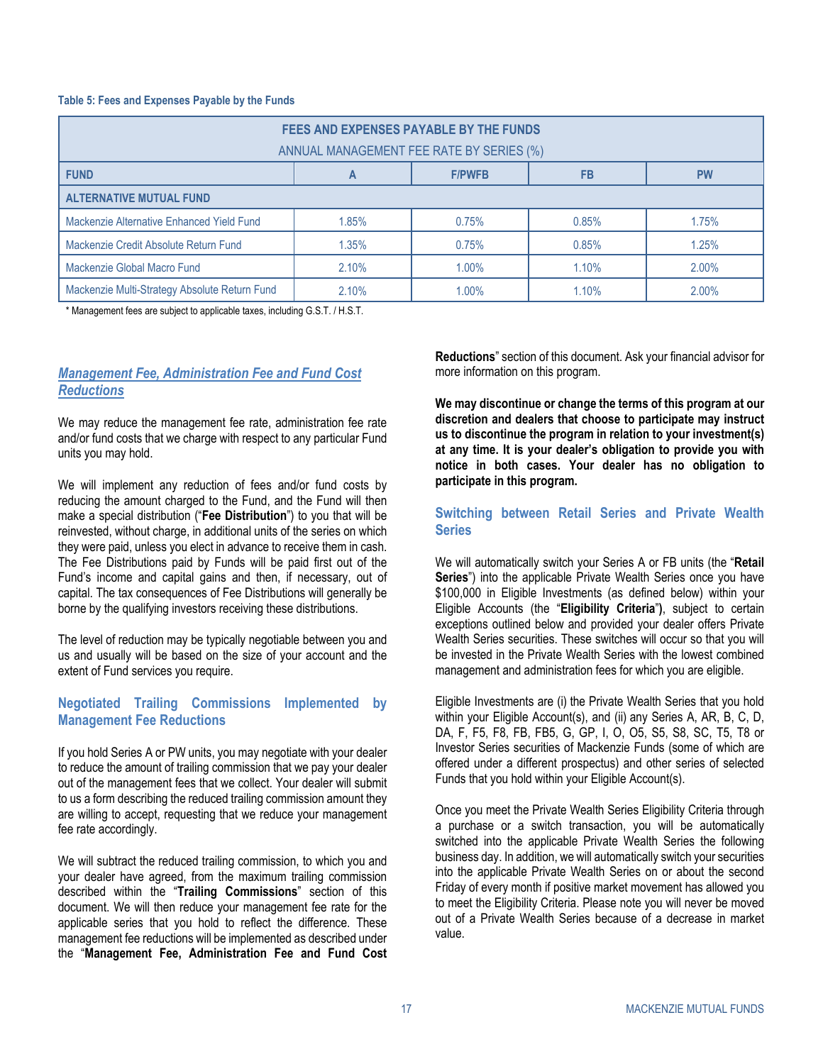**Table 5: Fees and Expenses Payable by the Funds**

| FEES AND EXPENSES PAYABLE BY THE FUNDS<br>ANNUAL MANAGEMENT FEE RATE BY SERIES (%) | | | | |
|---|---|---|---|---|
| **FUND** | **A** | **F/PWFB** | **FB** | **PW** |
| **ALTERNATIVE MUTUAL FUND** | | | | |
| Mackenzie Alternative Enhanced Yield Fund | 1.85% | 0.75% | 0.85% | 1.75% |
| Mackenzie Credit Absolute Return Fund | 1.35% | 0.75% | 0.85% | 1.25% |
| Mackenzie Global Macro Fund | 2.10% | 1.00% | 1.10% | 2.00% |
| Mackenzie Multi-Strategy Absolute Return Fund | 2.10% | 1.00% | 1.10% | 2.00% |

* Management fees are subject to applicable taxes, including G.S.T. / H.S.T.

### *Management Fee, Administration Fee and Fund Cost Reductions*

We may reduce the management fee rate, administration fee rate and/or fund costs that we charge with respect to any particular Fund units you may hold.

We will implement any reduction of fees and/or fund costs by reducing the amount charged to the Fund, and the Fund will then make a special distribution ("**Fee Distribution**") to you that will be reinvested, without charge, in additional units of the series on which they were paid, unless you elect in advance to receive them in cash. The Fee Distributions paid by Funds will be paid first out of the Fund's income and capital gains and then, if necessary, out of capital. The tax consequences of Fee Distributions will generally be borne by the qualifying investors receiving these distributions.

The level of reduction may be typically negotiable between you and us and usually will be based on the size of your account and the extent of Fund services you require.

### Negotiated Trailing Commissions Implemented by Management Fee Reductions

If you hold Series A or PW units, you may negotiate with your dealer to reduce the amount of trailing commission that we pay your dealer out of the management fees that we collect. Your dealer will submit to us a form describing the reduced trailing commission amount they are willing to accept, requesting that we reduce your management fee rate accordingly.

We will subtract the reduced trailing commission, to which you and your dealer have agreed, from the maximum trailing commission described within the "**Trailing Commissions**" section of this document. We will then reduce your management fee rate for the applicable series that you hold to reflect the difference. These management fee reductions will be implemented as described under the "**Management Fee, Administration Fee and Fund Cost Reductions**" section of this document. Ask your financial advisor for more information on this program.

**We may discontinue or change the terms of this program at our discretion and dealers that choose to participate may instruct us to discontinue the program in relation to your investment(s) at any time. It is your dealer's obligation to provide you with notice in both cases. Your dealer has no obligation to participate in this program.**

### Switching between Retail Series and Private Wealth Series

We will automatically switch your Series A or FB units (the "**Retail Series**") into the applicable Private Wealth Series once you have $100,000 in Eligible Investments (as defined below) within your Eligible Accounts (the "**Eligibility Criteria**"), subject to certain exceptions outlined below and provided your dealer offers Private Wealth Series securities. These switches will occur so that you will be invested in the Private Wealth Series with the lowest combined management and administration fees for which you are eligible.

Eligible Investments are (i) the Private Wealth Series that you hold within your Eligible Account(s), and (ii) any Series A, AR, B, C, D, DA, F, F5, F8, FB, FB5, G, GP, I, O, O5, S5, S8, SC, T5, T8 or Investor Series securities of Mackenzie Funds (some of which are offered under a different prospectus) and other series of selected Funds that you hold within your Eligible Account(s).

Once you meet the Private Wealth Series Eligibility Criteria through a purchase or a switch transaction, you will be automatically switched into the applicable Private Wealth Series the following business day. In addition, we will automatically switch your securities into the applicable Private Wealth Series on or about the second Friday of every month if positive market movement has allowed you to meet the Eligibility Criteria. Please note you will never be moved out of a Private Wealth Series because of a decrease in market value.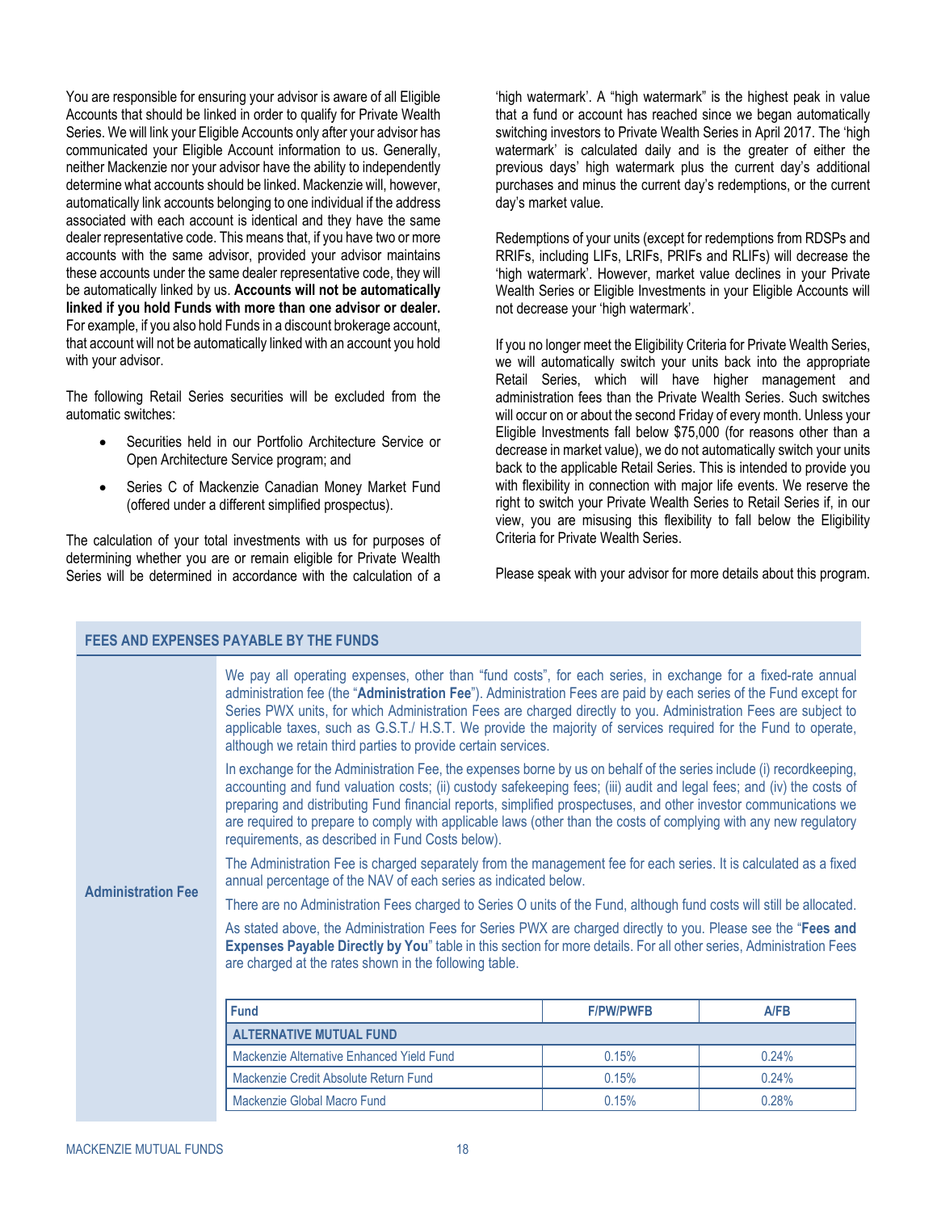You are responsible for ensuring your advisor is aware of all Eligible Accounts that should be linked in order to qualify for Private Wealth Series. We will link your Eligible Accounts only after your advisor has communicated your Eligible Account information to us. Generally, neither Mackenzie nor your advisor have the ability to independently determine what accounts should be linked. Mackenzie will, however, automatically link accounts belonging to one individual if the address associated with each account is identical and they have the same dealer representative code. This means that, if you have two or more accounts with the same advisor, provided your advisor maintains these accounts under the same dealer representative code, they will be automatically linked by us. **Accounts will not be automatically linked if you hold Funds with more than one advisor or dealer.** For example, if you also hold Funds in a discount brokerage account, that account will not be automatically linked with an account you hold with your advisor.

The following Retail Series securities will be excluded from the automatic switches:

- Securities held in our Portfolio Architecture Service or Open Architecture Service program; and
- Series C of Mackenzie Canadian Money Market Fund (offered under a different simplified prospectus).

The calculation of your total investments with us for purposes of determining whether you are or remain eligible for Private Wealth Series will be determined in accordance with the calculation of a 'high watermark'. A "high watermark" is the highest peak in value that a fund or account has reached since we began automatically switching investors to Private Wealth Series in April 2017. The 'high watermark' is calculated daily and is the greater of either the previous days' high watermark plus the current day's additional purchases and minus the current day's redemptions, or the current day's market value.

Redemptions of your units (except for redemptions from RDSPs and RRIFs, including LIFs, LRIFs, PRIFs and RLIFs) will decrease the 'high watermark'. However, market value declines in your Private Wealth Series or Eligible Investments in your Eligible Accounts will not decrease your 'high watermark'.

If you no longer meet the Eligibility Criteria for Private Wealth Series, we will automatically switch your units back into the appropriate Retail Series, which will have higher management and administration fees than the Private Wealth Series. Such switches will occur on or about the second Friday of every month. Unless your Eligible Investments fall below $75,000 (for reasons other than a decrease in market value), we do not automatically switch your units back to the applicable Retail Series. This is intended to provide you with flexibility in connection with major life events. We reserve the right to switch your Private Wealth Series to Retail Series if, in our view, you are misusing this flexibility to fall below the Eligibility Criteria for Private Wealth Series.

Please speak with your advisor for more details about this program.

## FEES AND EXPENSES PAYABLE BY THE FUNDS

**Administration Fee**

We pay all operating expenses, other than "fund costs", for each series, in exchange for a fixed-rate annual administration fee (the "**Administration Fee**"). Administration Fees are paid by each series of the Fund except for Series PWX units, for which Administration Fees are charged directly to you. Administration Fees are subject to applicable taxes, such as G.S.T./ H.S.T. We provide the majority of services required for the Fund to operate, although we retain third parties to provide certain services.

In exchange for the Administration Fee, the expenses borne by us on behalf of the series include (i) recordkeeping, accounting and fund valuation costs; (ii) custody safekeeping fees; (iii) audit and legal fees; and (iv) the costs of preparing and distributing Fund financial reports, simplified prospectuses, and other investor communications we are required to prepare to comply with applicable laws (other than the costs of complying with any new regulatory requirements, as described in Fund Costs below).

The Administration Fee is charged separately from the management fee for each series. It is calculated as a fixed annual percentage of the NAV of each series as indicated below.

There are no Administration Fees charged to Series O units of the Fund, although fund costs will still be allocated.

As stated above, the Administration Fees for Series PWX are charged directly to you. Please see the "**Fees and Expenses Payable Directly by You**" table in this section for more details. For all other series, Administration Fees are charged at the rates shown in the following table.

| Fund | F/PW/PWFB | A/FB |
|---|---|---|
| **ALTERNATIVE MUTUAL FUND** | | |
| Mackenzie Alternative Enhanced Yield Fund | 0.15% | 0.24% |
| Mackenzie Credit Absolute Return Fund | 0.15% | 0.24% |
| Mackenzie Global Macro Fund | 0.15% | 0.28% |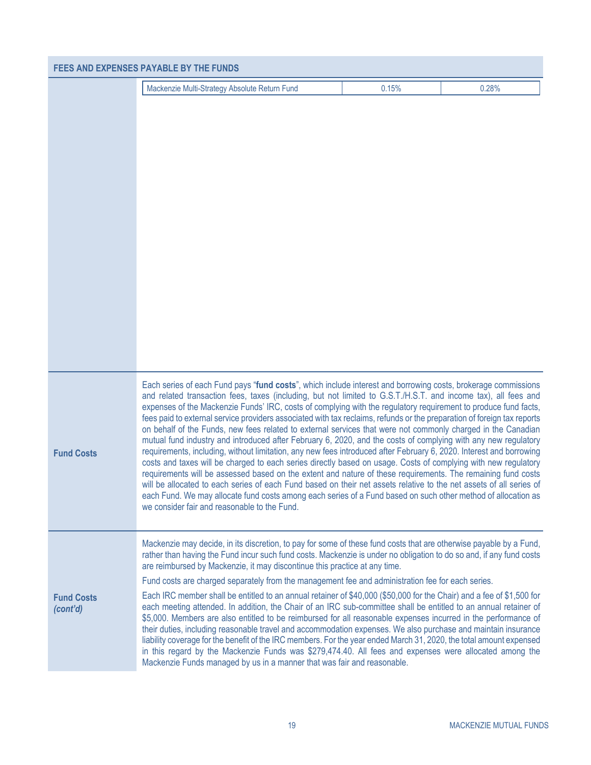## FEES AND EXPENSES PAYABLE BY THE FUNDS

| Mackenzie Multi-Strategy Absolute Return Fund | 0.15% | 0.28% |
|---|---|---|

### Fund Costs

Each series of each Fund pays "**fund costs**", which include interest and borrowing costs, brokerage commissions and related transaction fees, taxes (including, but not limited to G.S.T./H.S.T. and income tax), all fees and expenses of the Mackenzie Funds' IRC, costs of complying with the regulatory requirement to produce fund facts, fees paid to external service providers associated with tax reclaims, refunds or the preparation of foreign tax reports on behalf of the Funds, new fees related to external services that were not commonly charged in the Canadian mutual fund industry and introduced after February 6, 2020, and the costs of complying with any new regulatory requirements, including, without limitation, any new fees introduced after February 6, 2020. Interest and borrowing costs and taxes will be charged to each series directly based on usage. Costs of complying with new regulatory requirements will be assessed based on the extent and nature of these requirements. The remaining fund costs will be allocated to each series of each Fund based on their net assets relative to the net assets of all series of each Fund. We may allocate fund costs among each series of a Fund based on such other method of allocation as we consider fair and reasonable to the Fund.

### Fund Costs *(cont'd)*

Mackenzie may decide, in its discretion, to pay for some of these fund costs that are otherwise payable by a Fund, rather than having the Fund incur such fund costs. Mackenzie is under no obligation to do so and, if any fund costs are reimbursed by Mackenzie, it may discontinue this practice at any time.

Fund costs are charged separately from the management fee and administration fee for each series.

Each IRC member shall be entitled to an annual retainer of $40,000 ($50,000 for the Chair) and a fee of $1,500 for each meeting attended. In addition, the Chair of an IRC sub-committee shall be entitled to an annual retainer of $5,000. Members are also entitled to be reimbursed for all reasonable expenses incurred in the performance of their duties, including reasonable travel and accommodation expenses. We also purchase and maintain insurance liability coverage for the benefit of the IRC members. For the year ended March 31, 2020, the total amount expensed in this regard by the Mackenzie Funds was $279,474.40. All fees and expenses were allocated among the Mackenzie Funds managed by us in a manner that was fair and reasonable.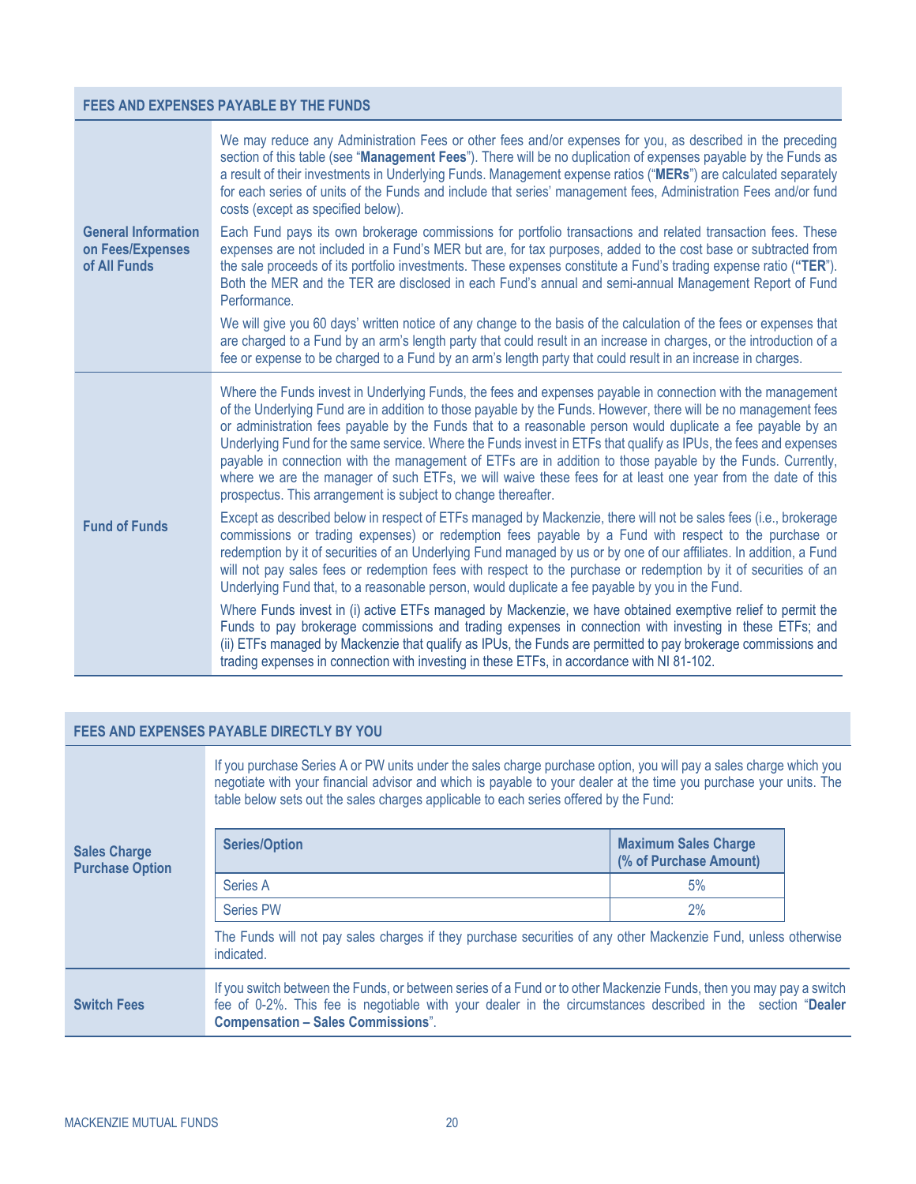| FEES AND EXPENSES PAYABLE BY THE FUNDS | |
|---|---|
| **General Information on Fees/Expenses of All Funds** | We may reduce any Administration Fees or other fees and/or expenses for you, as described in the preceding section of this table (see "**Management Fees**"). There will be no duplication of expenses payable by the Funds as a result of their investments in Underlying Funds. Management expense ratios ("**MERs**") are calculated separately for each series of units of the Funds and include that series' management fees, Administration Fees and/or fund costs (except as specified below).<br><br>Each Fund pays its own brokerage commissions for portfolio transactions and related transaction fees. These expenses are not included in a Fund's MER but are, for tax purposes, added to the cost base or subtracted from the sale proceeds of its portfolio investments. These expenses constitute a Fund's trading expense ratio (**"TER"**). Both the MER and the TER are disclosed in each Fund's annual and semi-annual Management Report of Fund Performance.<br><br>We will give you 60 days' written notice of any change to the basis of the calculation of the fees or expenses that are charged to a Fund by an arm's length party that could result in an increase in charges, or the introduction of a fee or expense to be charged to a Fund by an arm's length party that could result in an increase in charges. |
| **Fund of Funds** | Where the Funds invest in Underlying Funds, the fees and expenses payable in connection with the management of the Underlying Fund are in addition to those payable by the Funds. However, there will be no management fees or administration fees payable by the Funds that to a reasonable person would duplicate a fee payable by an Underlying Fund for the same service. Where the Funds invest in ETFs that qualify as IPUs, the fees and expenses payable in connection with the management of ETFs are in addition to those payable by the Funds. Currently, where we are the manager of such ETFs, we will waive these fees for at least one year from the date of this prospectus. This arrangement is subject to change thereafter.<br><br>Except as described below in respect of ETFs managed by Mackenzie, there will not be sales fees (i.e., brokerage commissions or trading expenses) or redemption fees payable by a Fund with respect to the purchase or redemption by it of securities of an Underlying Fund managed by us or by one of our affiliates. In addition, a Fund will not pay sales fees or redemption fees with respect to the purchase or redemption by it of securities of an Underlying Fund that, to a reasonable person, would duplicate a fee payable by you in the Fund.<br><br>Where Funds invest in (i) active ETFs managed by Mackenzie, we have obtained exemptive relief to permit the Funds to pay brokerage commissions and trading expenses in connection with investing in these ETFs; and (ii) ETFs managed by Mackenzie that qualify as IPUs, the Funds are permitted to pay brokerage commissions and trading expenses in connection with investing in these ETFs, in accordance with NI 81-102. |

| FEES AND EXPENSES PAYABLE DIRECTLY BY YOU | |
|---|---|
| **Sales Charge Purchase Option** | If you purchase Series A or PW units under the sales charge purchase option, you will pay a sales charge which you negotiate with your financial advisor and which is payable to your dealer at the time you purchase your units. The table below sets out the sales charges applicable to each series offered by the Fund:<br><br>**Series/Option** — **Maximum Sales Charge (% of Purchase Amount)**<br>Series A — 5%<br>Series PW — 2%<br><br>The Funds will not pay sales charges if they purchase securities of any other Mackenzie Fund, unless otherwise indicated. |
| **Switch Fees** | If you switch between the Funds, or between series of a Fund or to other Mackenzie Funds, then you may pay a switch fee of 0-2%. This fee is negotiable with your dealer in the circumstances described in the section "**Dealer Compensation – Sales Commissions**". |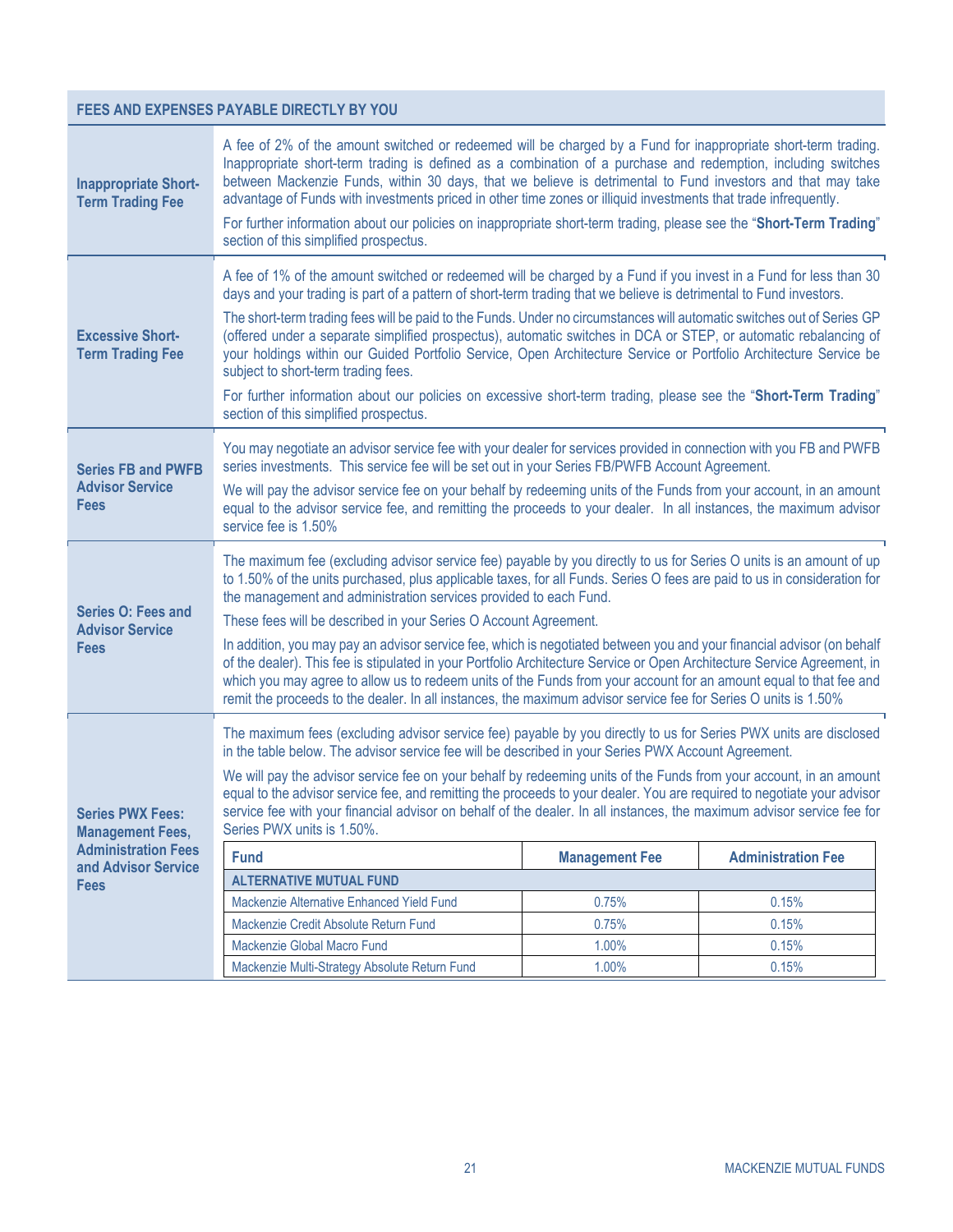## FEES AND EXPENSES PAYABLE DIRECTLY BY YOU

**Inappropriate Short-Term Trading Fee**

A fee of 2% of the amount switched or redeemed will be charged by a Fund for inappropriate short-term trading. Inappropriate short-term trading is defined as a combination of a purchase and redemption, including switches between Mackenzie Funds, within 30 days, that we believe is detrimental to Fund investors and that may take advantage of Funds with investments priced in other time zones or illiquid investments that trade infrequently.

For further information about our policies on inappropriate short-term trading, please see the "**Short-Term Trading**" section of this simplified prospectus.

**Excessive Short-Term Trading Fee**

A fee of 1% of the amount switched or redeemed will be charged by a Fund if you invest in a Fund for less than 30 days and your trading is part of a pattern of short-term trading that we believe is detrimental to Fund investors.

The short-term trading fees will be paid to the Funds. Under no circumstances will automatic switches out of Series GP (offered under a separate simplified prospectus), automatic switches in DCA or STEP, or automatic rebalancing of your holdings within our Guided Portfolio Service, Open Architecture Service or Portfolio Architecture Service be subject to short-term trading fees.

For further information about our policies on excessive short-term trading, please see the "**Short-Term Trading**" section of this simplified prospectus.

**Series FB and PWFB Advisor Service Fees**

You may negotiate an advisor service fee with your dealer for services provided in connection with you FB and PWFB series investments. This service fee will be set out in your Series FB/PWFB Account Agreement.

We will pay the advisor service fee on your behalf by redeeming units of the Funds from your account, in an amount equal to the advisor service fee, and remitting the proceeds to your dealer. In all instances, the maximum advisor service fee is 1.50%

**Series O: Fees and Advisor Service Fees**

The maximum fee (excluding advisor service fee) payable by you directly to us for Series O units is an amount of up to 1.50% of the units purchased, plus applicable taxes, for all Funds. Series O fees are paid to us in consideration for the management and administration services provided to each Fund.

These fees will be described in your Series O Account Agreement.

In addition, you may pay an advisor service fee, which is negotiated between you and your financial advisor (on behalf of the dealer). This fee is stipulated in your Portfolio Architecture Service or Open Architecture Service Agreement, in which you may agree to allow us to redeem units of the Funds from your account for an amount equal to that fee and remit the proceeds to the dealer. In all instances, the maximum advisor service fee for Series O units is 1.50%

**Series PWX Fees: Management Fees, Administration Fees and Advisor Service Fees**

The maximum fees (excluding advisor service fee) payable by you directly to us for Series PWX units are disclosed in the table below. The advisor service fee will be described in your Series PWX Account Agreement.

We will pay the advisor service fee on your behalf by redeeming units of the Funds from your account, in an amount equal to the advisor service fee, and remitting the proceeds to your dealer. You are required to negotiate your advisor service fee with your financial advisor on behalf of the dealer. In all instances, the maximum advisor service fee for Series PWX units is 1.50%.

| Fund | Management Fee | Administration Fee |
|---|---|---|
| **ALTERNATIVE MUTUAL FUND** | | |
| Mackenzie Alternative Enhanced Yield Fund | 0.75% | 0.15% |
| Mackenzie Credit Absolute Return Fund | 0.75% | 0.15% |
| Mackenzie Global Macro Fund | 1.00% | 0.15% |
| Mackenzie Multi-Strategy Absolute Return Fund | 1.00% | 0.15% |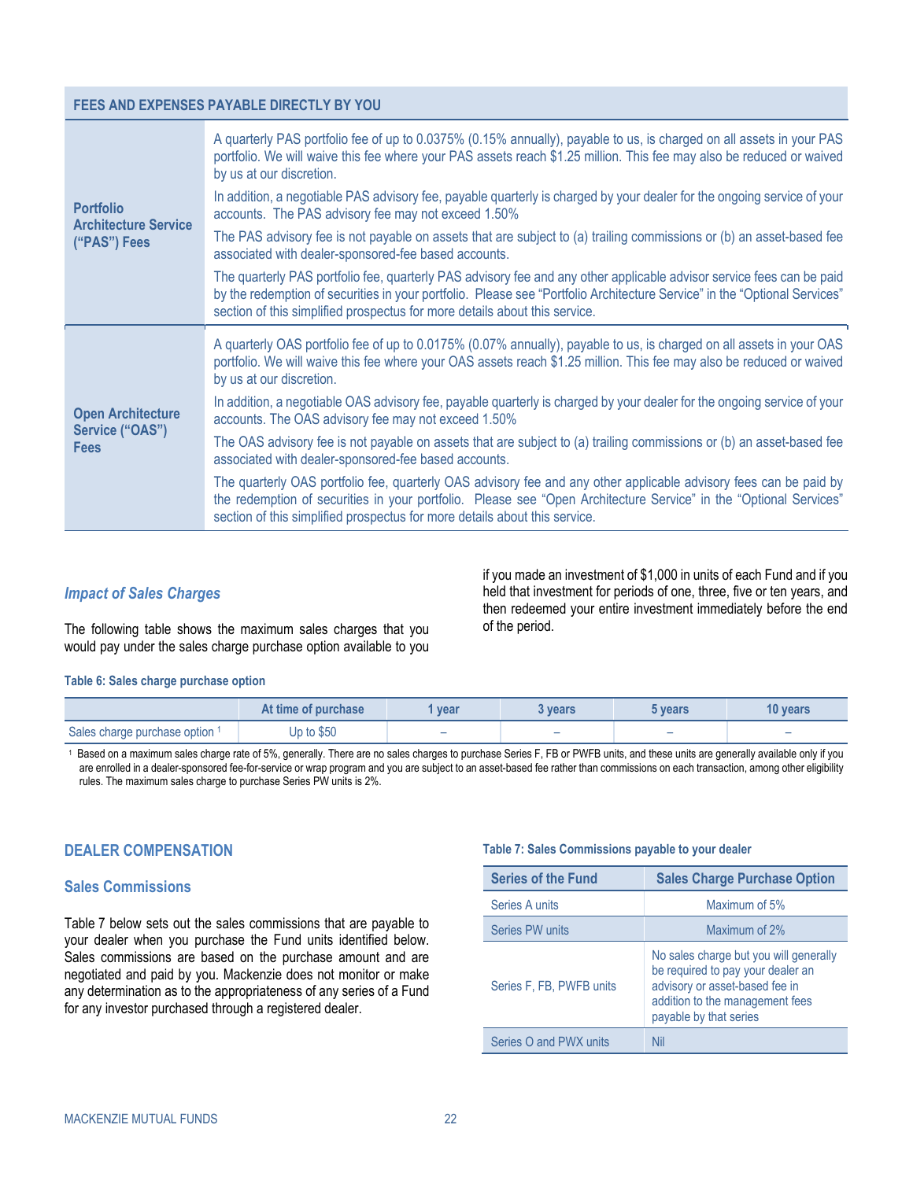| FEES AND EXPENSES PAYABLE DIRECTLY BY YOU | |
|---|---|
| **Portfolio Architecture Service ("PAS") Fees** | A quarterly PAS portfolio fee of up to 0.0375% (0.15% annually), payable to us, is charged on all assets in your PAS portfolio. We will waive this fee where your PAS assets reach $1.25 million. This fee may also be reduced or waived by us at our discretion.<br><br>In addition, a negotiable PAS advisory fee, payable quarterly is charged by your dealer for the ongoing service of your accounts. The PAS advisory fee may not exceed 1.50%<br><br>The PAS advisory fee is not payable on assets that are subject to (a) trailing commissions or (b) an asset-based fee associated with dealer-sponsored-fee based accounts.<br><br>The quarterly PAS portfolio fee, quarterly PAS advisory fee and any other applicable advisor service fees can be paid by the redemption of securities in your portfolio. Please see "Portfolio Architecture Service" in the "Optional Services" section of this simplified prospectus for more details about this service. |
| **Open Architecture Service ("OAS") Fees** | A quarterly OAS portfolio fee of up to 0.0175% (0.07% annually), payable to us, is charged on all assets in your OAS portfolio. We will waive this fee where your OAS assets reach $1.25 million. This fee may also be reduced or waived by us at our discretion.<br><br>In addition, a negotiable OAS advisory fee, payable quarterly is charged by your dealer for the ongoing service of your accounts. The OAS advisory fee may not exceed 1.50%<br><br>The OAS advisory fee is not payable on assets that are subject to (a) trailing commissions or (b) an asset-based fee associated with dealer-sponsored-fee based accounts.<br><br>The quarterly OAS portfolio fee, quarterly OAS advisory fee and any other applicable advisory fees can be paid by the redemption of securities in your portfolio. Please see "Open Architecture Service" in the "Optional Services" section of this simplified prospectus for more details about this service. |

### *Impact of Sales Charges*

The following table shows the maximum sales charges that you would pay under the sales charge purchase option available to you if you made an investment of $1,000 in units of each Fund and if you held that investment for periods of one, three, five or ten years, and then redeemed your entire investment immediately before the end of the period.

**Table 6: Sales charge purchase option**

| | At time of purchase | 1 year | 3 years | 5 years | 10 years |
|---|---|---|---|---|---|
| Sales charge purchase option [1] | Up to $50 | – | – | – | – |

[1] Based on a maximum sales charge rate of 5%, generally. There are no sales charges to purchase Series F, FB or PWFB units, and these units are generally available only if you are enrolled in a dealer-sponsored fee-for-service or wrap program and you are subject to an asset-based fee rather than commissions on each transaction, among other eligibility rules. The maximum sales charge to purchase Series PW units is 2%.

## DEALER COMPENSATION

### Sales Commissions

Table 7 below sets out the sales commissions that are payable to your dealer when you purchase the Fund units identified below. Sales commissions are based on the purchase amount and are negotiated and paid by you. Mackenzie does not monitor or make any determination as to the appropriateness of any series of a Fund for any investor purchased through a registered dealer.

**Table 7: Sales Commissions payable to your dealer**

| Series of the Fund | Sales Charge Purchase Option |
|---|---|
| Series A units | Maximum of 5% |
| Series PW units | Maximum of 2% |
| Series F, FB, PWFB units | No sales charge but you will generally be required to pay your dealer an advisory or asset-based fee in addition to the management fees payable by that series |
| Series O and PWX units | Nil |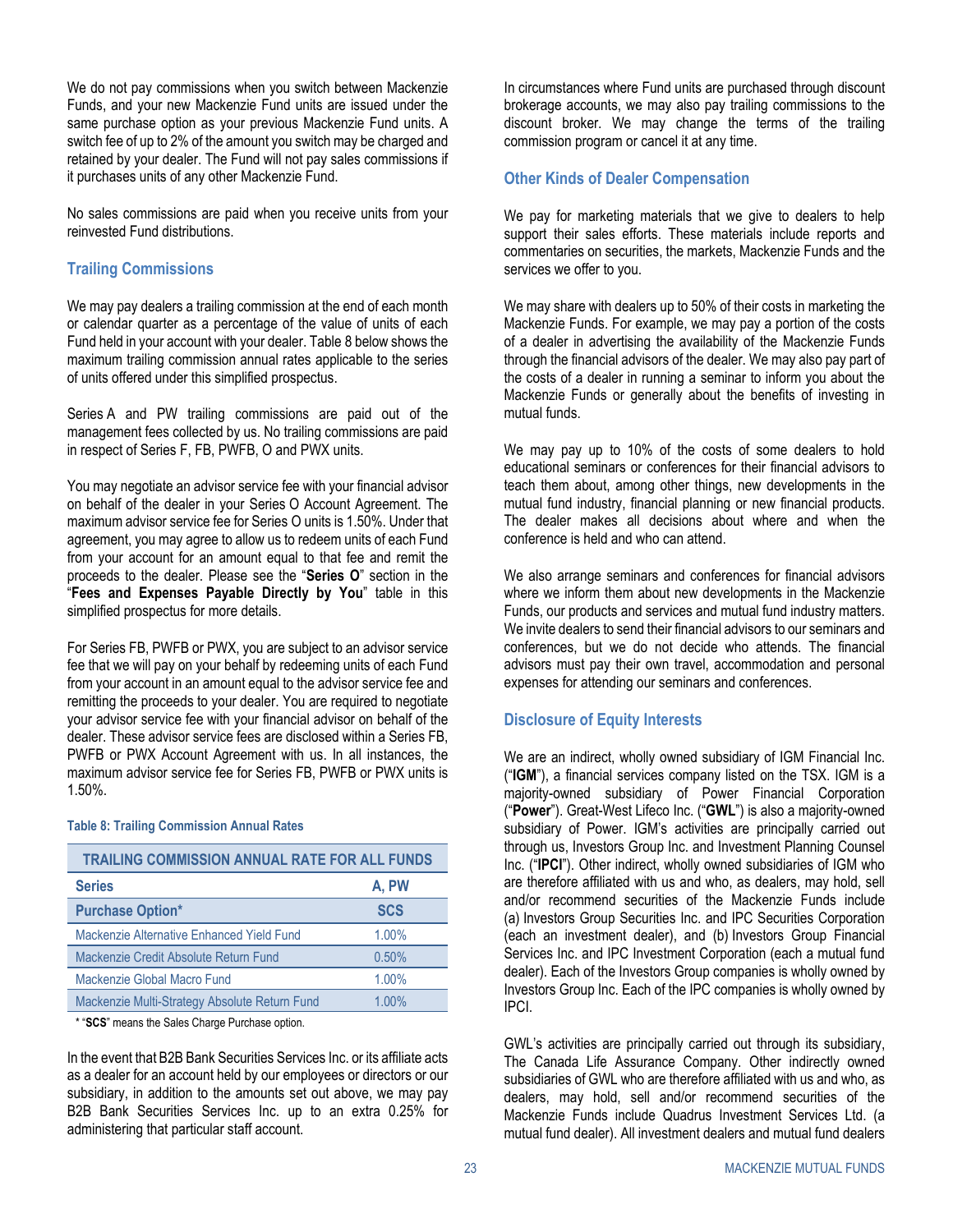We do not pay commissions when you switch between Mackenzie Funds, and your new Mackenzie Fund units are issued under the same purchase option as your previous Mackenzie Fund units. A switch fee of up to 2% of the amount you switch may be charged and retained by your dealer. The Fund will not pay sales commissions if it purchases units of any other Mackenzie Fund.

No sales commissions are paid when you receive units from your reinvested Fund distributions.

### Trailing Commissions

We may pay dealers a trailing commission at the end of each month or calendar quarter as a percentage of the value of units of each Fund held in your account with your dealer. Table 8 below shows the maximum trailing commission annual rates applicable to the series of units offered under this simplified prospectus.

Series A and PW trailing commissions are paid out of the management fees collected by us. No trailing commissions are paid in respect of Series F, FB, PWFB, O and PWX units.

You may negotiate an advisor service fee with your financial advisor on behalf of the dealer in your Series O Account Agreement. The maximum advisor service fee for Series O units is 1.50%. Under that agreement, you may agree to allow us to redeem units of each Fund from your account for an amount equal to that fee and remit the proceeds to the dealer. Please see the "**Series O**" section in the "**Fees and Expenses Payable Directly by You**" table in this simplified prospectus for more details.

For Series FB, PWFB or PWX, you are subject to an advisor service fee that we will pay on your behalf by redeeming units of each Fund from your account in an amount equal to the advisor service fee and remitting the proceeds to your dealer. You are required to negotiate your advisor service fee with your financial advisor on behalf of the dealer. These advisor service fees are disclosed within a Series FB, PWFB or PWX Account Agreement with us. In all instances, the maximum advisor service fee for Series FB, PWFB or PWX units is 1.50%.

**Table 8: Trailing Commission Annual Rates**

| TRAILING COMMISSION ANNUAL RATE FOR ALL FUNDS | |
|---|---|
| **Series** | **A, PW** |
| **Purchase Option*** | **SCS** |
| Mackenzie Alternative Enhanced Yield Fund | 1.00% |
| Mackenzie Credit Absolute Return Fund | 0.50% |
| Mackenzie Global Macro Fund | 1.00% |
| Mackenzie Multi-Strategy Absolute Return Fund | 1.00% |

* "**SCS**" means the Sales Charge Purchase option.

In the event that B2B Bank Securities Services Inc. or its affiliate acts as a dealer for an account held by our employees or directors or our subsidiary, in addition to the amounts set out above, we may pay B2B Bank Securities Services Inc. up to an extra 0.25% for administering that particular staff account.

In circumstances where Fund units are purchased through discount brokerage accounts, we may also pay trailing commissions to the discount broker. We may change the terms of the trailing commission program or cancel it at any time.

### Other Kinds of Dealer Compensation

We pay for marketing materials that we give to dealers to help support their sales efforts. These materials include reports and commentaries on securities, the markets, Mackenzie Funds and the services we offer to you.

We may share with dealers up to 50% of their costs in marketing the Mackenzie Funds. For example, we may pay a portion of the costs of a dealer in advertising the availability of the Mackenzie Funds through the financial advisors of the dealer. We may also pay part of the costs of a dealer in running a seminar to inform you about the Mackenzie Funds or generally about the benefits of investing in mutual funds.

We may pay up to 10% of the costs of some dealers to hold educational seminars or conferences for their financial advisors to teach them about, among other things, new developments in the mutual fund industry, financial planning or new financial products. The dealer makes all decisions about where and when the conference is held and who can attend.

We also arrange seminars and conferences for financial advisors where we inform them about new developments in the Mackenzie Funds, our products and services and mutual fund industry matters. We invite dealers to send their financial advisors to our seminars and conferences, but we do not decide who attends. The financial advisors must pay their own travel, accommodation and personal expenses for attending our seminars and conferences.

### Disclosure of Equity Interests

We are an indirect, wholly owned subsidiary of IGM Financial Inc. ("**IGM**"), a financial services company listed on the TSX. IGM is a majority-owned subsidiary of Power Financial Corporation ("**Power**"). Great-West Lifeco Inc. ("**GWL**") is also a majority-owned subsidiary of Power. IGM's activities are principally carried out through us, Investors Group Inc. and Investment Planning Counsel Inc. ("**IPCI**"). Other indirect, wholly owned subsidiaries of IGM who are therefore affiliated with us and who, as dealers, may hold, sell and/or recommend securities of the Mackenzie Funds include (a) Investors Group Securities Inc. and IPC Securities Corporation (each an investment dealer), and (b) Investors Group Financial Services Inc. and IPC Investment Corporation (each a mutual fund dealer). Each of the Investors Group companies is wholly owned by Investors Group Inc. Each of the IPC companies is wholly owned by IPCI.

GWL's activities are principally carried out through its subsidiary, The Canada Life Assurance Company. Other indirectly owned subsidiaries of GWL who are therefore affiliated with us and who, as dealers, may hold, sell and/or recommend securities of the Mackenzie Funds include Quadrus Investment Services Ltd. (a mutual fund dealer). All investment dealers and mutual fund dealers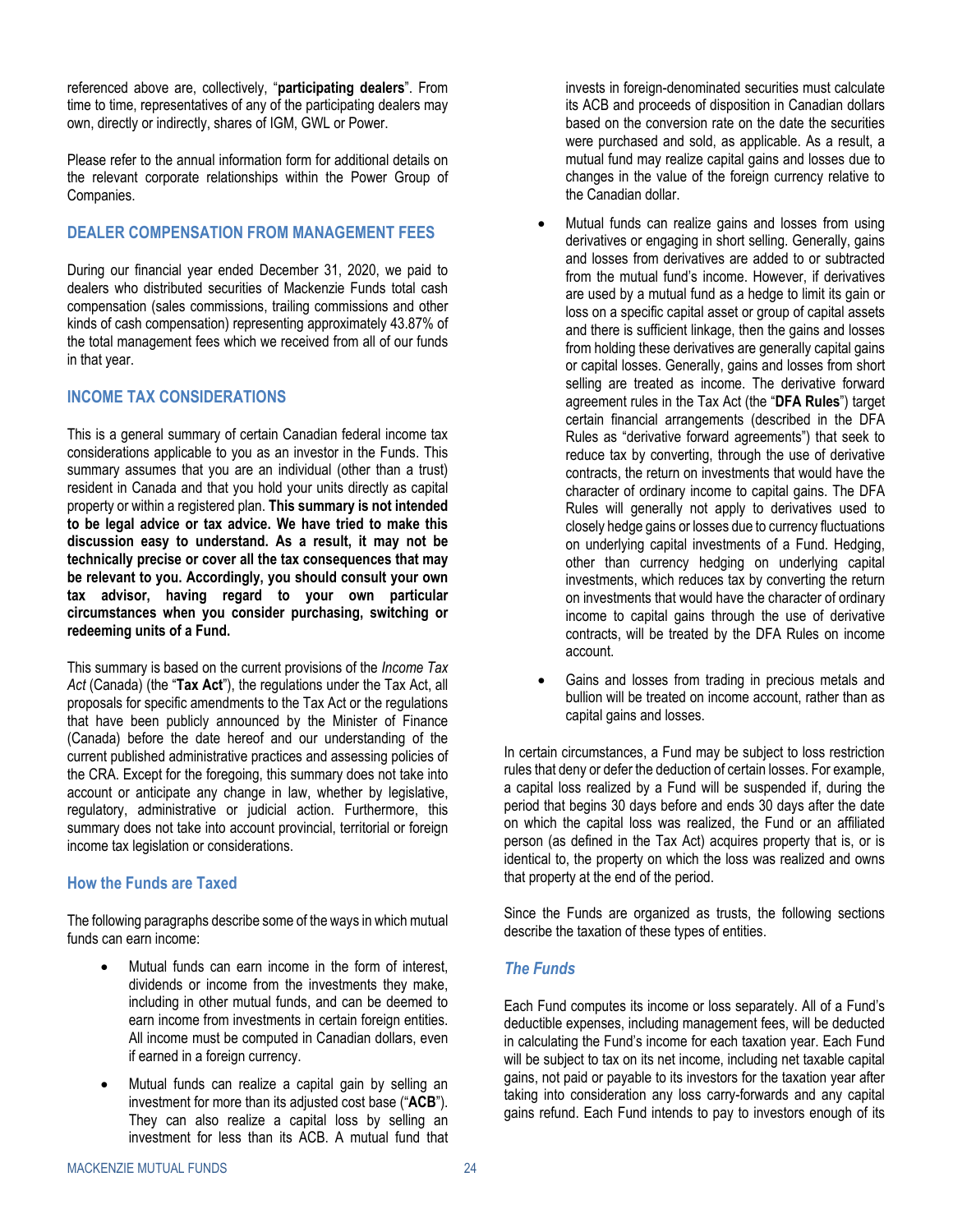referenced above are, collectively, "**participating dealers**". From time to time, representatives of any of the participating dealers may own, directly or indirectly, shares of IGM, GWL or Power.

Please refer to the annual information form for additional details on the relevant corporate relationships within the Power Group of Companies.

## DEALER COMPENSATION FROM MANAGEMENT FEES

During our financial year ended December 31, 2020, we paid to dealers who distributed securities of Mackenzie Funds total cash compensation (sales commissions, trailing commissions and other kinds of cash compensation) representing approximately 43.87% of the total management fees which we received from all of our funds in that year.

## INCOME TAX CONSIDERATIONS

This is a general summary of certain Canadian federal income tax considerations applicable to you as an investor in the Funds. This summary assumes that you are an individual (other than a trust) resident in Canada and that you hold your units directly as capital property or within a registered plan. **This summary is not intended to be legal advice or tax advice. We have tried to make this discussion easy to understand. As a result, it may not be technically precise or cover all the tax consequences that may be relevant to you. Accordingly, you should consult your own tax advisor, having regard to your own particular circumstances when you consider purchasing, switching or redeeming units of a Fund.**

This summary is based on the current provisions of the *Income Tax Act* (Canada) (the "**Tax Act**"), the regulations under the Tax Act, all proposals for specific amendments to the Tax Act or the regulations that have been publicly announced by the Minister of Finance (Canada) before the date hereof and our understanding of the current published administrative practices and assessing policies of the CRA. Except for the foregoing, this summary does not take into account or anticipate any change in law, whether by legislative, regulatory, administrative or judicial action. Furthermore, this summary does not take into account provincial, territorial or foreign income tax legislation or considerations.

### How the Funds are Taxed

The following paragraphs describe some of the ways in which mutual funds can earn income:

- Mutual funds can earn income in the form of interest, dividends or income from the investments they make, including in other mutual funds, and can be deemed to earn income from investments in certain foreign entities. All income must be computed in Canadian dollars, even if earned in a foreign currency.
- Mutual funds can realize a capital gain by selling an investment for more than its adjusted cost base ("**ACB**"). They can also realize a capital loss by selling an investment for less than its ACB. A mutual fund that invests in foreign-denominated securities must calculate its ACB and proceeds of disposition in Canadian dollars based on the conversion rate on the date the securities were purchased and sold, as applicable. As a result, a mutual fund may realize capital gains and losses due to changes in the value of the foreign currency relative to the Canadian dollar.
- Mutual funds can realize gains and losses from using derivatives or engaging in short selling. Generally, gains and losses from derivatives are added to or subtracted from the mutual fund's income. However, if derivatives are used by a mutual fund as a hedge to limit its gain or loss on a specific capital asset or group of capital assets and there is sufficient linkage, then the gains and losses from holding these derivatives are generally capital gains or capital losses. Generally, gains and losses from short selling are treated as income. The derivative forward agreement rules in the Tax Act (the "**DFA Rules**") target certain financial arrangements (described in the DFA Rules as "derivative forward agreements") that seek to reduce tax by converting, through the use of derivative contracts, the return on investments that would have the character of ordinary income to capital gains. The DFA Rules will generally not apply to derivatives used to closely hedge gains or losses due to currency fluctuations on underlying capital investments of a Fund. Hedging, other than currency hedging on underlying capital investments, which reduces tax by converting the return on investments that would have the character of ordinary income to capital gains through the use of derivative contracts, will be treated by the DFA Rules on income account.
- Gains and losses from trading in precious metals and bullion will be treated on income account, rather than as capital gains and losses.

In certain circumstances, a Fund may be subject to loss restriction rules that deny or defer the deduction of certain losses. For example, a capital loss realized by a Fund will be suspended if, during the period that begins 30 days before and ends 30 days after the date on which the capital loss was realized, the Fund or an affiliated person (as defined in the Tax Act) acquires property that is, or is identical to, the property on which the loss was realized and owns that property at the end of the period.

Since the Funds are organized as trusts, the following sections describe the taxation of these types of entities.

#### *The Funds*

Each Fund computes its income or loss separately. All of a Fund's deductible expenses, including management fees, will be deducted in calculating the Fund's income for each taxation year. Each Fund will be subject to tax on its net income, including net taxable capital gains, not paid or payable to its investors for the taxation year after taking into consideration any loss carry-forwards and any capital gains refund. Each Fund intends to pay to investors enough of its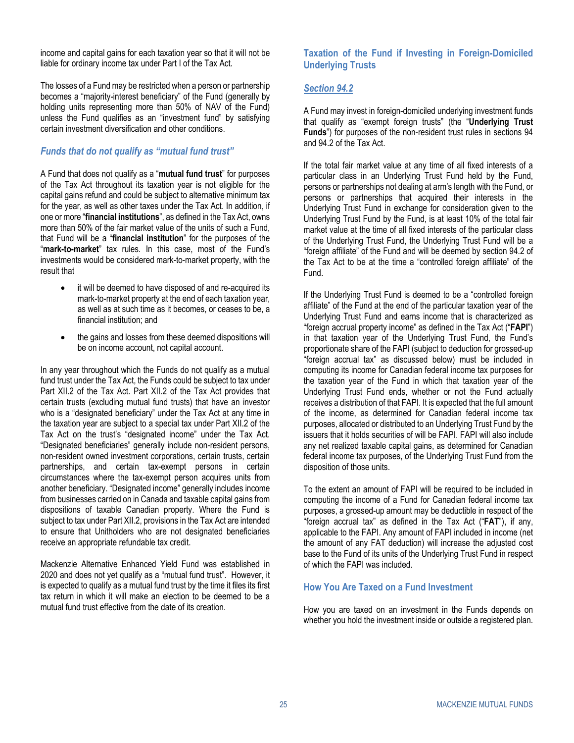income and capital gains for each taxation year so that it will not be liable for ordinary income tax under Part I of the Tax Act.

The losses of a Fund may be restricted when a person or partnership becomes a "majority-interest beneficiary" of the Fund (generally by holding units representing more than 50% of NAV of the Fund) unless the Fund qualifies as an "investment fund" by satisfying certain investment diversification and other conditions.

### *Funds that do not qualify as "mutual fund trust"*

A Fund that does not qualify as a "**mutual fund trust**" for purposes of the Tax Act throughout its taxation year is not eligible for the capital gains refund and could be subject to alternative minimum tax for the year, as well as other taxes under the Tax Act. In addition, if one or more "**financial institutions**", as defined in the Tax Act, owns more than 50% of the fair market value of the units of such a Fund, that Fund will be a "**financial institution**" for the purposes of the "**mark-to-market**" tax rules. In this case, most of the Fund's investments would be considered mark-to-market property, with the result that

- it will be deemed to have disposed of and re-acquired its mark-to-market property at the end of each taxation year, as well as at such time as it becomes, or ceases to be, a financial institution; and
- the gains and losses from these deemed dispositions will be on income account, not capital account.

In any year throughout which the Funds do not qualify as a mutual fund trust under the Tax Act, the Funds could be subject to tax under Part XII.2 of the Tax Act. Part XII.2 of the Tax Act provides that certain trusts (excluding mutual fund trusts) that have an investor who is a "designated beneficiary" under the Tax Act at any time in the taxation year are subject to a special tax under Part XII.2 of the Tax Act on the trust's "designated income" under the Tax Act. "Designated beneficiaries" generally include non-resident persons, non-resident owned investment corporations, certain trusts, certain partnerships, and certain tax-exempt persons in certain circumstances where the tax-exempt person acquires units from another beneficiary. "Designated income" generally includes income from businesses carried on in Canada and taxable capital gains from dispositions of taxable Canadian property. Where the Fund is subject to tax under Part XII.2, provisions in the Tax Act are intended to ensure that Unitholders who are not designated beneficiaries receive an appropriate refundable tax credit.

Mackenzie Alternative Enhanced Yield Fund was established in 2020 and does not yet qualify as a "mutual fund trust". However, it is expected to qualify as a mutual fund trust by the time it files its first tax return in which it will make an election to be deemed to be a mutual fund trust effective from the date of its creation.

## Taxation of the Fund if Investing in Foreign-Domiciled Underlying Trusts

### *Section 94.2*

A Fund may invest in foreign-domiciled underlying investment funds that qualify as "exempt foreign trusts" (the "**Underlying Trust Funds**") for purposes of the non-resident trust rules in sections 94 and 94.2 of the Tax Act.

If the total fair market value at any time of all fixed interests of a particular class in an Underlying Trust Fund held by the Fund, persons or partnerships not dealing at arm's length with the Fund, or persons or partnerships that acquired their interests in the Underlying Trust Fund in exchange for consideration given to the Underlying Trust Fund by the Fund, is at least 10% of the total fair market value at the time of all fixed interests of the particular class of the Underlying Trust Fund, the Underlying Trust Fund will be a "foreign affiliate" of the Fund and will be deemed by section 94.2 of the Tax Act to be at the time a "controlled foreign affiliate" of the Fund.

If the Underlying Trust Fund is deemed to be a "controlled foreign affiliate" of the Fund at the end of the particular taxation year of the Underlying Trust Fund and earns income that is characterized as "foreign accrual property income" as defined in the Tax Act ("**FAPI**") in that taxation year of the Underlying Trust Fund, the Fund's proportionate share of the FAPI (subject to deduction for grossed-up "foreign accrual tax" as discussed below) must be included in computing its income for Canadian federal income tax purposes for the taxation year of the Fund in which that taxation year of the Underlying Trust Fund ends, whether or not the Fund actually receives a distribution of that FAPI. It is expected that the full amount of the income, as determined for Canadian federal income tax purposes, allocated or distributed to an Underlying Trust Fund by the issuers that it holds securities of will be FAPI. FAPI will also include any net realized taxable capital gains, as determined for Canadian federal income tax purposes, of the Underlying Trust Fund from the disposition of those units.

To the extent an amount of FAPI will be required to be included in computing the income of a Fund for Canadian federal income tax purposes, a grossed-up amount may be deductible in respect of the "foreign accrual tax" as defined in the Tax Act ("**FAT**"), if any, applicable to the FAPI. Any amount of FAPI included in income (net the amount of any FAT deduction) will increase the adjusted cost base to the Fund of its units of the Underlying Trust Fund in respect of which the FAPI was included.

## How You Are Taxed on a Fund Investment

How you are taxed on an investment in the Funds depends on whether you hold the investment inside or outside a registered plan.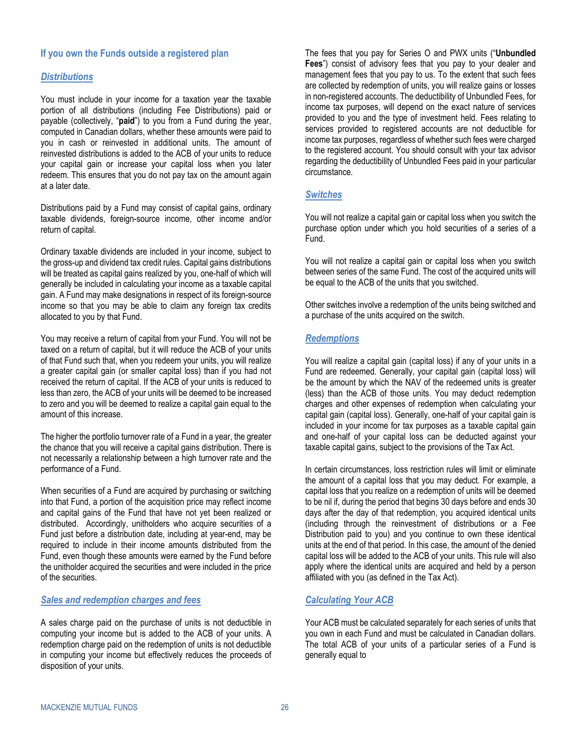### If you own the Funds outside a registered plan

#### *Distributions*

You must include in your income for a taxation year the taxable portion of all distributions (including Fee Distributions) paid or payable (collectively, "**paid**") to you from a Fund during the year, computed in Canadian dollars, whether these amounts were paid to you in cash or reinvested in additional units. The amount of reinvested distributions is added to the ACB of your units to reduce your capital gain or increase your capital loss when you later redeem. This ensures that you do not pay tax on the amount again at a later date.

Distributions paid by a Fund may consist of capital gains, ordinary taxable dividends, foreign-source income, other income and/or return of capital.

Ordinary taxable dividends are included in your income, subject to the gross-up and dividend tax credit rules. Capital gains distributions will be treated as capital gains realized by you, one-half of which will generally be included in calculating your income as a taxable capital gain. A Fund may make designations in respect of its foreign-source income so that you may be able to claim any foreign tax credits allocated to you by that Fund.

You may receive a return of capital from your Fund. You will not be taxed on a return of capital, but it will reduce the ACB of your units of that Fund such that, when you redeem your units, you will realize a greater capital gain (or smaller capital loss) than if you had not received the return of capital. If the ACB of your units is reduced to less than zero, the ACB of your units will be deemed to be increased to zero and you will be deemed to realize a capital gain equal to the amount of this increase.

The higher the portfolio turnover rate of a Fund in a year, the greater the chance that you will receive a capital gains distribution. There is not necessarily a relationship between a high turnover rate and the performance of a Fund.

When securities of a Fund are acquired by purchasing or switching into that Fund, a portion of the acquisition price may reflect income and capital gains of the Fund that have not yet been realized or distributed. Accordingly, unitholders who acquire securities of a Fund just before a distribution date, including at year-end, may be required to include in their income amounts distributed from the Fund, even though these amounts were earned by the Fund before the unitholder acquired the securities and were included in the price of the securities.

#### *Sales and redemption charges and fees*

A sales charge paid on the purchase of units is not deductible in computing your income but is added to the ACB of your units. A redemption charge paid on the redemption of units is not deductible in computing your income but effectively reduces the proceeds of disposition of your units.

The fees that you pay for Series O and PWX units ("**Unbundled Fees**") consist of advisory fees that you pay to your dealer and management fees that you pay to us. To the extent that such fees are collected by redemption of units, you will realize gains or losses in non-registered accounts. The deductibility of Unbundled Fees, for income tax purposes, will depend on the exact nature of services provided to you and the type of investment held. Fees relating to services provided to registered accounts are not deductible for income tax purposes, regardless of whether such fees were charged to the registered account. You should consult with your tax advisor regarding the deductibility of Unbundled Fees paid in your particular circumstance.

#### *Switches*

You will not realize a capital gain or capital loss when you switch the purchase option under which you hold securities of a series of a Fund.

You will not realize a capital gain or capital loss when you switch between series of the same Fund. The cost of the acquired units will be equal to the ACB of the units that you switched.

Other switches involve a redemption of the units being switched and a purchase of the units acquired on the switch.

#### *Redemptions*

You will realize a capital gain (capital loss) if any of your units in a Fund are redeemed. Generally, your capital gain (capital loss) will be the amount by which the NAV of the redeemed units is greater (less) than the ACB of those units. You may deduct redemption charges and other expenses of redemption when calculating your capital gain (capital loss). Generally, one-half of your capital gain is included in your income for tax purposes as a taxable capital gain and one-half of your capital loss can be deducted against your taxable capital gains, subject to the provisions of the Tax Act.

In certain circumstances, loss restriction rules will limit or eliminate the amount of a capital loss that you may deduct. For example, a capital loss that you realize on a redemption of units will be deemed to be nil if, during the period that begins 30 days before and ends 30 days after the day of that redemption, you acquired identical units (including through the reinvestment of distributions or a Fee Distribution paid to you) and you continue to own these identical units at the end of that period. In this case, the amount of the denied capital loss will be added to the ACB of your units. This rule will also apply where the identical units are acquired and held by a person affiliated with you (as defined in the Tax Act).

#### *Calculating Your ACB*

Your ACB must be calculated separately for each series of units that you own in each Fund and must be calculated in Canadian dollars. The total ACB of your units of a particular series of a Fund is generally equal to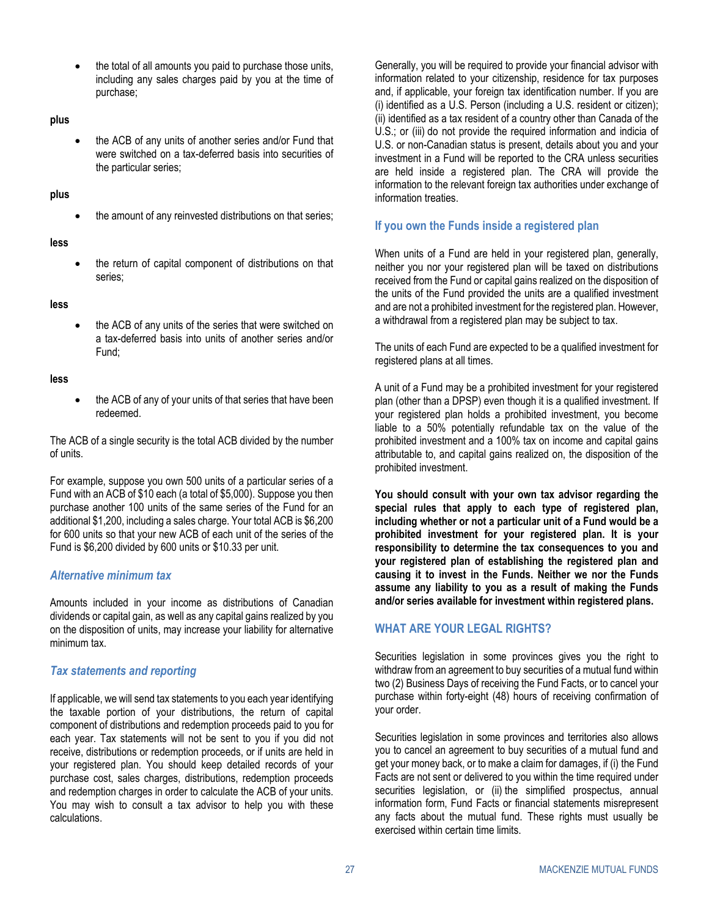- the total of all amounts you paid to purchase those units, including any sales charges paid by you at the time of purchase;

**plus**

- the ACB of any units of another series and/or Fund that were switched on a tax-deferred basis into securities of the particular series;

**plus**

- the amount of any reinvested distributions on that series;

**less**

- the return of capital component of distributions on that series;

**less**

- the ACB of any units of the series that were switched on a tax-deferred basis into units of another series and/or Fund;

**less**

- the ACB of any of your units of that series that have been redeemed.

The ACB of a single security is the total ACB divided by the number of units.

For example, suppose you own 500 units of a particular series of a Fund with an ACB of $10 each (a total of $5,000). Suppose you then purchase another 100 units of the same series of the Fund for an additional $1,200, including a sales charge. Your total ACB is $6,200 for 600 units so that your new ACB of each unit of the series of the Fund is $6,200 divided by 600 units or $10.33 per unit.

### *Alternative minimum tax*

Amounts included in your income as distributions of Canadian dividends or capital gain, as well as any capital gains realized by you on the disposition of units, may increase your liability for alternative minimum tax.

### *Tax statements and reporting*

If applicable, we will send tax statements to you each year identifying the taxable portion of your distributions, the return of capital component of distributions and redemption proceeds paid to you for each year. Tax statements will not be sent to you if you did not receive, distributions or redemption proceeds, or if units are held in your registered plan. You should keep detailed records of your purchase cost, sales charges, distributions, redemption proceeds and redemption charges in order to calculate the ACB of your units. You may wish to consult a tax advisor to help you with these calculations.

Generally, you will be required to provide your financial advisor with information related to your citizenship, residence for tax purposes and, if applicable, your foreign tax identification number. If you are (i) identified as a U.S. Person (including a U.S. resident or citizen); (ii) identified as a tax resident of a country other than Canada of the U.S.; or (iii) do not provide the required information and indicia of U.S. or non-Canadian status is present, details about you and your investment in a Fund will be reported to the CRA unless securities are held inside a registered plan. The CRA will provide the information to the relevant foreign tax authorities under exchange of information treaties.

### If you own the Funds inside a registered plan

When units of a Fund are held in your registered plan, generally, neither you nor your registered plan will be taxed on distributions received from the Fund or capital gains realized on the disposition of the units of the Fund provided the units are a qualified investment and are not a prohibited investment for the registered plan. However, a withdrawal from a registered plan may be subject to tax.

The units of each Fund are expected to be a qualified investment for registered plans at all times.

A unit of a Fund may be a prohibited investment for your registered plan (other than a DPSP) even though it is a qualified investment. If your registered plan holds a prohibited investment, you become liable to a 50% potentially refundable tax on the value of the prohibited investment and a 100% tax on income and capital gains attributable to, and capital gains realized on, the disposition of the prohibited investment.

**You should consult with your own tax advisor regarding the special rules that apply to each type of registered plan, including whether or not a particular unit of a Fund would be a prohibited investment for your registered plan. It is your responsibility to determine the tax consequences to you and your registered plan of establishing the registered plan and causing it to invest in the Funds. Neither we nor the Funds assume any liability to you as a result of making the Funds and/or series available for investment within registered plans.**

## WHAT ARE YOUR LEGAL RIGHTS?

Securities legislation in some provinces gives you the right to withdraw from an agreement to buy securities of a mutual fund within two (2) Business Days of receiving the Fund Facts, or to cancel your purchase within forty-eight (48) hours of receiving confirmation of your order.

Securities legislation in some provinces and territories also allows you to cancel an agreement to buy securities of a mutual fund and get your money back, or to make a claim for damages, if (i) the Fund Facts are not sent or delivered to you within the time required under securities legislation, or (ii) the simplified prospectus, annual information form, Fund Facts or financial statements misrepresent any facts about the mutual fund. These rights must usually be exercised within certain time limits.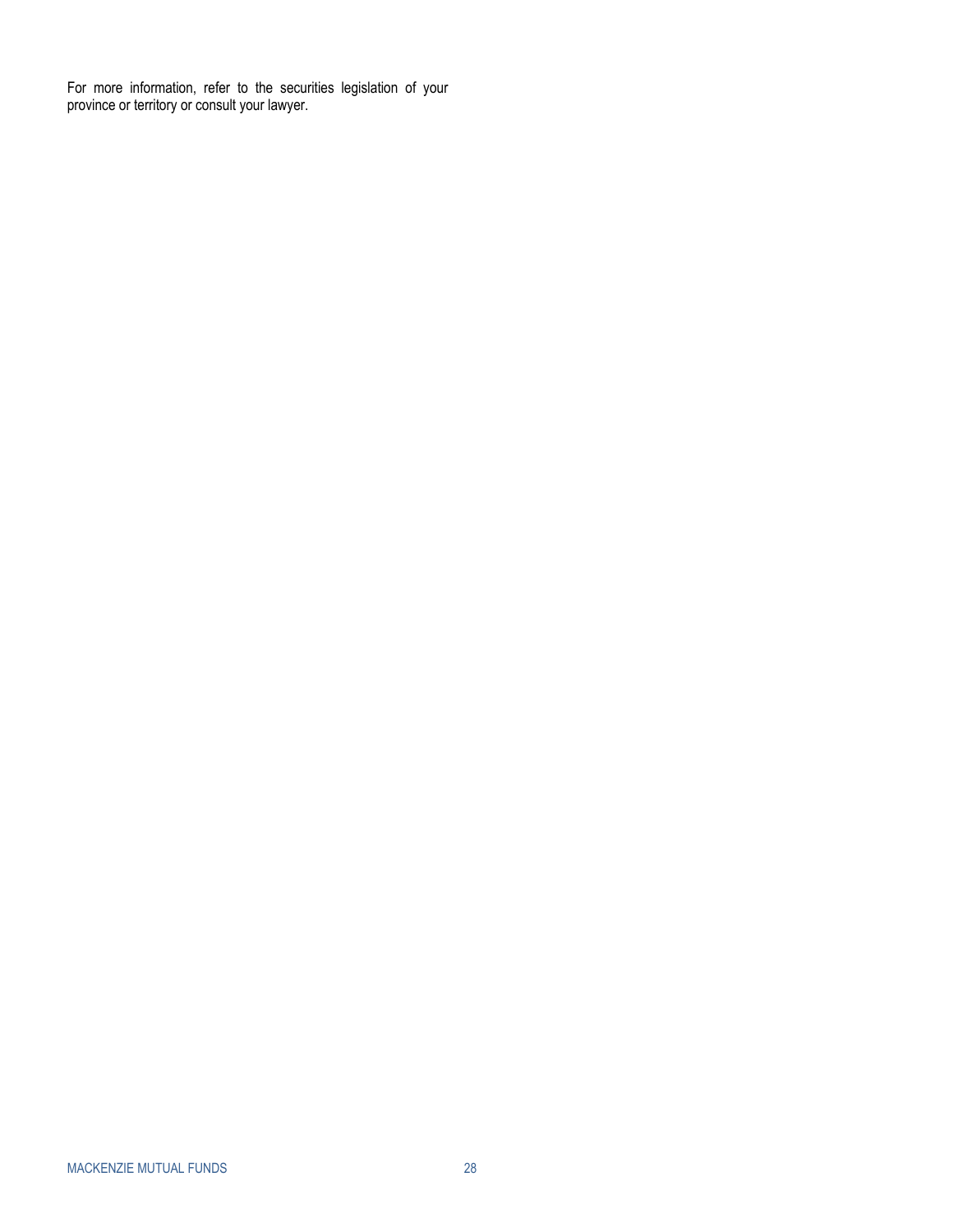For more information, refer to the securities legislation of your province or territory or consult your lawyer.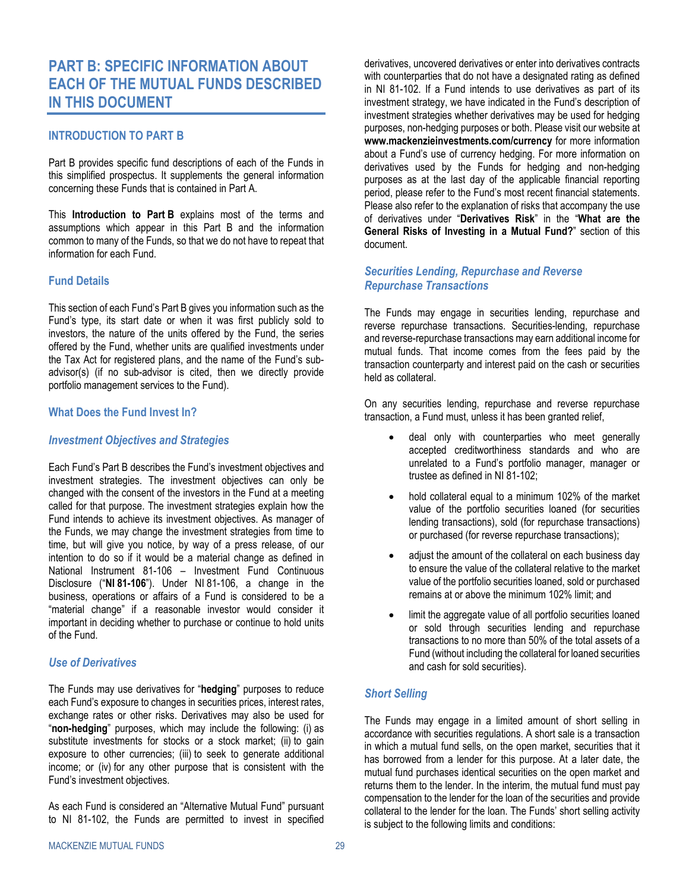# PART B: SPECIFIC INFORMATION ABOUT EACH OF THE MUTUAL FUNDS DESCRIBED IN THIS DOCUMENT

## INTRODUCTION TO PART B

Part B provides specific fund descriptions of each of the Funds in this simplified prospectus. It supplements the general information concerning these Funds that is contained in Part A.

This **Introduction to Part B** explains most of the terms and assumptions which appear in this Part B and the information common to many of the Funds, so that we do not have to repeat that information for each Fund.

### Fund Details

This section of each Fund's Part B gives you information such as the Fund's type, its start date or when it was first publicly sold to investors, the nature of the units offered by the Fund, the series offered by the Fund, whether units are qualified investments under the Tax Act for registered plans, and the name of the Fund's sub-advisor(s) (if no sub-advisor is cited, then we directly provide portfolio management services to the Fund).

### What Does the Fund Invest In?

#### *Investment Objectives and Strategies*

Each Fund's Part B describes the Fund's investment objectives and investment strategies. The investment objectives can only be changed with the consent of the investors in the Fund at a meeting called for that purpose. The investment strategies explain how the Fund intends to achieve its investment objectives. As manager of the Funds, we may change the investment strategies from time to time, but will give you notice, by way of a press release, of our intention to do so if it would be a material change as defined in National Instrument 81-106 – Investment Fund Continuous Disclosure ("**NI 81-106**"). Under NI 81-106, a change in the business, operations or affairs of a Fund is considered to be a "material change" if a reasonable investor would consider it important in deciding whether to purchase or continue to hold units of the Fund.

#### *Use of Derivatives*

The Funds may use derivatives for "**hedging**" purposes to reduce each Fund's exposure to changes in securities prices, interest rates, exchange rates or other risks. Derivatives may also be used for "**non-hedging**" purposes, which may include the following: (i) as substitute investments for stocks or a stock market; (ii) to gain exposure to other currencies; (iii) to seek to generate additional income; or (iv) for any other purpose that is consistent with the Fund's investment objectives.

As each Fund is considered an "Alternative Mutual Fund" pursuant to NI 81-102, the Funds are permitted to invest in specified derivatives, uncovered derivatives or enter into derivatives contracts with counterparties that do not have a designated rating as defined in NI 81-102. If a Fund intends to use derivatives as part of its investment strategy, we have indicated in the Fund's description of investment strategies whether derivatives may be used for hedging purposes, non-hedging purposes or both. Please visit our website at **www.mackenzieinvestments.com/currency** for more information about a Fund's use of currency hedging. For more information on derivatives used by the Funds for hedging and non-hedging purposes as at the last day of the applicable financial reporting period, please refer to the Fund's most recent financial statements. Please also refer to the explanation of risks that accompany the use of derivatives under "**Derivatives Risk**" in the "**What are the General Risks of Investing in a Mutual Fund?**" section of this document.

#### *Securities Lending, Repurchase and Reverse Repurchase Transactions*

The Funds may engage in securities lending, repurchase and reverse repurchase transactions. Securities-lending, repurchase and reverse-repurchase transactions may earn additional income for mutual funds. That income comes from the fees paid by the transaction counterparty and interest paid on the cash or securities held as collateral.

On any securities lending, repurchase and reverse repurchase transaction, a Fund must, unless it has been granted relief,

- deal only with counterparties who meet generally accepted creditworthiness standards and who are unrelated to a Fund's portfolio manager, manager or trustee as defined in NI 81-102;
- hold collateral equal to a minimum 102% of the market value of the portfolio securities loaned (for securities lending transactions), sold (for repurchase transactions) or purchased (for reverse repurchase transactions);
- adjust the amount of the collateral on each business day to ensure the value of the collateral relative to the market value of the portfolio securities loaned, sold or purchased remains at or above the minimum 102% limit; and
- limit the aggregate value of all portfolio securities loaned or sold through securities lending and repurchase transactions to no more than 50% of the total assets of a Fund (without including the collateral for loaned securities and cash for sold securities).

#### *Short Selling*

The Funds may engage in a limited amount of short selling in accordance with securities regulations. A short sale is a transaction in which a mutual fund sells, on the open market, securities that it has borrowed from a lender for this purpose. At a later date, the mutual fund purchases identical securities on the open market and returns them to the lender. In the interim, the mutual fund must pay compensation to the lender for the loan of the securities and provide collateral to the lender for the loan. The Funds' short selling activity is subject to the following limits and conditions: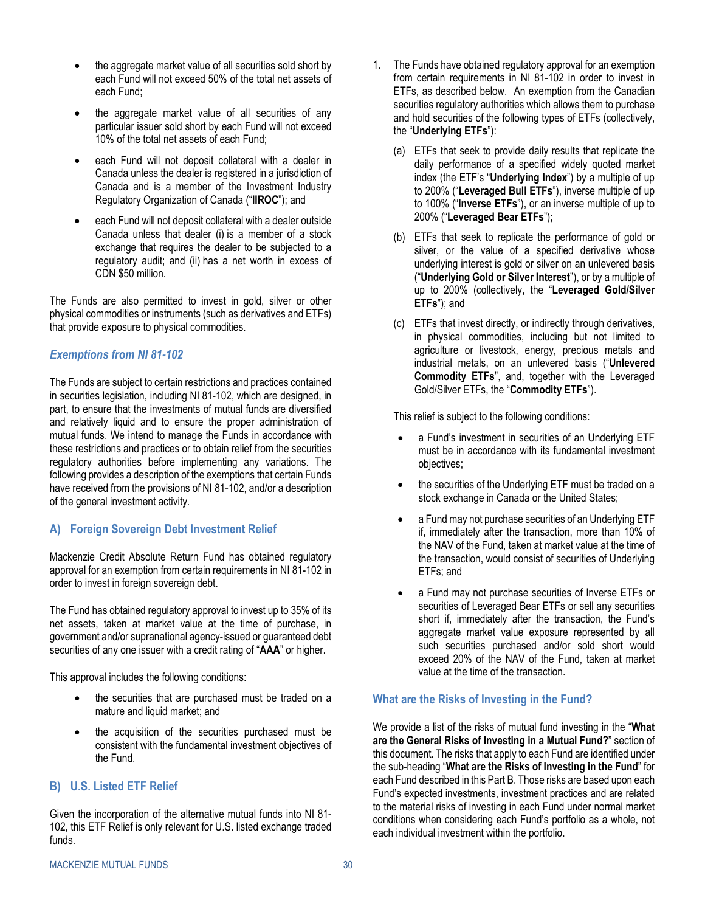- the aggregate market value of all securities sold short by each Fund will not exceed 50% of the total net assets of each Fund;
- the aggregate market value of all securities of any particular issuer sold short by each Fund will not exceed 10% of the total net assets of each Fund;
- each Fund will not deposit collateral with a dealer in Canada unless the dealer is registered in a jurisdiction of Canada and is a member of the Investment Industry Regulatory Organization of Canada ("**IIROC**"); and
- each Fund will not deposit collateral with a dealer outside Canada unless that dealer (i) is a member of a stock exchange that requires the dealer to be subjected to a regulatory audit; and (ii) has a net worth in excess of CDN $50 million.

The Funds are also permitted to invest in gold, silver or other physical commodities or instruments (such as derivatives and ETFs) that provide exposure to physical commodities.

### *Exemptions from NI 81-102*

The Funds are subject to certain restrictions and practices contained in securities legislation, including NI 81-102, which are designed, in part, to ensure that the investments of mutual funds are diversified and relatively liquid and to ensure the proper administration of mutual funds. We intend to manage the Funds in accordance with these restrictions and practices or to obtain relief from the securities regulatory authorities before implementing any variations. The following provides a description of the exemptions that certain Funds have received from the provisions of NI 81-102, and/or a description of the general investment activity.

### A) Foreign Sovereign Debt Investment Relief

Mackenzie Credit Absolute Return Fund has obtained regulatory approval for an exemption from certain requirements in NI 81-102 in order to invest in foreign sovereign debt.

The Fund has obtained regulatory approval to invest up to 35% of its net assets, taken at market value at the time of purchase, in government and/or supranational agency-issued or guaranteed debt securities of any one issuer with a credit rating of "**AAA**" or higher.

This approval includes the following conditions:

- the securities that are purchased must be traded on a mature and liquid market; and
- the acquisition of the securities purchased must be consistent with the fundamental investment objectives of the Fund.

### B) U.S. Listed ETF Relief

Given the incorporation of the alternative mutual funds into NI 81-102, this ETF Relief is only relevant for U.S. listed exchange traded funds.

1. The Funds have obtained regulatory approval for an exemption from certain requirements in NI 81-102 in order to invest in ETFs, as described below. An exemption from the Canadian securities regulatory authorities which allows them to purchase and hold securities of the following types of ETFs (collectively, the "**Underlying ETFs**"):

   (a) ETFs that seek to provide daily results that replicate the daily performance of a specified widely quoted market index (the ETF's "**Underlying Index**") by a multiple of up to 200% ("**Leveraged Bull ETFs**"), inverse multiple of up to 100% ("**Inverse ETFs**"), or an inverse multiple of up to 200% ("**Leveraged Bear ETFs**");

   (b) ETFs that seek to replicate the performance of gold or silver, or the value of a specified derivative whose underlying interest is gold or silver on an unlevered basis ("**Underlying Gold or Silver Interest**"), or by a multiple of up to 200% (collectively, the "**Leveraged Gold/Silver ETFs**"); and

   (c) ETFs that invest directly, or indirectly through derivatives, in physical commodities, including but not limited to agriculture or livestock, energy, precious metals and industrial metals, on an unlevered basis ("**Unlevered Commodity ETFs**", and, together with the Leveraged Gold/Silver ETFs, the "**Commodity ETFs**").

   This relief is subject to the following conditions:

   - a Fund's investment in securities of an Underlying ETF must be in accordance with its fundamental investment objectives;
   - the securities of the Underlying ETF must be traded on a stock exchange in Canada or the United States;
   - a Fund may not purchase securities of an Underlying ETF if, immediately after the transaction, more than 10% of the NAV of the Fund, taken at market value at the time of the transaction, would consist of securities of Underlying ETFs; and
   - a Fund may not purchase securities of Inverse ETFs or securities of Leveraged Bear ETFs or sell any securities short if, immediately after the transaction, the Fund's aggregate market value exposure represented by all such securities purchased and/or sold short would exceed 20% of the NAV of the Fund, taken at market value at the time of the transaction.

### What are the Risks of Investing in the Fund?

We provide a list of the risks of mutual fund investing in the "**What are the General Risks of Investing in a Mutual Fund?**" section of this document. The risks that apply to each Fund are identified under the sub-heading "**What are the Risks of Investing in the Fund**" for each Fund described in this Part B. Those risks are based upon each Fund's expected investments, investment practices and are related to the material risks of investing in each Fund under normal market conditions when considering each Fund's portfolio as a whole, not each individual investment within the portfolio.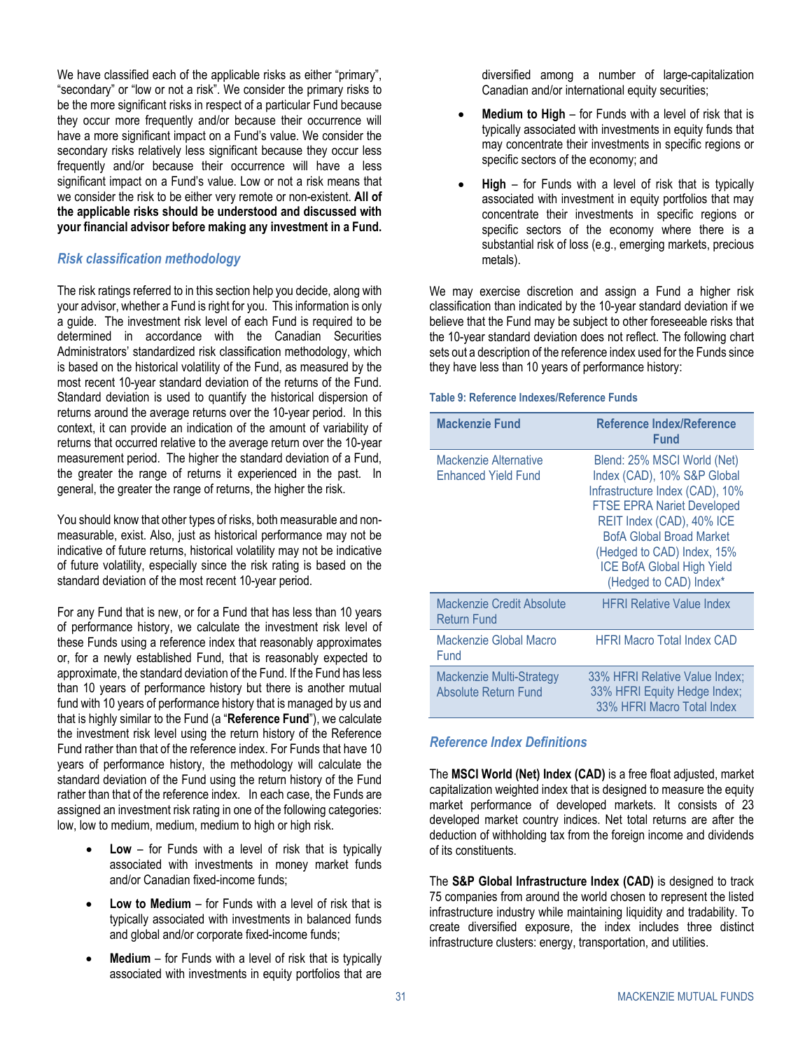We have classified each of the applicable risks as either "primary", "secondary" or "low or not a risk". We consider the primary risks to be the more significant risks in respect of a particular Fund because they occur more frequently and/or because their occurrence will have a more significant impact on a Fund's value. We consider the secondary risks relatively less significant because they occur less frequently and/or because their occurrence will have a less significant impact on a Fund's value. Low or not a risk means that we consider the risk to be either very remote or non-existent. **All of the applicable risks should be understood and discussed with your financial advisor before making any investment in a Fund.**

### *Risk classification methodology*

The risk ratings referred to in this section help you decide, along with your advisor, whether a Fund is right for you. This information is only a guide. The investment risk level of each Fund is required to be determined in accordance with the Canadian Securities Administrators' standardized risk classification methodology, which is based on the historical volatility of the Fund, as measured by the most recent 10-year standard deviation of the returns of the Fund. Standard deviation is used to quantify the historical dispersion of returns around the average returns over the 10-year period. In this context, it can provide an indication of the amount of variability of returns that occurred relative to the average return over the 10-year measurement period. The higher the standard deviation of a Fund, the greater the range of returns it experienced in the past. In general, the greater the range of returns, the higher the risk.

You should know that other types of risks, both measurable and non-measurable, exist. Also, just as historical performance may not be indicative of future returns, historical volatility may not be indicative of future volatility, especially since the risk rating is based on the standard deviation of the most recent 10-year period.

For any Fund that is new, or for a Fund that has less than 10 years of performance history, we calculate the investment risk level of these Funds using a reference index that reasonably approximates or, for a newly established Fund, that is reasonably expected to approximate, the standard deviation of the Fund. If the Fund has less than 10 years of performance history but there is another mutual fund with 10 years of performance history that is managed by us and that is highly similar to the Fund ("**Reference Fund**"), we calculate the investment risk level using the return history of the Reference Fund rather than that of the reference index. For Funds that have 10 years of performance history, the methodology will calculate the standard deviation of the Fund using the return history of the Fund rather than that of the reference index. In each case, the Funds are assigned an investment risk rating in one of the following categories: low, low to medium, medium, medium to high or high risk.

- **Low** – for Funds with a level of risk that is typically associated with investments in money market funds and/or Canadian fixed-income funds;
- **Low to Medium** – for Funds with a level of risk that is typically associated with investments in balanced funds and global and/or corporate fixed-income funds;
- **Medium** – for Funds with a level of risk that is typically associated with investments in equity portfolios that are diversified among a number of large-capitalization Canadian and/or international equity securities;
- **Medium to High** – for Funds with a level of risk that is typically associated with investments in equity funds that may concentrate their investments in specific regions or specific sectors of the economy; and
- **High** – for Funds with a level of risk that is typically associated with investment in equity portfolios that may concentrate their investments in specific regions or specific sectors of the economy where there is a substantial risk of loss (e.g., emerging markets, precious metals).

We may exercise discretion and assign a Fund a higher risk classification than indicated by the 10-year standard deviation if we believe that the Fund may be subject to other foreseeable risks that the 10-year standard deviation does not reflect. The following chart sets out a description of the reference index used for the Funds since they have less than 10 years of performance history:

**Table 9: Reference Indexes/Reference Funds**

| Mackenzie Fund | Reference Index/Reference Fund |
|---|---|
| Mackenzie Alternative Enhanced Yield Fund | Blend: 25% MSCI World (Net) Index (CAD), 10% S&P Global Infrastructure Index (CAD), 10% FTSE EPRA Nariet Developed REIT Index (CAD), 40% ICE BofA Global Broad Market (Hedged to CAD) Index, 15% ICE BofA Global High Yield (Hedged to CAD) Index* |
| Mackenzie Credit Absolute Return Fund | HFRI Relative Value Index |
| Mackenzie Global Macro Fund | HFRI Macro Total Index CAD |
| Mackenzie Multi-Strategy Absolute Return Fund | 33% HFRI Relative Value Index; 33% HFRI Equity Hedge Index; 33% HFRI Macro Total Index |

### *Reference Index Definitions*

The **MSCI World (Net) Index (CAD)** is a free float adjusted, market capitalization weighted index that is designed to measure the equity market performance of developed markets. It consists of 23 developed market country indices. Net total returns are after the deduction of withholding tax from the foreign income and dividends of its constituents.

The **S&P Global Infrastructure Index (CAD)** is designed to track 75 companies from around the world chosen to represent the listed infrastructure industry while maintaining liquidity and tradability. To create diversified exposure, the index includes three distinct infrastructure clusters: energy, transportation, and utilities.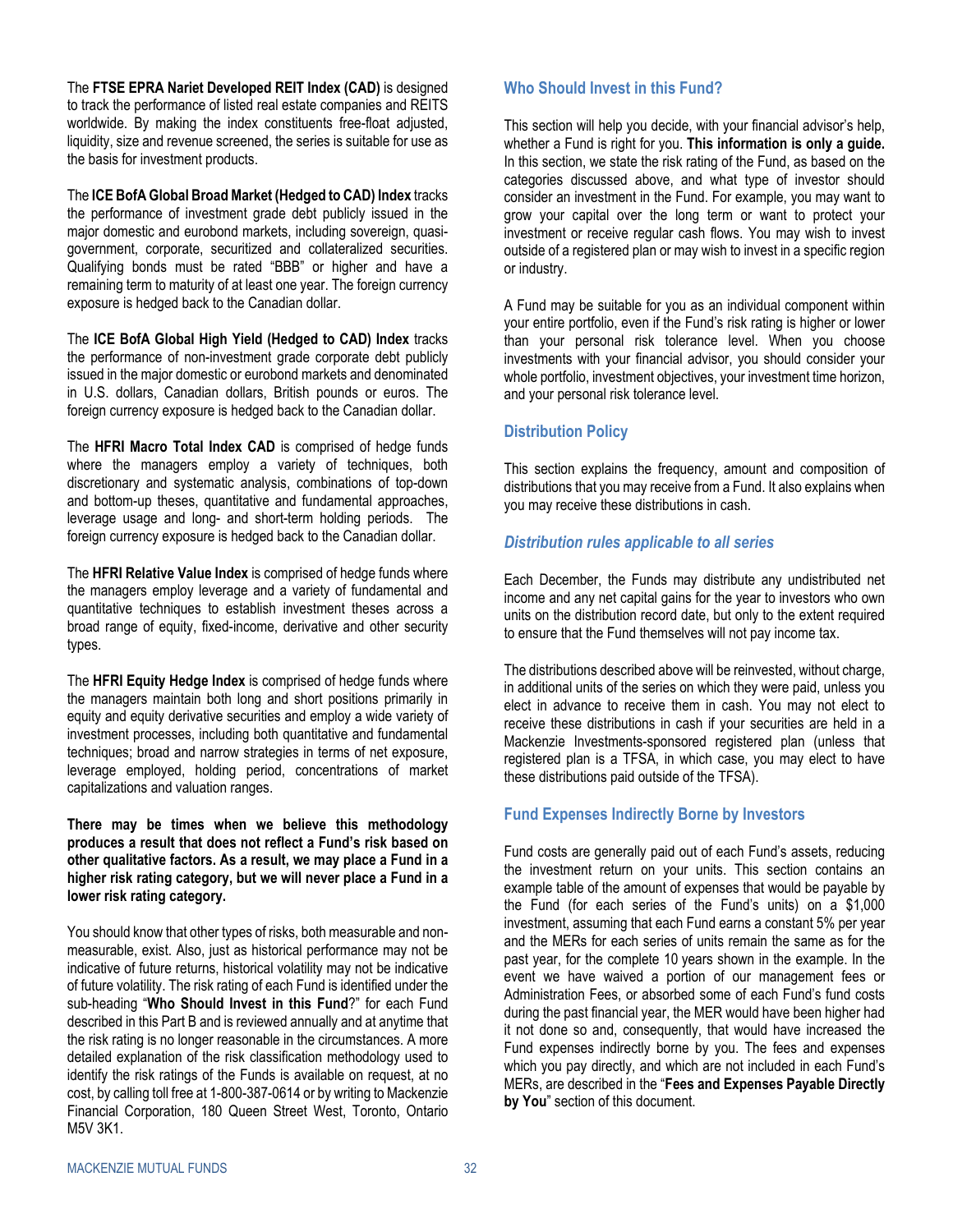The **FTSE EPRA Nariet Developed REIT Index (CAD)** is designed to track the performance of listed real estate companies and REITS worldwide. By making the index constituents free-float adjusted, liquidity, size and revenue screened, the series is suitable for use as the basis for investment products.

The **ICE BofA Global Broad Market (Hedged to CAD) Index** tracks the performance of investment grade debt publicly issued in the major domestic and eurobond markets, including sovereign, quasi-government, corporate, securitized and collateralized securities. Qualifying bonds must be rated "BBB" or higher and have a remaining term to maturity of at least one year. The foreign currency exposure is hedged back to the Canadian dollar.

The **ICE BofA Global High Yield (Hedged to CAD) Index** tracks the performance of non-investment grade corporate debt publicly issued in the major domestic or eurobond markets and denominated in U.S. dollars, Canadian dollars, British pounds or euros. The foreign currency exposure is hedged back to the Canadian dollar.

The **HFRI Macro Total Index CAD** is comprised of hedge funds where the managers employ a variety of techniques, both discretionary and systematic analysis, combinations of top-down and bottom-up theses, quantitative and fundamental approaches, leverage usage and long- and short-term holding periods. The foreign currency exposure is hedged back to the Canadian dollar.

The **HFRI Relative Value Index** is comprised of hedge funds where the managers employ leverage and a variety of fundamental and quantitative techniques to establish investment theses across a broad range of equity, fixed-income, derivative and other security types.

The **HFRI Equity Hedge Index** is comprised of hedge funds where the managers maintain both long and short positions primarily in equity and equity derivative securities and employ a wide variety of investment processes, including both quantitative and fundamental techniques; broad and narrow strategies in terms of net exposure, leverage employed, holding period, concentrations of market capitalizations and valuation ranges.

**There may be times when we believe this methodology produces a result that does not reflect a Fund's risk based on other qualitative factors. As a result, we may place a Fund in a higher risk rating category, but we will never place a Fund in a lower risk rating category.**

You should know that other types of risks, both measurable and non-measurable, exist. Also, just as historical performance may not be indicative of future returns, historical volatility may not be indicative of future volatility. The risk rating of each Fund is identified under the sub-heading "**Who Should Invest in this Fund**?" for each Fund described in this Part B and is reviewed annually and at anytime that the risk rating is no longer reasonable in the circumstances. A more detailed explanation of the risk classification methodology used to identify the risk ratings of the Funds is available on request, at no cost, by calling toll free at 1-800-387-0614 or by writing to Mackenzie Financial Corporation, 180 Queen Street West, Toronto, Ontario M5V 3K1.

## Who Should Invest in this Fund?

This section will help you decide, with your financial advisor's help, whether a Fund is right for you. **This information is only a guide.** In this section, we state the risk rating of the Fund, as based on the categories discussed above, and what type of investor should consider an investment in the Fund. For example, you may want to grow your capital over the long term or want to protect your investment or receive regular cash flows. You may wish to invest outside of a registered plan or may wish to invest in a specific region or industry.

A Fund may be suitable for you as an individual component within your entire portfolio, even if the Fund's risk rating is higher or lower than your personal risk tolerance level. When you choose investments with your financial advisor, you should consider your whole portfolio, investment objectives, your investment time horizon, and your personal risk tolerance level.

## Distribution Policy

This section explains the frequency, amount and composition of distributions that you may receive from a Fund. It also explains when you may receive these distributions in cash.

### *Distribution rules applicable to all series*

Each December, the Funds may distribute any undistributed net income and any net capital gains for the year to investors who own units on the distribution record date, but only to the extent required to ensure that the Fund themselves will not pay income tax.

The distributions described above will be reinvested, without charge, in additional units of the series on which they were paid, unless you elect in advance to receive them in cash. You may not elect to receive these distributions in cash if your securities are held in a Mackenzie Investments-sponsored registered plan (unless that registered plan is a TFSA, in which case, you may elect to have these distributions paid outside of the TFSA).

## Fund Expenses Indirectly Borne by Investors

Fund costs are generally paid out of each Fund's assets, reducing the investment return on your units. This section contains an example table of the amount of expenses that would be payable by the Fund (for each series of the Fund's units) on a $1,000 investment, assuming that each Fund earns a constant 5% per year and the MERs for each series of units remain the same as for the past year, for the complete 10 years shown in the example. In the event we have waived a portion of our management fees or Administration Fees, or absorbed some of each Fund's fund costs during the past financial year, the MER would have been higher had it not done so and, consequently, that would have increased the Fund expenses indirectly borne by you. The fees and expenses which you pay directly, and which are not included in each Fund's MERs, are described in the "**Fees and Expenses Payable Directly by You**" section of this document.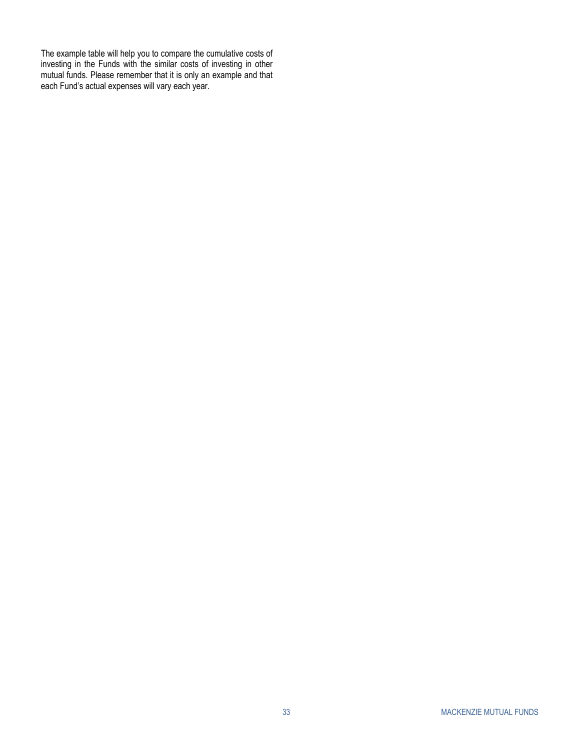The example table will help you to compare the cumulative costs of investing in the Funds with the similar costs of investing in other mutual funds. Please remember that it is only an example and that each Fund's actual expenses will vary each year.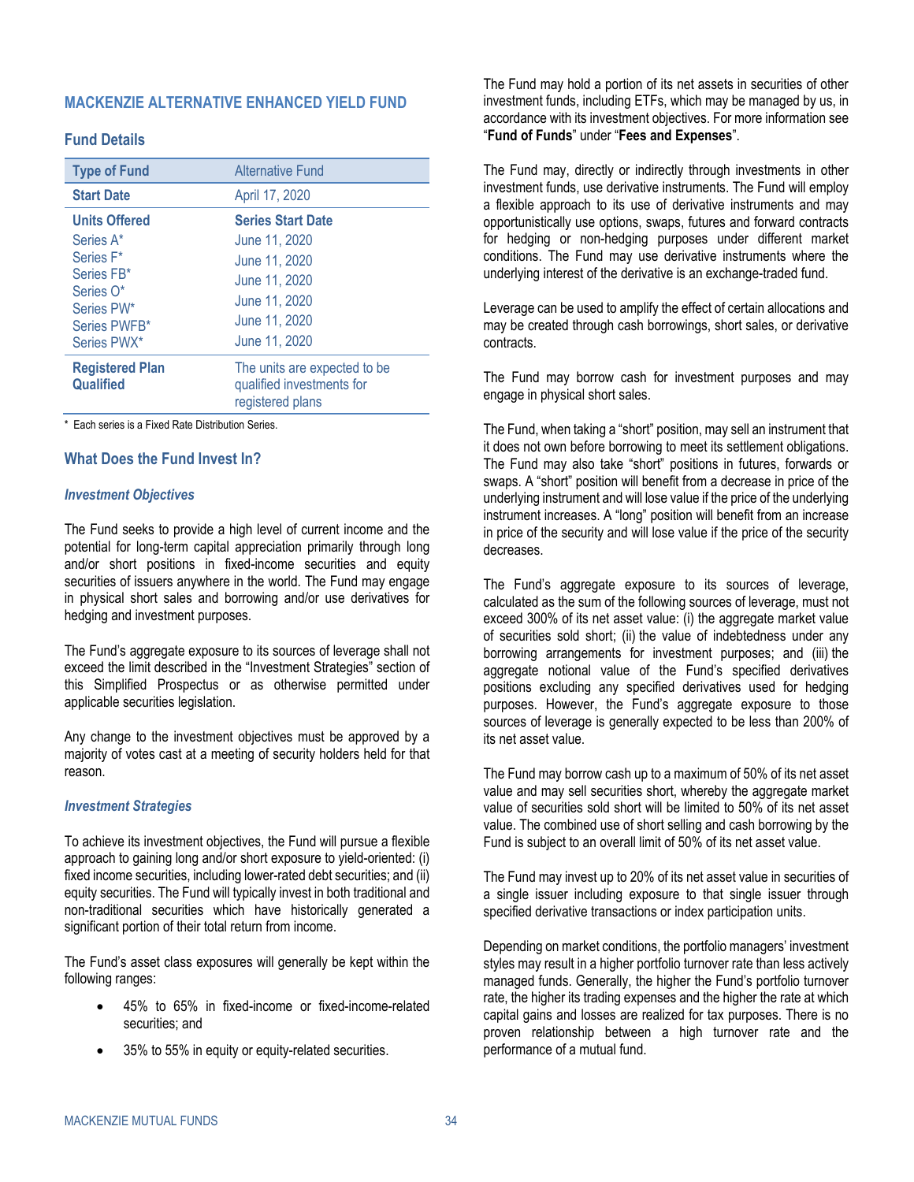## MACKENZIE ALTERNATIVE ENHANCED YIELD FUND

### Fund Details

| Type of Fund | Alternative Fund |
|---|---|
| **Start Date** | April 17, 2020 |
| **Units Offered**<br>Series A*<br>Series F*<br>Series FB*<br>Series O*<br>Series PW*<br>Series PWFB*<br>Series PWX* | **Series Start Date**<br>June 11, 2020<br>June 11, 2020<br>June 11, 2020<br>June 11, 2020<br>June 11, 2020<br>June 11, 2020<br>June 11, 2020 |
| **Registered Plan Qualified** | The units are expected to be qualified investments for registered plans |

\* Each series is a Fixed Rate Distribution Series.

### What Does the Fund Invest In?

#### *Investment Objectives*

The Fund seeks to provide a high level of current income and the potential for long-term capital appreciation primarily through long and/or short positions in fixed-income securities and equity securities of issuers anywhere in the world. The Fund may engage in physical short sales and borrowing and/or use derivatives for hedging and investment purposes.

The Fund's aggregate exposure to its sources of leverage shall not exceed the limit described in the "Investment Strategies" section of this Simplified Prospectus or as otherwise permitted under applicable securities legislation.

Any change to the investment objectives must be approved by a majority of votes cast at a meeting of security holders held for that reason.

#### *Investment Strategies*

To achieve its investment objectives, the Fund will pursue a flexible approach to gaining long and/or short exposure to yield-oriented: (i) fixed income securities, including lower-rated debt securities; and (ii) equity securities. The Fund will typically invest in both traditional and non-traditional securities which have historically generated a significant portion of their total return from income.

The Fund's asset class exposures will generally be kept within the following ranges:

- 45% to 65% in fixed-income or fixed-income-related securities; and
- 35% to 55% in equity or equity-related securities.

The Fund may hold a portion of its net assets in securities of other investment funds, including ETFs, which may be managed by us, in accordance with its investment objectives. For more information see "**Fund of Funds**" under "**Fees and Expenses**".

The Fund may, directly or indirectly through investments in other investment funds, use derivative instruments. The Fund will employ a flexible approach to its use of derivative instruments and may opportunistically use options, swaps, futures and forward contracts for hedging or non-hedging purposes under different market conditions. The Fund may use derivative instruments where the underlying interest of the derivative is an exchange-traded fund.

Leverage can be used to amplify the effect of certain allocations and may be created through cash borrowings, short sales, or derivative contracts.

The Fund may borrow cash for investment purposes and may engage in physical short sales.

The Fund, when taking a "short" position, may sell an instrument that it does not own before borrowing to meet its settlement obligations. The Fund may also take "short" positions in futures, forwards or swaps. A "short" position will benefit from a decrease in price of the underlying instrument and will lose value if the price of the underlying instrument increases. A "long" position will benefit from an increase in price of the security and will lose value if the price of the security decreases.

The Fund's aggregate exposure to its sources of leverage, calculated as the sum of the following sources of leverage, must not exceed 300% of its net asset value: (i) the aggregate market value of securities sold short; (ii) the value of indebtedness under any borrowing arrangements for investment purposes; and (iii) the aggregate notional value of the Fund's specified derivatives positions excluding any specified derivatives used for hedging purposes. However, the Fund's aggregate exposure to those sources of leverage is generally expected to be less than 200% of its net asset value.

The Fund may borrow cash up to a maximum of 50% of its net asset value and may sell securities short, whereby the aggregate market value of securities sold short will be limited to 50% of its net asset value. The combined use of short selling and cash borrowing by the Fund is subject to an overall limit of 50% of its net asset value.

The Fund may invest up to 20% of its net asset value in securities of a single issuer including exposure to that single issuer through specified derivative transactions or index participation units.

Depending on market conditions, the portfolio managers' investment styles may result in a higher portfolio turnover rate than less actively managed funds. Generally, the higher the Fund's portfolio turnover rate, the higher its trading expenses and the higher the rate at which capital gains and losses are realized for tax purposes. There is no proven relationship between a high turnover rate and the performance of a mutual fund.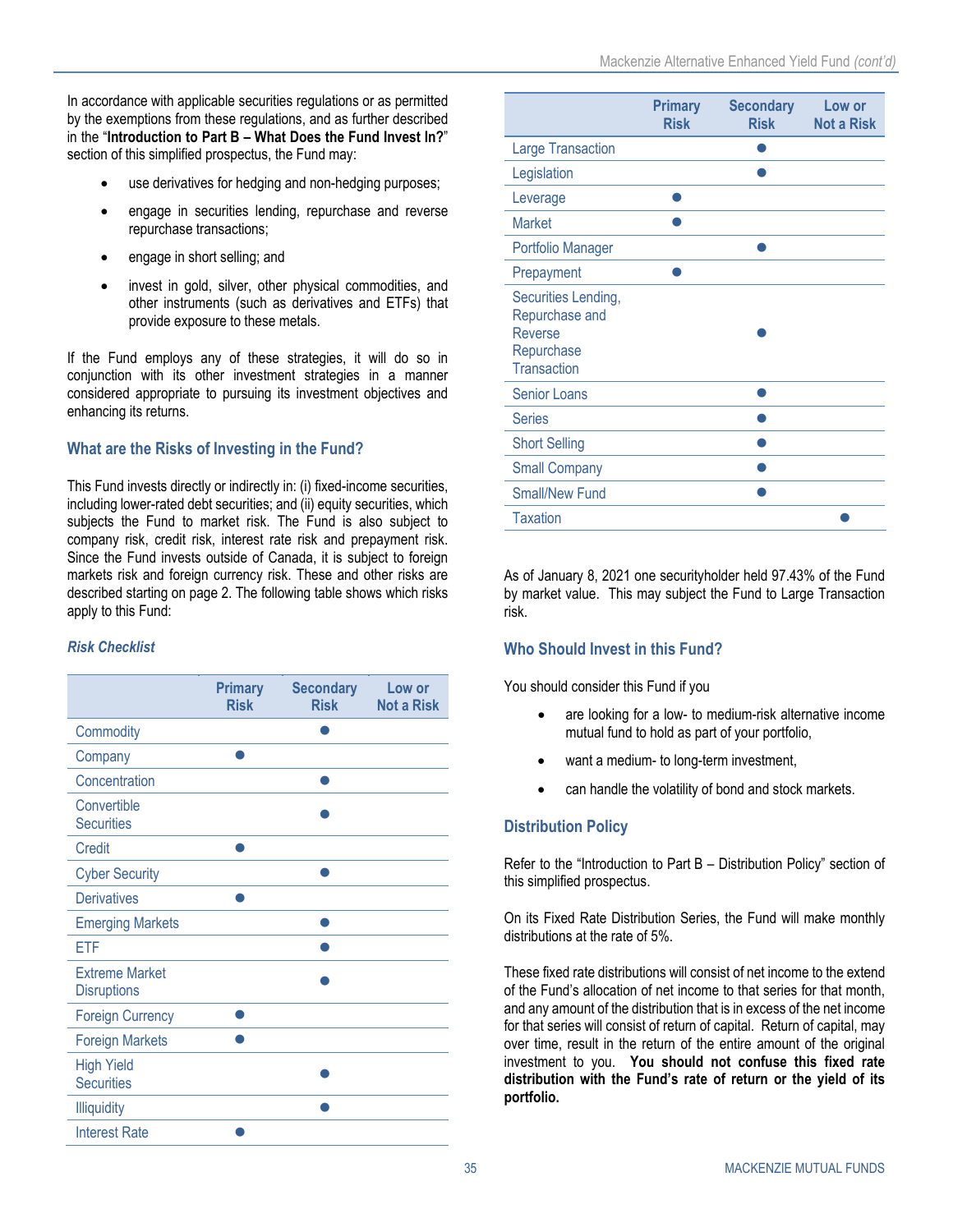In accordance with applicable securities regulations or as permitted by the exemptions from these regulations, and as further described in the "**Introduction to Part B – What Does the Fund Invest In?**" section of this simplified prospectus, the Fund may:

- use derivatives for hedging and non-hedging purposes;
- engage in securities lending, repurchase and reverse repurchase transactions;
- engage in short selling; and
- invest in gold, silver, other physical commodities, and other instruments (such as derivatives and ETFs) that provide exposure to these metals.

If the Fund employs any of these strategies, it will do so in conjunction with its other investment strategies in a manner considered appropriate to pursuing its investment objectives and enhancing its returns.

### What are the Risks of Investing in the Fund?

This Fund invests directly or indirectly in: (i) fixed-income securities, including lower-rated debt securities; and (ii) equity securities, which subjects the Fund to market risk. The Fund is also subject to company risk, credit risk, interest rate risk and prepayment risk. Since the Fund invests outside of Canada, it is subject to foreign markets risk and foreign currency risk. These and other risks are described starting on page 2. The following table shows which risks apply to this Fund:

***Risk Checklist***

| | Primary Risk | Secondary Risk | Low or Not a Risk |
|---|---|---|---|
| Commodity | | ● | |
| Company | ● | | |
| Concentration | | ● | |
| Convertible Securities | | ● | |
| Credit | ● | | |
| Cyber Security | | ● | |
| Derivatives | ● | | |
| Emerging Markets | | ● | |
| ETF | | ● | |
| Extreme Market Disruptions | | ● | |
| Foreign Currency | ● | | |
| Foreign Markets | ● | | |
| High Yield Securities | | ● | |
| Illiquidity | | ● | |
| Interest Rate | ● | | |
| Large Transaction | | ● | |
| Legislation | | ● | |
| Leverage | ● | | |
| Market | ● | | |
| Portfolio Manager | | ● | |
| Prepayment | ● | | |
| Securities Lending, Repurchase and Reverse Repurchase Transaction | | ● | |
| Senior Loans | | ● | |
| Series | | ● | |
| Short Selling | | ● | |
| Small Company | | ● | |
| Small/New Fund | | ● | |
| Taxation | | | ● |

As of January 8, 2021 one securityholder held 97.43% of the Fund by market value. This may subject the Fund to Large Transaction risk.

### Who Should Invest in this Fund?

You should consider this Fund if you

- are looking for a low- to medium-risk alternative income mutual fund to hold as part of your portfolio,
- want a medium- to long-term investment,
- can handle the volatility of bond and stock markets.

### Distribution Policy

Refer to the "Introduction to Part B – Distribution Policy" section of this simplified prospectus.

On its Fixed Rate Distribution Series, the Fund will make monthly distributions at the rate of 5%.

These fixed rate distributions will consist of net income to the extend of the Fund's allocation of net income to that series for that month, and any amount of the distribution that is in excess of the net income for that series will consist of return of capital. Return of capital, may over time, result in the return of the entire amount of the original investment to you. **You should not confuse this fixed rate distribution with the Fund's rate of return or the yield of its portfolio.**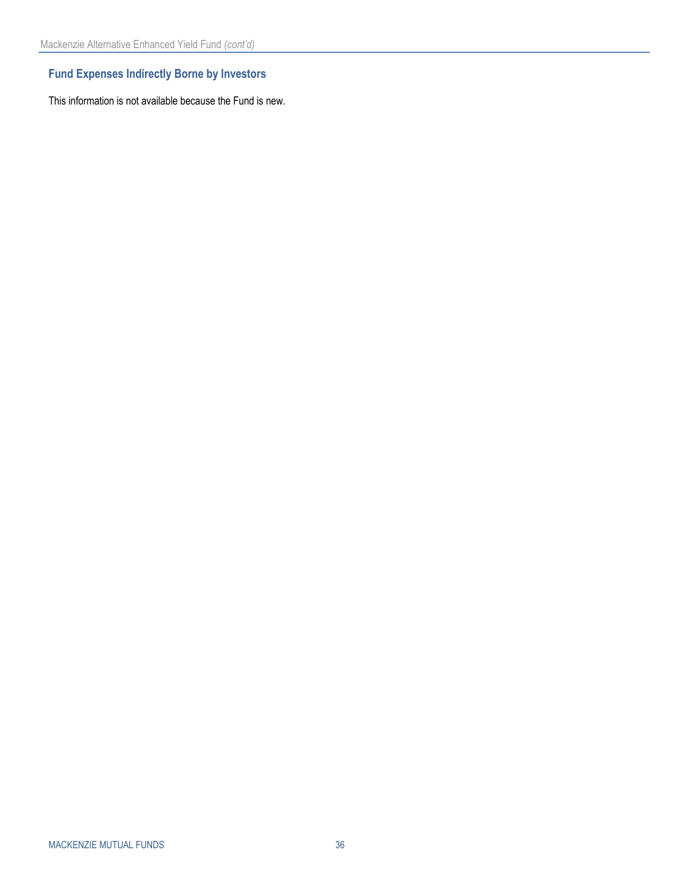## Fund Expenses Indirectly Borne by Investors

This information is not available because the Fund is new.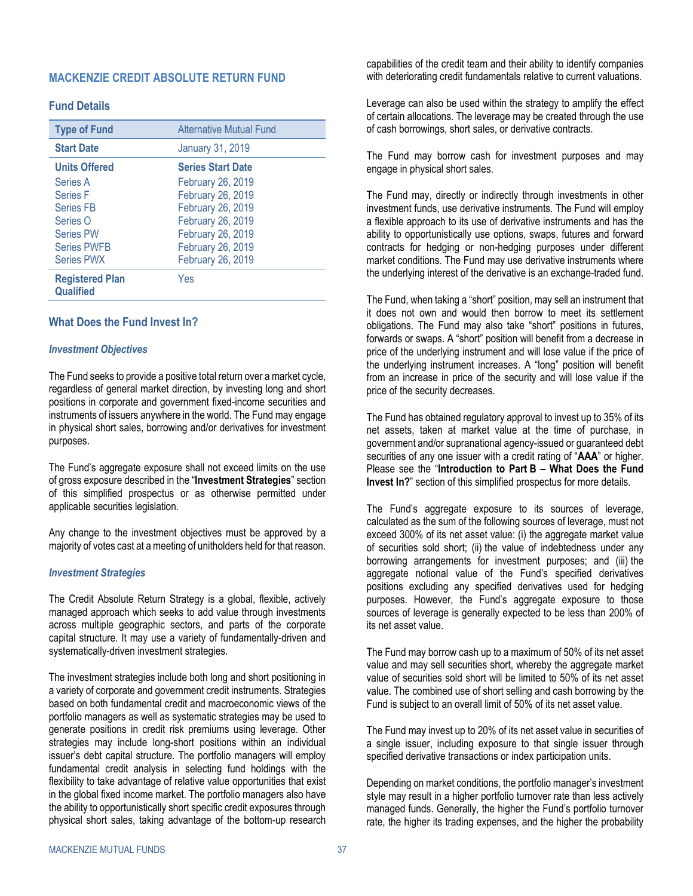## MACKENZIE CREDIT ABSOLUTE RETURN FUND

### Fund Details

| Type of Fund | Alternative Mutual Fund |
|---|---|
| **Start Date** | January 31, 2019 |
| **Units Offered** | **Series Start Date** |
| Series A | February 26, 2019 |
| Series F | February 26, 2019 |
| Series FB | February 26, 2019 |
| Series O | February 26, 2019 |
| Series PW | February 26, 2019 |
| Series PWFB | February 26, 2019 |
| Series PWX | February 26, 2019 |
| **Registered Plan Qualified** | Yes |

### What Does the Fund Invest In?

#### *Investment Objectives*

The Fund seeks to provide a positive total return over a market cycle, regardless of general market direction, by investing long and short positions in corporate and government fixed-income securities and instruments of issuers anywhere in the world. The Fund may engage in physical short sales, borrowing and/or derivatives for investment purposes.

The Fund's aggregate exposure shall not exceed limits on the use of gross exposure described in the "**Investment Strategies**" section of this simplified prospectus or as otherwise permitted under applicable securities legislation.

Any change to the investment objectives must be approved by a majority of votes cast at a meeting of unitholders held for that reason.

#### *Investment Strategies*

The Credit Absolute Return Strategy is a global, flexible, actively managed approach which seeks to add value through investments across multiple geographic sectors, and parts of the corporate capital structure. It may use a variety of fundamentally-driven and systematically-driven investment strategies.

The investment strategies include both long and short positioning in a variety of corporate and government credit instruments. Strategies based on both fundamental credit and macroeconomic views of the portfolio managers as well as systematic strategies may be used to generate positions in credit risk premiums using leverage. Other strategies may include long-short positions within an individual issuer's debt capital structure. The portfolio managers will employ fundamental credit analysis in selecting fund holdings with the flexibility to take advantage of relative value opportunities that exist in the global fixed income market. The portfolio managers also have the ability to opportunistically short specific credit exposures through physical short sales, taking advantage of the bottom-up research capabilities of the credit team and their ability to identify companies with deteriorating credit fundamentals relative to current valuations.

Leverage can also be used within the strategy to amplify the effect of certain allocations. The leverage may be created through the use of cash borrowings, short sales, or derivative contracts.

The Fund may borrow cash for investment purposes and may engage in physical short sales.

The Fund may, directly or indirectly through investments in other investment funds, use derivative instruments. The Fund will employ a flexible approach to its use of derivative instruments and has the ability to opportunistically use options, swaps, futures and forward contracts for hedging or non-hedging purposes under different market conditions. The Fund may use derivative instruments where the underlying interest of the derivative is an exchange-traded fund.

The Fund, when taking a "short" position, may sell an instrument that it does not own and would then borrow to meet its settlement obligations. The Fund may also take "short" positions in futures, forwards or swaps. A "short" position will benefit from a decrease in price of the underlying instrument and will lose value if the price of the underlying instrument increases. A "long" position will benefit from an increase in price of the security and will lose value if the price of the security decreases.

The Fund has obtained regulatory approval to invest up to 35% of its net assets, taken at market value at the time of purchase, in government and/or supranational agency-issued or guaranteed debt securities of any one issuer with a credit rating of "**AAA**" or higher. Please see the "**Introduction to Part B – What Does the Fund Invest In?**" section of this simplified prospectus for more details.

The Fund's aggregate exposure to its sources of leverage, calculated as the sum of the following sources of leverage, must not exceed 300% of its net asset value: (i) the aggregate market value of securities sold short; (ii) the value of indebtedness under any borrowing arrangements for investment purposes; and (iii) the aggregate notional value of the Fund's specified derivatives positions excluding any specified derivatives used for hedging purposes. However, the Fund's aggregate exposure to those sources of leverage is generally expected to be less than 200% of its net asset value.

The Fund may borrow cash up to a maximum of 50% of its net asset value and may sell securities short, whereby the aggregate market value of securities sold short will be limited to 50% of its net asset value. The combined use of short selling and cash borrowing by the Fund is subject to an overall limit of 50% of its net asset value.

The Fund may invest up to 20% of its net asset value in securities of a single issuer, including exposure to that single issuer through specified derivative transactions or index participation units.

Depending on market conditions, the portfolio manager's investment style may result in a higher portfolio turnover rate than less actively managed funds. Generally, the higher the Fund's portfolio turnover rate, the higher its trading expenses, and the higher the probability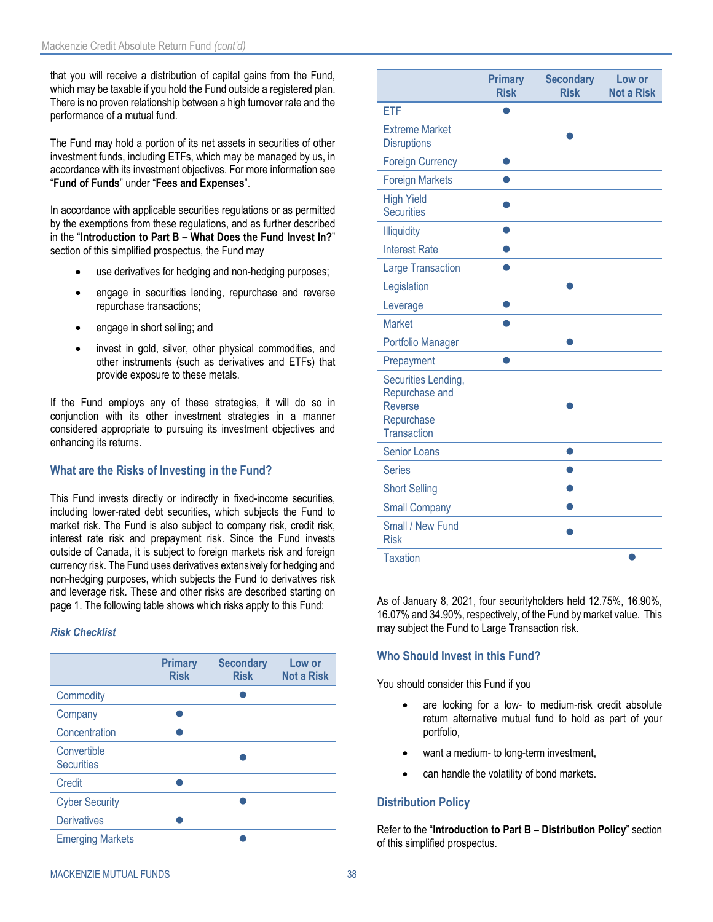that you will receive a distribution of capital gains from the Fund, which may be taxable if you hold the Fund outside a registered plan. There is no proven relationship between a high turnover rate and the performance of a mutual fund.

The Fund may hold a portion of its net assets in securities of other investment funds, including ETFs, which may be managed by us, in accordance with its investment objectives. For more information see "**Fund of Funds**" under "**Fees and Expenses**".

In accordance with applicable securities regulations or as permitted by the exemptions from these regulations, and as further described in the "**Introduction to Part B – What Does the Fund Invest In?**" section of this simplified prospectus, the Fund may

- use derivatives for hedging and non-hedging purposes;
- engage in securities lending, repurchase and reverse repurchase transactions;
- engage in short selling; and
- invest in gold, silver, other physical commodities, and other instruments (such as derivatives and ETFs) that provide exposure to these metals.

If the Fund employs any of these strategies, it will do so in conjunction with its other investment strategies in a manner considered appropriate to pursuing its investment objectives and enhancing its returns.

## What are the Risks of Investing in the Fund?

This Fund invests directly or indirectly in fixed-income securities, including lower-rated debt securities, which subjects the Fund to market risk. The Fund is also subject to company risk, credit risk, interest rate risk and prepayment risk. Since the Fund invests outside of Canada, it is subject to foreign markets risk and foreign currency risk. The Fund uses derivatives extensively for hedging and non-hedging purposes, which subjects the Fund to derivatives risk and leverage risk. These and other risks are described starting on page 1. The following table shows which risks apply to this Fund:

### *Risk Checklist*

| | Primary Risk | Secondary Risk | Low or Not a Risk |
|---|---|---|---|
| Commodity | | ● | |
| Company | ● | | |
| Concentration | ● | | |
| Convertible Securities | | ● | |
| Credit | ● | | |
| Cyber Security | | ● | |
| Derivatives | ● | | |
| Emerging Markets | | ● | |
| ETF | ● | | |
| Extreme Market Disruptions | | ● | |
| Foreign Currency | ● | | |
| Foreign Markets | ● | | |
| High Yield Securities | ● | | |
| Illiquidity | ● | | |
| Interest Rate | ● | | |
| Large Transaction | ● | | |
| Legislation | | ● | |
| Leverage | ● | | |
| Market | ● | | |
| Portfolio Manager | | ● | |
| Prepayment | ● | | |
| Securities Lending, Repurchase and Reverse Repurchase Transaction | | ● | |
| Senior Loans | | ● | |
| Series | | ● | |
| Short Selling | | ● | |
| Small Company | | ● | |
| Small / New Fund Risk | | ● | |
| Taxation | | | ● |

As of January 8, 2021, four securityholders held 12.75%, 16.90%, 16.07% and 34.90%, respectively, of the Fund by market value. This may subject the Fund to Large Transaction risk.

## Who Should Invest in this Fund?

You should consider this Fund if you

- are looking for a low- to medium-risk credit absolute return alternative mutual fund to hold as part of your portfolio,
- want a medium- to long-term investment,
- can handle the volatility of bond markets.

## Distribution Policy

Refer to the "**Introduction to Part B – Distribution Policy**" section of this simplified prospectus.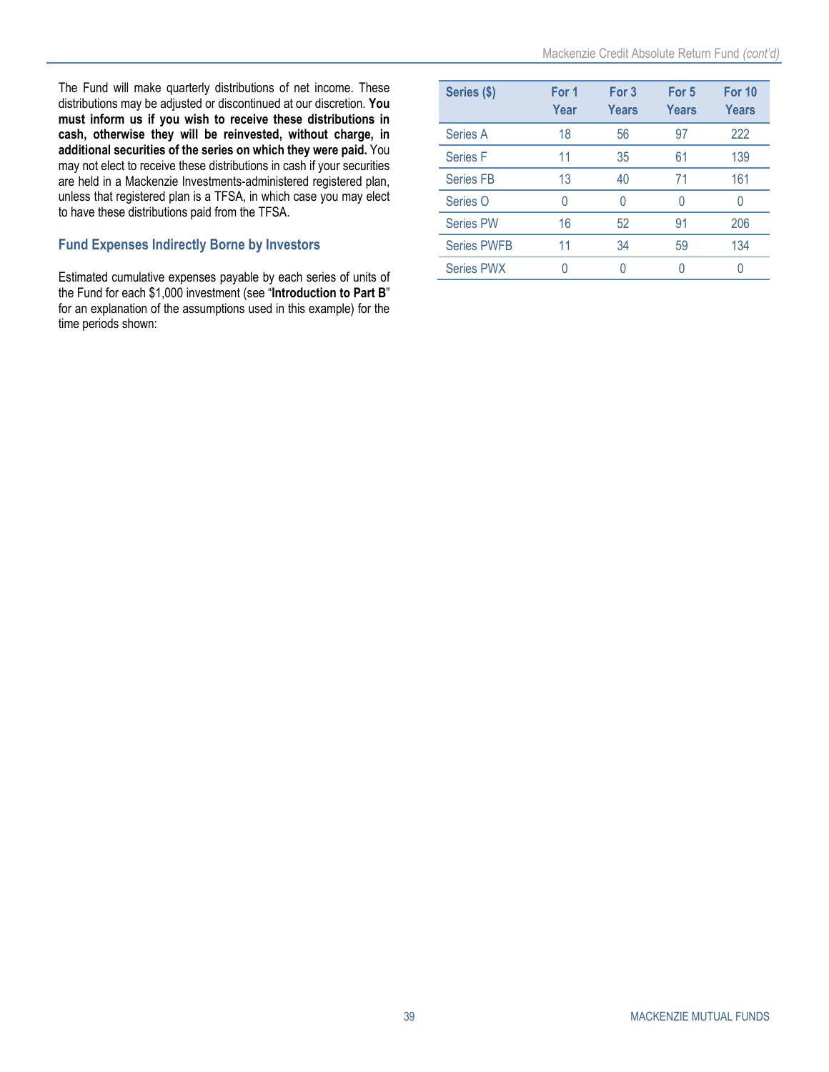The Fund will make quarterly distributions of net income. These distributions may be adjusted or discontinued at our discretion. **You must inform us if you wish to receive these distributions in cash, otherwise they will be reinvested, without charge, in additional securities of the series on which they were paid.** You may not elect to receive these distributions in cash if your securities are held in a Mackenzie Investments-administered registered plan, unless that registered plan is a TFSA, in which case you may elect to have these distributions paid from the TFSA.

## Fund Expenses Indirectly Borne by Investors

Estimated cumulative expenses payable by each series of units of the Fund for each $1,000 investment (see "**Introduction to Part B**" for an explanation of the assumptions used in this example) for the time periods shown:

| Series ($) | For 1 Year | For 3 Years | For 5 Years | For 10 Years |
|---|---|---|---|---|
| Series A | 18 | 56 | 97 | 222 |
| Series F | 11 | 35 | 61 | 139 |
| Series FB | 13 | 40 | 71 | 161 |
| Series O | 0 | 0 | 0 | 0 |
| Series PW | 16 | 52 | 91 | 206 |
| Series PWFB | 11 | 34 | 59 | 134 |
| Series PWX | 0 | 0 | 0 | 0 |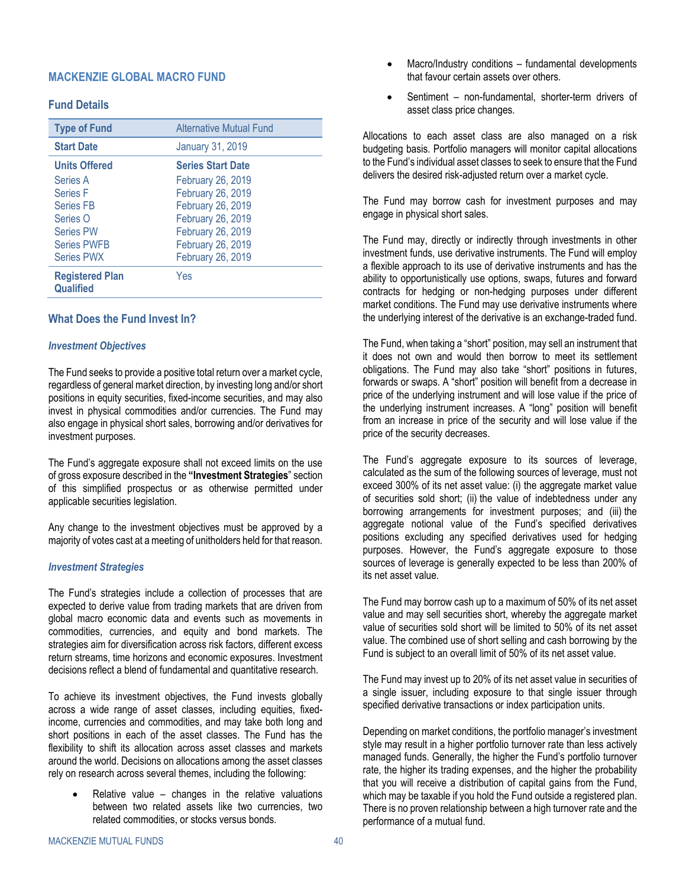## MACKENZIE GLOBAL MACRO FUND

### Fund Details

| Type of Fund | Alternative Mutual Fund |
|---|---|
| Start Date | January 31, 2019 |
| **Units Offered** | **Series Start Date** |
| Series A | February 26, 2019 |
| Series F | February 26, 2019 |
| Series FB | February 26, 2019 |
| Series O | February 26, 2019 |
| Series PW | February 26, 2019 |
| Series PWFB | February 26, 2019 |
| Series PWX | February 26, 2019 |
| Registered Plan Qualified | Yes |

### What Does the Fund Invest In?

#### *Investment Objectives*

The Fund seeks to provide a positive total return over a market cycle, regardless of general market direction, by investing long and/or short positions in equity securities, fixed-income securities, and may also invest in physical commodities and/or currencies. The Fund may also engage in physical short sales, borrowing and/or derivatives for investment purposes.

The Fund's aggregate exposure shall not exceed limits on the use of gross exposure described in the **"Investment Strategies"** section of this simplified prospectus or as otherwise permitted under applicable securities legislation.

Any change to the investment objectives must be approved by a majority of votes cast at a meeting of unitholders held for that reason.

#### *Investment Strategies*

The Fund's strategies include a collection of processes that are expected to derive value from trading markets that are driven from global macro economic data and events such as movements in commodities, currencies, and equity and bond markets. The strategies aim for diversification across risk factors, different excess return streams, time horizons and economic exposures. Investment decisions reflect a blend of fundamental and quantitative research.

To achieve its investment objectives, the Fund invests globally across a wide range of asset classes, including equities, fixed-income, currencies and commodities, and may take both long and short positions in each of the asset classes. The Fund has the flexibility to shift its allocation across asset classes and markets around the world. Decisions on allocations among the asset classes rely on research across several themes, including the following:

- Relative value – changes in the relative valuations between two related assets like two currencies, two related commodities, or stocks versus bonds.
- Macro/Industry conditions – fundamental developments that favour certain assets over others.
- Sentiment – non-fundamental, shorter-term drivers of asset class price changes.

Allocations to each asset class are also managed on a risk budgeting basis. Portfolio managers will monitor capital allocations to the Fund's individual asset classes to seek to ensure that the Fund delivers the desired risk-adjusted return over a market cycle.

The Fund may borrow cash for investment purposes and may engage in physical short sales.

The Fund may, directly or indirectly through investments in other investment funds, use derivative instruments. The Fund will employ a flexible approach to its use of derivative instruments and has the ability to opportunistically use options, swaps, futures and forward contracts for hedging or non-hedging purposes under different market conditions. The Fund may use derivative instruments where the underlying interest of the derivative is an exchange-traded fund.

The Fund, when taking a "short" position, may sell an instrument that it does not own and would then borrow to meet its settlement obligations. The Fund may also take "short" positions in futures, forwards or swaps. A "short" position will benefit from a decrease in price of the underlying instrument and will lose value if the price of the underlying instrument increases. A "long" position will benefit from an increase in price of the security and will lose value if the price of the security decreases.

The Fund's aggregate exposure to its sources of leverage, calculated as the sum of the following sources of leverage, must not exceed 300% of its net asset value: (i) the aggregate market value of securities sold short; (ii) the value of indebtedness under any borrowing arrangements for investment purposes; and (iii) the aggregate notional value of the Fund's specified derivatives positions excluding any specified derivatives used for hedging purposes. However, the Fund's aggregate exposure to those sources of leverage is generally expected to be less than 200% of its net asset value.

The Fund may borrow cash up to a maximum of 50% of its net asset value and may sell securities short, whereby the aggregate market value of securities sold short will be limited to 50% of its net asset value. The combined use of short selling and cash borrowing by the Fund is subject to an overall limit of 50% of its net asset value.

The Fund may invest up to 20% of its net asset value in securities of a single issuer, including exposure to that single issuer through specified derivative transactions or index participation units.

Depending on market conditions, the portfolio manager's investment style may result in a higher portfolio turnover rate than less actively managed funds. Generally, the higher the Fund's portfolio turnover rate, the higher its trading expenses, and the higher the probability that you will receive a distribution of capital gains from the Fund, which may be taxable if you hold the Fund outside a registered plan. There is no proven relationship between a high turnover rate and the performance of a mutual fund.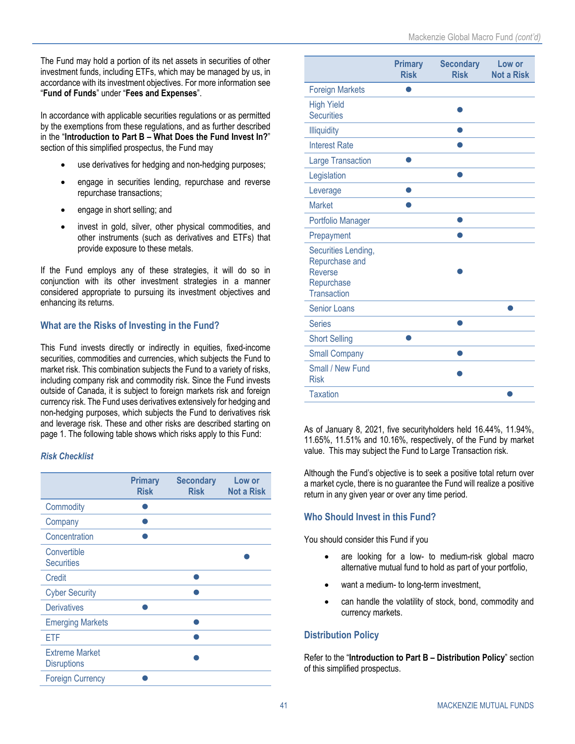The Fund may hold a portion of its net assets in securities of other investment funds, including ETFs, which may be managed by us, in accordance with its investment objectives. For more information see "**Fund of Funds**" under "**Fees and Expenses**".

In accordance with applicable securities regulations or as permitted by the exemptions from these regulations, and as further described in the "**Introduction to Part B – What Does the Fund Invest In?**" section of this simplified prospectus, the Fund may

- use derivatives for hedging and non-hedging purposes;
- engage in securities lending, repurchase and reverse repurchase transactions;
- engage in short selling; and
- invest in gold, silver, other physical commodities, and other instruments (such as derivatives and ETFs) that provide exposure to these metals.

If the Fund employs any of these strategies, it will do so in conjunction with its other investment strategies in a manner considered appropriate to pursuing its investment objectives and enhancing its returns.

## What are the Risks of Investing in the Fund?

This Fund invests directly or indirectly in equities, fixed-income securities, commodities and currencies, which subjects the Fund to market risk. This combination subjects the Fund to a variety of risks, including company risk and commodity risk. Since the Fund invests outside of Canada, it is subject to foreign markets risk and foreign currency risk. The Fund uses derivatives extensively for hedging and non-hedging purposes, which subjects the Fund to derivatives risk and leverage risk. These and other risks are described starting on page 1. The following table shows which risks apply to this Fund:

### *Risk Checklist*

| | Primary Risk | Secondary Risk | Low or Not a Risk |
|---|---|---|---|
| Commodity | ● | | |
| Company | ● | | |
| Concentration | ● | | |
| Convertible Securities | | | ● |
| Credit | | ● | |
| Cyber Security | | ● | |
| Derivatives | ● | | |
| Emerging Markets | | ● | |
| ETF | | ● | |
| Extreme Market Disruptions | | ● | |
| Foreign Currency | ● | | |
| Foreign Markets | ● | | |
| High Yield Securities | | ● | |
| Illiquidity | | ● | |
| Interest Rate | | ● | |
| Large Transaction | ● | | |
| Legislation | | ● | |
| Leverage | ● | | |
| Market | ● | | |
| Portfolio Manager | | ● | |
| Prepayment | | ● | |
| Securities Lending, Repurchase and Reverse Repurchase Transaction | | ● | |
| Senior Loans | | | ● |
| Series | | ● | |
| Short Selling | ● | | |
| Small Company | | ● | |
| Small / New Fund Risk | | ● | |
| Taxation | | | ● |

As of January 8, 2021, five securityholders held 16.44%, 11.94%, 11.65%, 11.51% and 10.16%, respectively, of the Fund by market value. This may subject the Fund to Large Transaction risk.

Although the Fund's objective is to seek a positive total return over a market cycle, there is no guarantee the Fund will realize a positive return in any given year or over any time period.

## Who Should Invest in this Fund?

You should consider this Fund if you

- are looking for a low- to medium-risk global macro alternative mutual fund to hold as part of your portfolio,
- want a medium- to long-term investment,
- can handle the volatility of stock, bond, commodity and currency markets.

## Distribution Policy

Refer to the "**Introduction to Part B – Distribution Policy**" section of this simplified prospectus.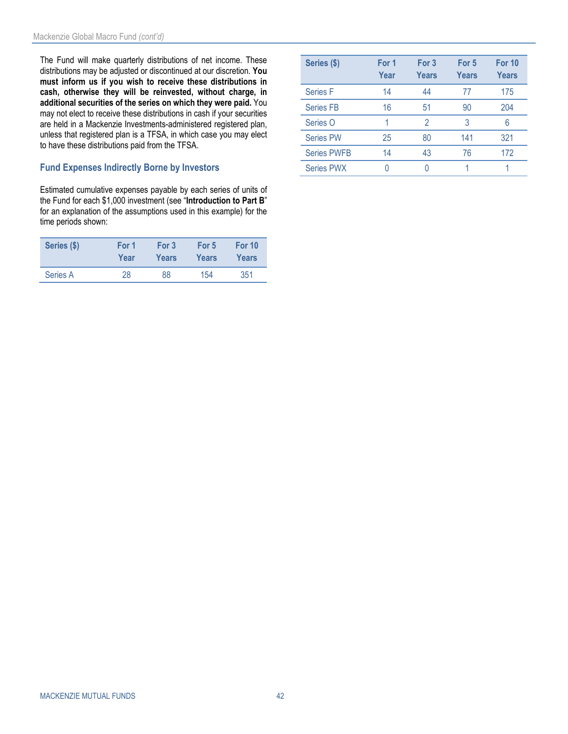The Fund will make quarterly distributions of net income. These distributions may be adjusted or discontinued at our discretion. **You must inform us if you wish to receive these distributions in cash, otherwise they will be reinvested, without charge, in additional securities of the series on which they were paid.** You may not elect to receive these distributions in cash if your securities are held in a Mackenzie Investments-administered registered plan, unless that registered plan is a TFSA, in which case you may elect to have these distributions paid from the TFSA.

### Fund Expenses Indirectly Borne by Investors

Estimated cumulative expenses payable by each series of units of the Fund for each $1,000 investment (see "**Introduction to Part B**" for an explanation of the assumptions used in this example) for the time periods shown:

| Series ($) | For 1 Year | For 3 Years | For 5 Years | For 10 Years |
|---|---|---|---|---|
| Series A | 28 | 88 | 154 | 351 |
| Series F | 14 | 44 | 77 | 175 |
| Series FB | 16 | 51 | 90 | 204 |
| Series O | 1 | 2 | 3 | 6 |
| Series PW | 25 | 80 | 141 | 321 |
| Series PWFB | 14 | 43 | 76 | 172 |
| Series PWX | 0 | 0 | 1 | 1 |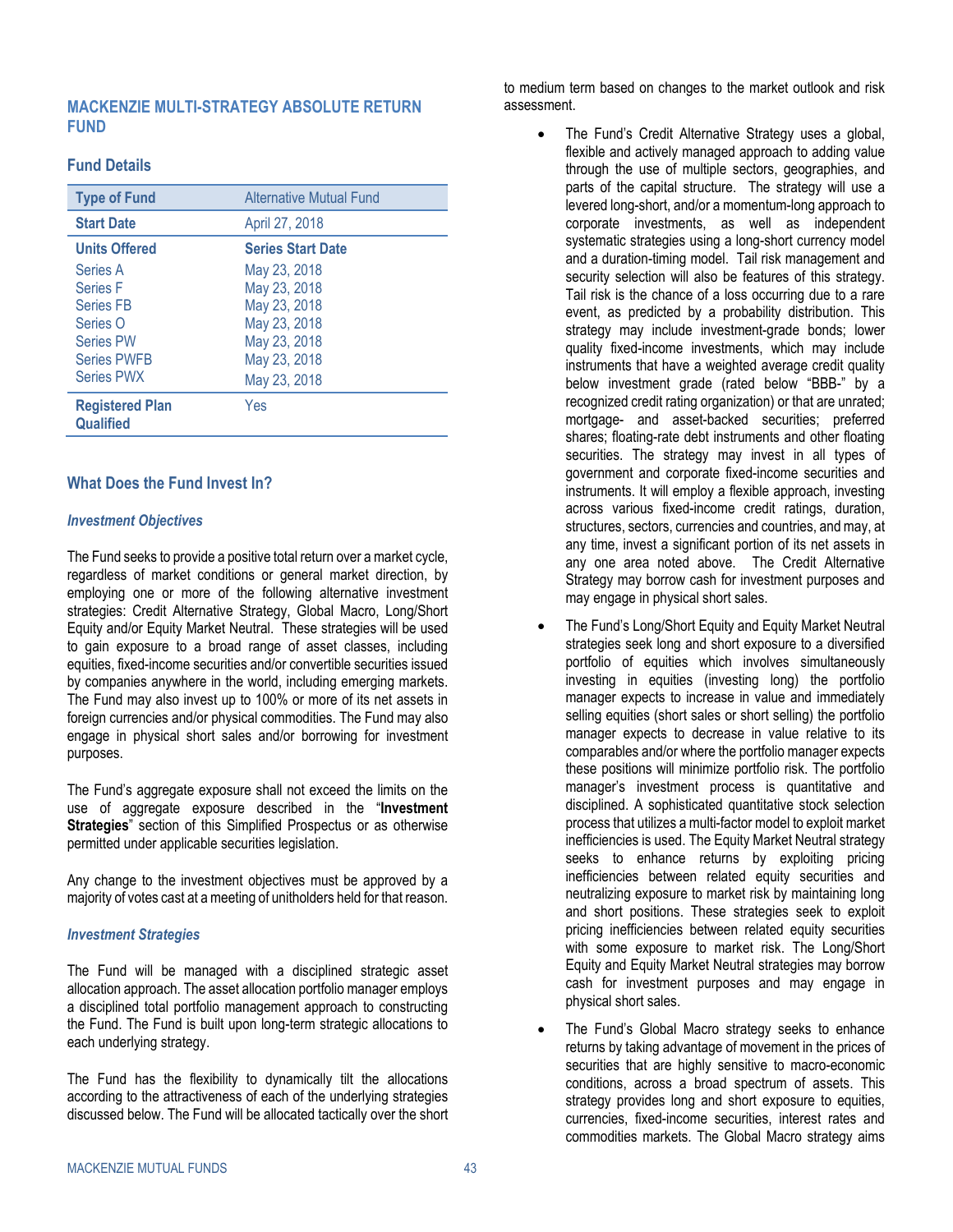## MACKENZIE MULTI-STRATEGY ABSOLUTE RETURN FUND

### Fund Details

| Type of Fund | Alternative Mutual Fund |
|---|---|
| **Start Date** | April 27, 2018 |
| **Units Offered** | **Series Start Date** |
| Series A | May 23, 2018 |
| Series F | May 23, 2018 |
| Series FB | May 23, 2018 |
| Series O | May 23, 2018 |
| Series PW | May 23, 2018 |
| Series PWFB | May 23, 2018 |
| Series PWX | May 23, 2018 |
| **Registered Plan Qualified** | Yes |

### What Does the Fund Invest In?

#### *Investment Objectives*

The Fund seeks to provide a positive total return over a market cycle, regardless of market conditions or general market direction, by employing one or more of the following alternative investment strategies: Credit Alternative Strategy, Global Macro, Long/Short Equity and/or Equity Market Neutral. These strategies will be used to gain exposure to a broad range of asset classes, including equities, fixed-income securities and/or convertible securities issued by companies anywhere in the world, including emerging markets. The Fund may also invest up to 100% or more of its net assets in foreign currencies and/or physical commodities. The Fund may also engage in physical short sales and/or borrowing for investment purposes.

The Fund's aggregate exposure shall not exceed the limits on the use of aggregate exposure described in the "**Investment Strategies**" section of this Simplified Prospectus or as otherwise permitted under applicable securities legislation.

Any change to the investment objectives must be approved by a majority of votes cast at a meeting of unitholders held for that reason.

#### *Investment Strategies*

The Fund will be managed with a disciplined strategic asset allocation approach. The asset allocation portfolio manager employs a disciplined total portfolio management approach to constructing the Fund. The Fund is built upon long-term strategic allocations to each underlying strategy.

The Fund has the flexibility to dynamically tilt the allocations according to the attractiveness of each of the underlying strategies discussed below. The Fund will be allocated tactically over the short to medium term based on changes to the market outlook and risk assessment.

- The Fund's Credit Alternative Strategy uses a global, flexible and actively managed approach to adding value through the use of multiple sectors, geographies, and parts of the capital structure. The strategy will use a levered long-short, and/or a momentum-long approach to corporate investments, as well as independent systematic strategies using a long-short currency model and a duration-timing model. Tail risk management and security selection will also be features of this strategy. Tail risk is the chance of a loss occurring due to a rare event, as predicted by a probability distribution. This strategy may include investment-grade bonds; lower quality fixed-income investments, which may include instruments that have a weighted average credit quality below investment grade (rated below "BBB-" by a recognized credit rating organization) or that are unrated; mortgage- and asset-backed securities; preferred shares; floating-rate debt instruments and other floating securities. The strategy may invest in all types of government and corporate fixed-income securities and instruments. It will employ a flexible approach, investing across various fixed-income credit ratings, duration, structures, sectors, currencies and countries, and may, at any time, invest a significant portion of its net assets in any one area noted above. The Credit Alternative Strategy may borrow cash for investment purposes and may engage in physical short sales.
- The Fund's Long/Short Equity and Equity Market Neutral strategies seek long and short exposure to a diversified portfolio of equities which involves simultaneously investing in equities (investing long) the portfolio manager expects to increase in value and immediately selling equities (short sales or short selling) the portfolio manager expects to decrease in value relative to its comparables and/or where the portfolio manager expects these positions will minimize portfolio risk. The portfolio manager's investment process is quantitative and disciplined. A sophisticated quantitative stock selection process that utilizes a multi-factor model to exploit market inefficiencies is used. The Equity Market Neutral strategy seeks to enhance returns by exploiting pricing inefficiencies between related equity securities and neutralizing exposure to market risk by maintaining long and short positions. These strategies seek to exploit pricing inefficiencies between related equity securities with some exposure to market risk. The Long/Short Equity and Equity Market Neutral strategies may borrow cash for investment purposes and may engage in physical short sales.
- The Fund's Global Macro strategy seeks to enhance returns by taking advantage of movement in the prices of securities that are highly sensitive to macro-economic conditions, across a broad spectrum of assets. This strategy provides long and short exposure to equities, currencies, fixed-income securities, interest rates and commodities markets. The Global Macro strategy aims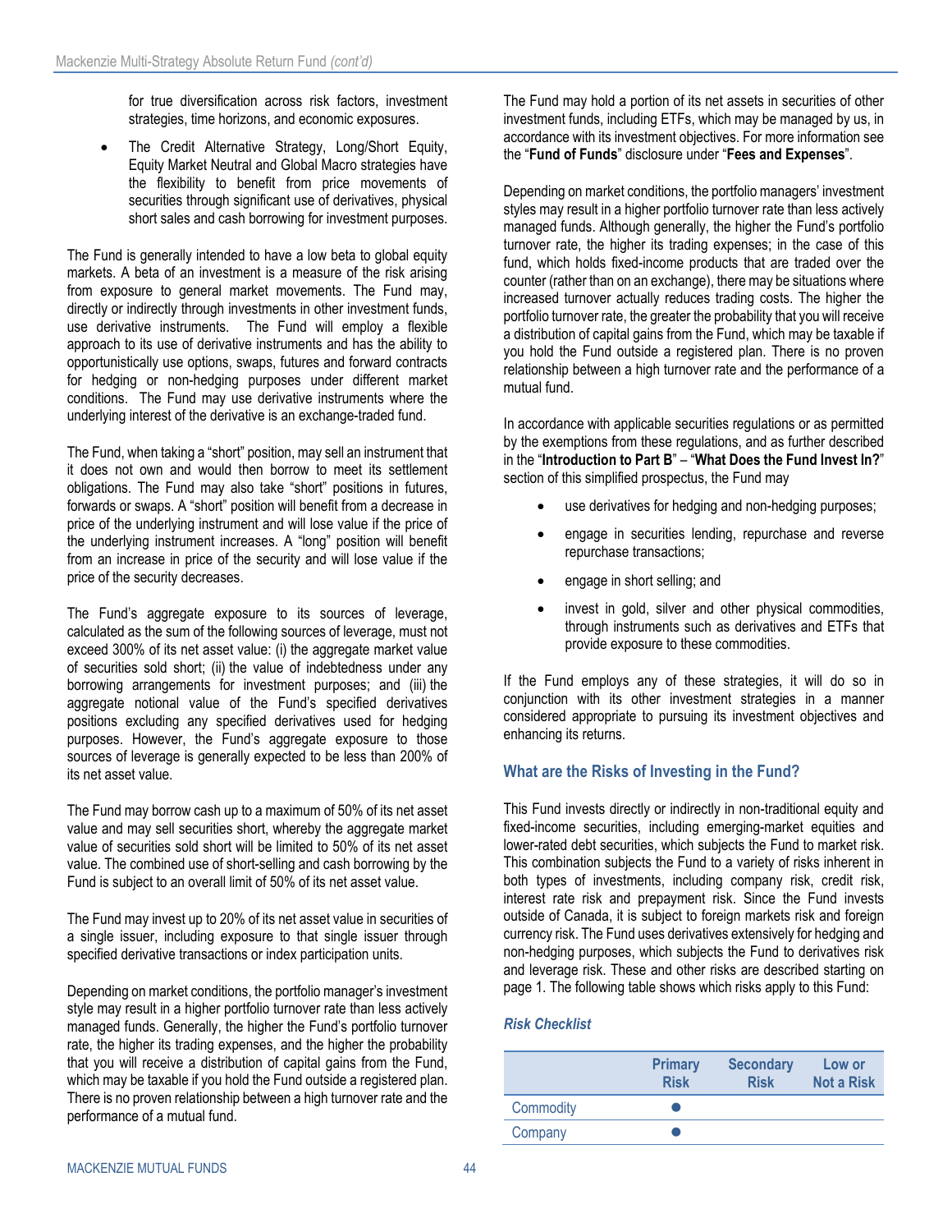for true diversification across risk factors, investment strategies, time horizons, and economic exposures.

- The Credit Alternative Strategy, Long/Short Equity, Equity Market Neutral and Global Macro strategies have the flexibility to benefit from price movements of securities through significant use of derivatives, physical short sales and cash borrowing for investment purposes.

The Fund is generally intended to have a low beta to global equity markets. A beta of an investment is a measure of the risk arising from exposure to general market movements. The Fund may, directly or indirectly through investments in other investment funds, use derivative instruments. The Fund will employ a flexible approach to its use of derivative instruments and has the ability to opportunistically use options, swaps, futures and forward contracts for hedging or non-hedging purposes under different market conditions. The Fund may use derivative instruments where the underlying interest of the derivative is an exchange-traded fund.

The Fund, when taking a "short" position, may sell an instrument that it does not own and would then borrow to meet its settlement obligations. The Fund may also take "short" positions in futures, forwards or swaps. A "short" position will benefit from a decrease in price of the underlying instrument and will lose value if the price of the underlying instrument increases. A "long" position will benefit from an increase in price of the security and will lose value if the price of the security decreases.

The Fund's aggregate exposure to its sources of leverage, calculated as the sum of the following sources of leverage, must not exceed 300% of its net asset value: (i) the aggregate market value of securities sold short; (ii) the value of indebtedness under any borrowing arrangements for investment purposes; and (iii) the aggregate notional value of the Fund's specified derivatives positions excluding any specified derivatives used for hedging purposes. However, the Fund's aggregate exposure to those sources of leverage is generally expected to be less than 200% of its net asset value.

The Fund may borrow cash up to a maximum of 50% of its net asset value and may sell securities short, whereby the aggregate market value of securities sold short will be limited to 50% of its net asset value. The combined use of short-selling and cash borrowing by the Fund is subject to an overall limit of 50% of its net asset value.

The Fund may invest up to 20% of its net asset value in securities of a single issuer, including exposure to that single issuer through specified derivative transactions or index participation units.

Depending on market conditions, the portfolio manager's investment style may result in a higher portfolio turnover rate than less actively managed funds. Generally, the higher the Fund's portfolio turnover rate, the higher its trading expenses, and the higher the probability that you will receive a distribution of capital gains from the Fund, which may be taxable if you hold the Fund outside a registered plan. There is no proven relationship between a high turnover rate and the performance of a mutual fund.

The Fund may hold a portion of its net assets in securities of other investment funds, including ETFs, which may be managed by us, in accordance with its investment objectives. For more information see the "**Fund of Funds**" disclosure under "**Fees and Expenses**".

Depending on market conditions, the portfolio managers' investment styles may result in a higher portfolio turnover rate than less actively managed funds. Although generally, the higher the Fund's portfolio turnover rate, the higher its trading expenses; in the case of this fund, which holds fixed-income products that are traded over the counter (rather than on an exchange), there may be situations where increased turnover actually reduces trading costs. The higher the portfolio turnover rate, the greater the probability that you will receive a distribution of capital gains from the Fund, which may be taxable if you hold the Fund outside a registered plan. There is no proven relationship between a high turnover rate and the performance of a mutual fund.

In accordance with applicable securities regulations or as permitted by the exemptions from these regulations, and as further described in the "**Introduction to Part B**" – "**What Does the Fund Invest In?**" section of this simplified prospectus, the Fund may

- use derivatives for hedging and non-hedging purposes;
- engage in securities lending, repurchase and reverse repurchase transactions;
- engage in short selling; and
- invest in gold, silver and other physical commodities, through instruments such as derivatives and ETFs that provide exposure to these commodities.

If the Fund employs any of these strategies, it will do so in conjunction with its other investment strategies in a manner considered appropriate to pursuing its investment objectives and enhancing its returns.

## What are the Risks of Investing in the Fund?

This Fund invests directly or indirectly in non-traditional equity and fixed-income securities, including emerging-market equities and lower-rated debt securities, which subjects the Fund to market risk. This combination subjects the Fund to a variety of risks inherent in both types of investments, including company risk, credit risk, interest rate risk and prepayment risk. Since the Fund invests outside of Canada, it is subject to foreign markets risk and foreign currency risk. The Fund uses derivatives extensively for hedging and non-hedging purposes, which subjects the Fund to derivatives risk and leverage risk. These and other risks are described starting on page 1. The following table shows which risks apply to this Fund:

***Risk Checklist***

| | Primary Risk | Secondary Risk | Low or Not a Risk |
|---|---|---|---|
| Commodity | ● | | |
| Company | ● | | |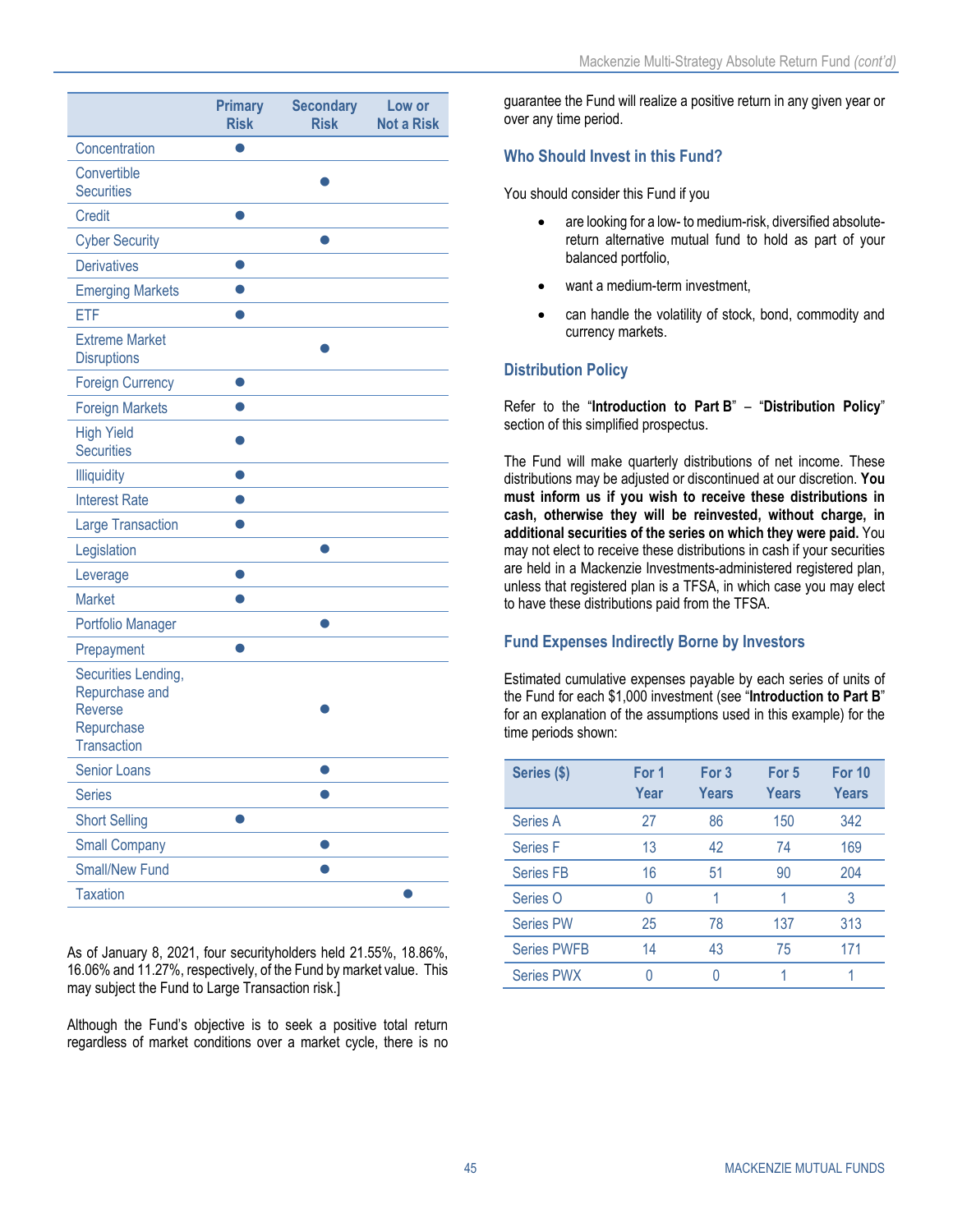| | Primary Risk | Secondary Risk | Low or Not a Risk |
|---|---|---|---|
| Concentration | ● | | |
| Convertible Securities | | ● | |
| Credit | ● | | |
| Cyber Security | | ● | |
| Derivatives | ● | | |
| Emerging Markets | ● | | |
| ETF | ● | | |
| Extreme Market Disruptions | | ● | |
| Foreign Currency | ● | | |
| Foreign Markets | ● | | |
| High Yield Securities | ● | | |
| Illiquidity | ● | | |
| Interest Rate | ● | | |
| Large Transaction | ● | | |
| Legislation | | ● | |
| Leverage | ● | | |
| Market | ● | | |
| Portfolio Manager | | ● | |
| Prepayment | ● | | |
| Securities Lending, Repurchase and Reverse Repurchase Transaction | | ● | |
| Senior Loans | | ● | |
| Series | | ● | |
| Short Selling | ● | | |
| Small Company | | ● | |
| Small/New Fund | | ● | |
| Taxation | | | ● |

As of January 8, 2021, four securityholders held 21.55%, 18.86%, 16.06% and 11.27%, respectively, of the Fund by market value. This may subject the Fund to Large Transaction risk.]

Although the Fund's objective is to seek a positive total return regardless of market conditions over a market cycle, there is no guarantee the Fund will realize a positive return in any given year or over any time period.

### Who Should Invest in this Fund?

You should consider this Fund if you

- are looking for a low- to medium-risk, diversified absolute-return alternative mutual fund to hold as part of your balanced portfolio,
- want a medium-term investment,
- can handle the volatility of stock, bond, commodity and currency markets.

### Distribution Policy

Refer to the "**Introduction to Part B**" – "**Distribution Policy**" section of this simplified prospectus.

The Fund will make quarterly distributions of net income. These distributions may be adjusted or discontinued at our discretion. **You must inform us if you wish to receive these distributions in cash, otherwise they will be reinvested, without charge, in additional securities of the series on which they were paid.** You may not elect to receive these distributions in cash if your securities are held in a Mackenzie Investments-administered registered plan, unless that registered plan is a TFSA, in which case you may elect to have these distributions paid from the TFSA.

### Fund Expenses Indirectly Borne by Investors

Estimated cumulative expenses payable by each series of units of the Fund for each $1,000 investment (see "**Introduction to Part B**" for an explanation of the assumptions used in this example) for the time periods shown:

| Series ($) | For 1 Year | For 3 Years | For 5 Years | For 10 Years |
|---|---|---|---|---|
| Series A | 27 | 86 | 150 | 342 |
| Series F | 13 | 42 | 74 | 169 |
| Series FB | 16 | 51 | 90 | 204 |
| Series O | 0 | 1 | 1 | 3 |
| Series PW | 25 | 78 | 137 | 313 |
| Series PWFB | 14 | 43 | 75 | 171 |
| Series PWX | 0 | 0 | 1 | 1 |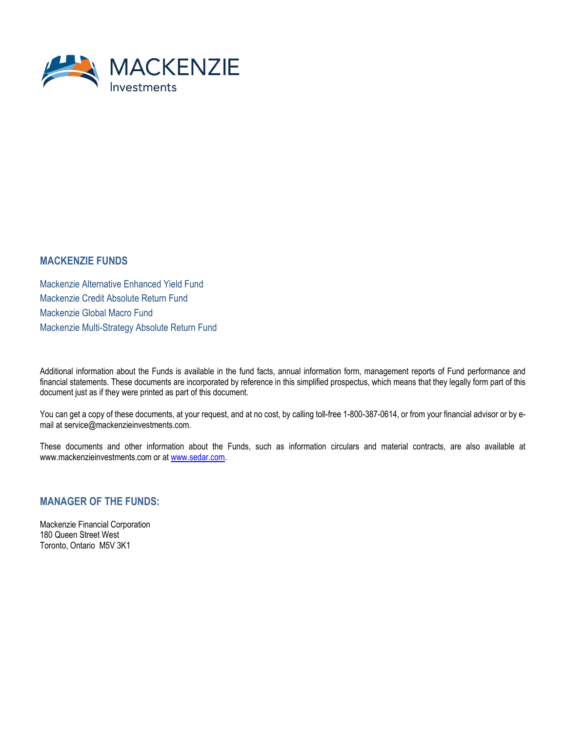MACKENZIE
Investments

## MACKENZIE FUNDS

Mackenzie Alternative Enhanced Yield Fund
Mackenzie Credit Absolute Return Fund
Mackenzie Global Macro Fund
Mackenzie Multi-Strategy Absolute Return Fund

Additional information about the Funds is available in the fund facts, annual information form, management reports of Fund performance and financial statements. These documents are incorporated by reference in this simplified prospectus, which means that they legally form part of this document just as if they were printed as part of this document.

You can get a copy of these documents, at your request, and at no cost, by calling toll-free 1-800-387-0614, or from your financial advisor or by e-mail at service@mackenzieinvestments.com.

These documents and other information about the Funds, such as information circulars and material contracts, are also available at www.mackenzieinvestments.com or at www.sedar.com.

## MANAGER OF THE FUNDS:

Mackenzie Financial Corporation
180 Queen Street West
Toronto, Ontario  M5V 3K1